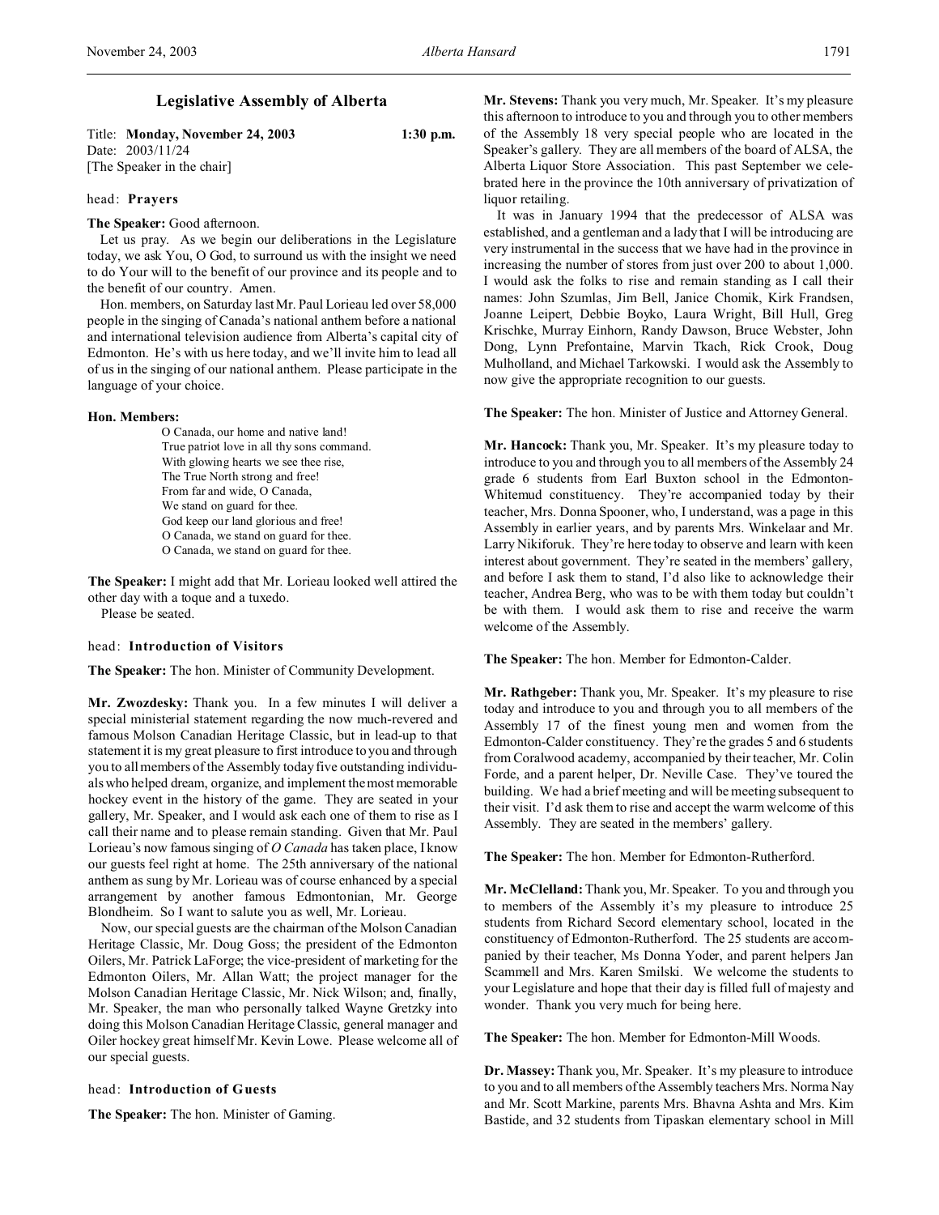# Legislative Assembly of Alberta

Title: **Monday, November 24, 2003** 1:30 p.m.
Date: 2003/11/24
[The Speaker in the chair]

head: **Prayers**

**The Speaker:** Good afternoon.

Let us pray. As we begin our deliberations in the Legislature today, we ask You, O God, to surround us with the insight we need to do Your will to the benefit of our province and its people and to the benefit of our country. Amen.

Hon. members, on Saturday last Mr. Paul Lorieau led over 58,000 people in the singing of Canada's national anthem before a national and international television audience from Alberta's capital city of Edmonton. He's with us here today, and we'll invite him to lead all of us in the singing of our national anthem. Please participate in the language of your choice.

**Hon. Members:**

O Canada, our home and native land!
True patriot love in all thy sons command.
With glowing hearts we see thee rise,
The True North strong and free!
From far and wide, O Canada,
We stand on guard for thee.
God keep our land glorious and free!
O Canada, we stand on guard for thee.
O Canada, we stand on guard for thee.

**The Speaker:** I might add that Mr. Lorieau looked well attired the other day with a toque and a tuxedo.

Please be seated.

head: **Introduction of Visitors**

**The Speaker:** The hon. Minister of Community Development.

**Mr. Zwozdesky:** Thank you. In a few minutes I will deliver a special ministerial statement regarding the now much-revered and famous Molson Canadian Heritage Classic, but in lead-up to that statement it is my great pleasure to first introduce to you and through you to all members of the Assembly today five outstanding individuals who helped dream, organize, and implement the most memorable hockey event in the history of the game. They are seated in your gallery, Mr. Speaker, and I would ask each one of them to rise as I call their name and to please remain standing. Given that Mr. Paul Lorieau's now famous singing of *O Canada* has taken place, I know our guests feel right at home. The 25th anniversary of the national anthem as sung by Mr. Lorieau was of course enhanced by a special arrangement by another famous Edmontonian, Mr. George Blondheim. So I want to salute you as well, Mr. Lorieau.

Now, our special guests are the chairman of the Molson Canadian Heritage Classic, Mr. Doug Goss; the president of the Edmonton Oilers, Mr. Patrick LaForge; the vice-president of marketing for the Edmonton Oilers, Mr. Allan Watt; the project manager for the Molson Canadian Heritage Classic, Mr. Nick Wilson; and, finally, Mr. Speaker, the man who personally talked Wayne Gretzky into doing this Molson Canadian Heritage Classic, general manager and Oiler hockey great himself Mr. Kevin Lowe. Please welcome all of our special guests.

head: **Introduction of Guests**

**The Speaker:** The hon. Minister of Gaming.

**Mr. Stevens:** Thank you very much, Mr. Speaker. It's my pleasure this afternoon to introduce to you and through you to other members of the Assembly 18 very special people who are located in the Speaker's gallery. They are all members of the board of ALSA, the Alberta Liquor Store Association. This past September we celebrated here in the province the 10th anniversary of privatization of liquor retailing.

It was in January 1994 that the predecessor of ALSA was established, and a gentleman and a lady that I will be introducing are very instrumental in the success that we have had in the province in increasing the number of stores from just over 200 to about 1,000. I would ask the folks to rise and remain standing as I call their names: John Szumlas, Jim Bell, Janice Chomik, Kirk Frandsen, Joanne Leipert, Debbie Boyko, Laura Wright, Bill Hull, Greg Krischke, Murray Einhorn, Randy Dawson, Bruce Webster, John Dong, Lynn Prefontaine, Marvin Tkach, Rick Crook, Doug Mulholland, and Michael Tarkowski. I would ask the Assembly to now give the appropriate recognition to our guests.

**The Speaker:** The hon. Minister of Justice and Attorney General.

**Mr. Hancock:** Thank you, Mr. Speaker. It's my pleasure today to introduce to you and through you to all members of the Assembly 24 grade 6 students from Earl Buxton school in the Edmonton-Whitemud constituency. They're accompanied today by their teacher, Mrs. Donna Spooner, who, I understand, was a page in this Assembly in earlier years, and by parents Mrs. Winkelaar and Mr. Larry Nikiforuk. They're here today to observe and learn with keen interest about government. They're seated in the members' gallery, and before I ask them to stand, I'd also like to acknowledge their teacher, Andrea Berg, who was to be with them today but couldn't be with them. I would ask them to rise and receive the warm welcome of the Assembly.

**The Speaker:** The hon. Member for Edmonton-Calder.

**Mr. Rathgeber:** Thank you, Mr. Speaker. It's my pleasure to rise today and introduce to you and through you to all members of the Assembly 17 of the finest young men and women from the Edmonton-Calder constituency. They're the grades 5 and 6 students from Coralwood academy, accompanied by their teacher, Mr. Colin Forde, and a parent helper, Dr. Neville Case. They've toured the building. We had a brief meeting and will be meeting subsequent to their visit. I'd ask them to rise and accept the warm welcome of this Assembly. They are seated in the members' gallery.

**The Speaker:** The hon. Member for Edmonton-Rutherford.

**Mr. McClelland:** Thank you, Mr. Speaker. To you and through you to members of the Assembly it's my pleasure to introduce 25 students from Richard Secord elementary school, located in the constituency of Edmonton-Rutherford. The 25 students are accompanied by their teacher, Ms Donna Yoder, and parent helpers Jan Scammell and Mrs. Karen Smilski. We welcome the students to your Legislature and hope that their day is filled full of majesty and wonder. Thank you very much for being here.

**The Speaker:** The hon. Member for Edmonton-Mill Woods.

**Dr. Massey:** Thank you, Mr. Speaker. It's my pleasure to introduce to you and to all members of the Assembly teachers Mrs. Norma Nay and Mr. Scott Markine, parents Mrs. Bhavna Ashta and Mrs. Kim Bastide, and 32 students from Tipaskan elementary school in Mill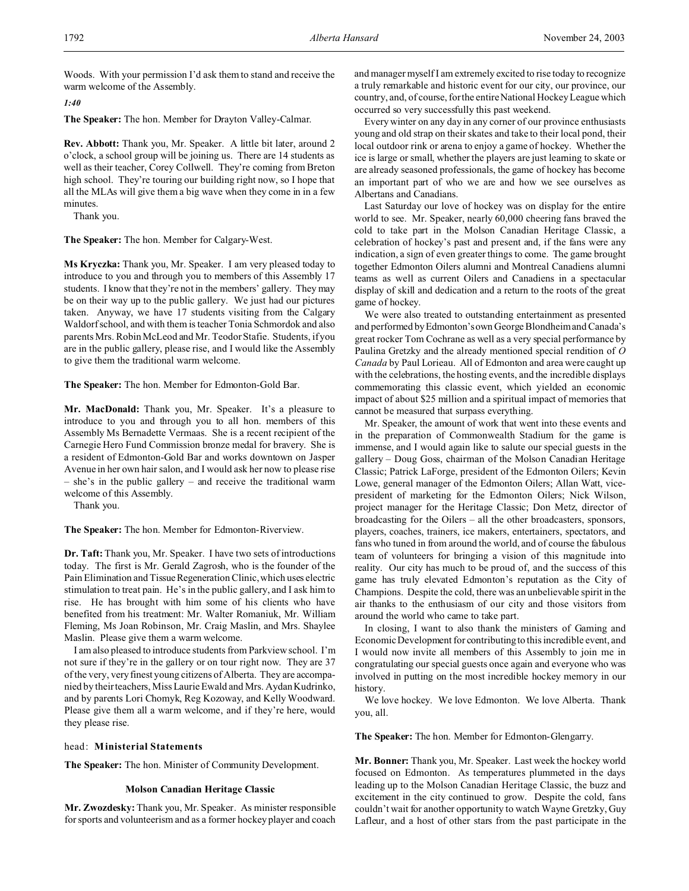Woods. With your permission I'd ask them to stand and receive the warm welcome of the Assembly.

*1:40*

**The Speaker:** The hon. Member for Drayton Valley-Calmar.

**Rev. Abbott:** Thank you, Mr. Speaker. A little bit later, around 2 o'clock, a school group will be joining us. There are 14 students as well as their teacher, Corey Collwell. They're coming from Breton high school. They're touring our building right now, so I hope that all the MLAs will give them a big wave when they come in in a few minutes.

Thank you.

**The Speaker:** The hon. Member for Calgary-West.

**Ms Kryczka:** Thank you, Mr. Speaker. I am very pleased today to introduce to you and through you to members of this Assembly 17 students. I know that they're not in the members' gallery. They may be on their way up to the public gallery. We just had our pictures taken. Anyway, we have 17 students visiting from the Calgary Waldorf school, and with them is teacher Tonia Schmordok and also parents Mrs. Robin McLeod and Mr. Teodor Stafie. Students, if you are in the public gallery, please rise, and I would like the Assembly to give them the traditional warm welcome.

**The Speaker:** The hon. Member for Edmonton-Gold Bar.

**Mr. MacDonald:** Thank you, Mr. Speaker. It's a pleasure to introduce to you and through you to all hon. members of this Assembly Ms Bernadette Vermaas. She is a recent recipient of the Carnegie Hero Fund Commission bronze medal for bravery. She is a resident of Edmonton-Gold Bar and works downtown on Jasper Avenue in her own hair salon, and I would ask her now to please rise – she's in the public gallery – and receive the traditional warm welcome of this Assembly.

Thank you.

**The Speaker:** The hon. Member for Edmonton-Riverview.

**Dr. Taft:** Thank you, Mr. Speaker. I have two sets of introductions today. The first is Mr. Gerald Zagrosh, who is the founder of the Pain Elimination and Tissue Regeneration Clinic, which uses electric stimulation to treat pain. He's in the public gallery, and I ask him to rise. He has brought with him some of his clients who have benefited from his treatment: Mr. Walter Romaniuk, Mr. William Fleming, Ms Joan Robinson, Mr. Craig Maslin, and Mrs. Shaylee Maslin. Please give them a warm welcome.

I am also pleased to introduce students from Parkview school. I'm not sure if they're in the gallery or on tour right now. They are 37 of the very, very finest young citizens of Alberta. They are accompanied by their teachers, Miss Laurie Ewald and Mrs. Aydan Kudrinko, and by parents Lori Chomyk, Reg Kozoway, and Kelly Woodward. Please give them all a warm welcome, and if they're here, would they please rise.

head: **Ministerial Statements**

**The Speaker:** The hon. Minister of Community Development.

### Molson Canadian Heritage Classic

**Mr. Zwozdesky:** Thank you, Mr. Speaker. As minister responsible for sports and volunteerism and as a former hockey player and coach and manager myself I am extremely excited to rise today to recognize a truly remarkable and historic event for our city, our province, our country, and, of course, for the entire National Hockey League which occurred so very successfully this past weekend.

Every winter on any day in any corner of our province enthusiasts young and old strap on their skates and take to their local pond, their local outdoor rink or arena to enjoy a game of hockey. Whether the ice is large or small, whether the players are just learning to skate or are already seasoned professionals, the game of hockey has become an important part of who we are and how we see ourselves as Albertans and Canadians.

Last Saturday our love of hockey was on display for the entire world to see. Mr. Speaker, nearly 60,000 cheering fans braved the cold to take part in the Molson Canadian Heritage Classic, a celebration of hockey's past and present and, if the fans were any indication, a sign of even greater things to come. The game brought together Edmonton Oilers alumni and Montreal Canadiens alumni teams as well as current Oilers and Canadiens in a spectacular display of skill and dedication and a return to the roots of the great game of hockey.

We were also treated to outstanding entertainment as presented and performed by Edmonton's own George Blondheim and Canada's great rocker Tom Cochrane as well as a very special performance by Paulina Gretzky and the already mentioned special rendition of *O Canada* by Paul Lorieau. All of Edmonton and area were caught up with the celebrations, the hosting events, and the incredible displays commemorating this classic event, which yielded an economic impact of about $25 million and a spiritual impact of memories that cannot be measured that surpass everything.

Mr. Speaker, the amount of work that went into these events and in the preparation of Commonwealth Stadium for the game is immense, and I would again like to salute our special guests in the gallery – Doug Goss, chairman of the Molson Canadian Heritage Classic; Patrick LaForge, president of the Edmonton Oilers; Kevin Lowe, general manager of the Edmonton Oilers; Allan Watt, vice-president of marketing for the Edmonton Oilers; Nick Wilson, project manager for the Heritage Classic; Don Metz, director of broadcasting for the Oilers – all the other broadcasters, sponsors, players, coaches, trainers, ice makers, entertainers, spectators, and fans who tuned in from around the world, and of course the fabulous team of volunteers for bringing a vision of this magnitude into reality. Our city has much to be proud of, and the success of this game has truly elevated Edmonton's reputation as the City of Champions. Despite the cold, there was an unbelievable spirit in the air thanks to the enthusiasm of our city and those visitors from around the world who came to take part.

In closing, I want to also thank the ministers of Gaming and Economic Development for contributing to this incredible event, and I would now invite all members of this Assembly to join me in congratulating our special guests once again and everyone who was involved in putting on the most incredible hockey memory in our history.

We love hockey. We love Edmonton. We love Alberta. Thank you, all.

**The Speaker:** The hon. Member for Edmonton-Glengarry.

**Mr. Bonner:** Thank you, Mr. Speaker. Last week the hockey world focused on Edmonton. As temperatures plummeted in the days leading up to the Molson Canadian Heritage Classic, the buzz and excitement in the city continued to grow. Despite the cold, fans couldn't wait for another opportunity to watch Wayne Gretzky, Guy Lafleur, and a host of other stars from the past participate in the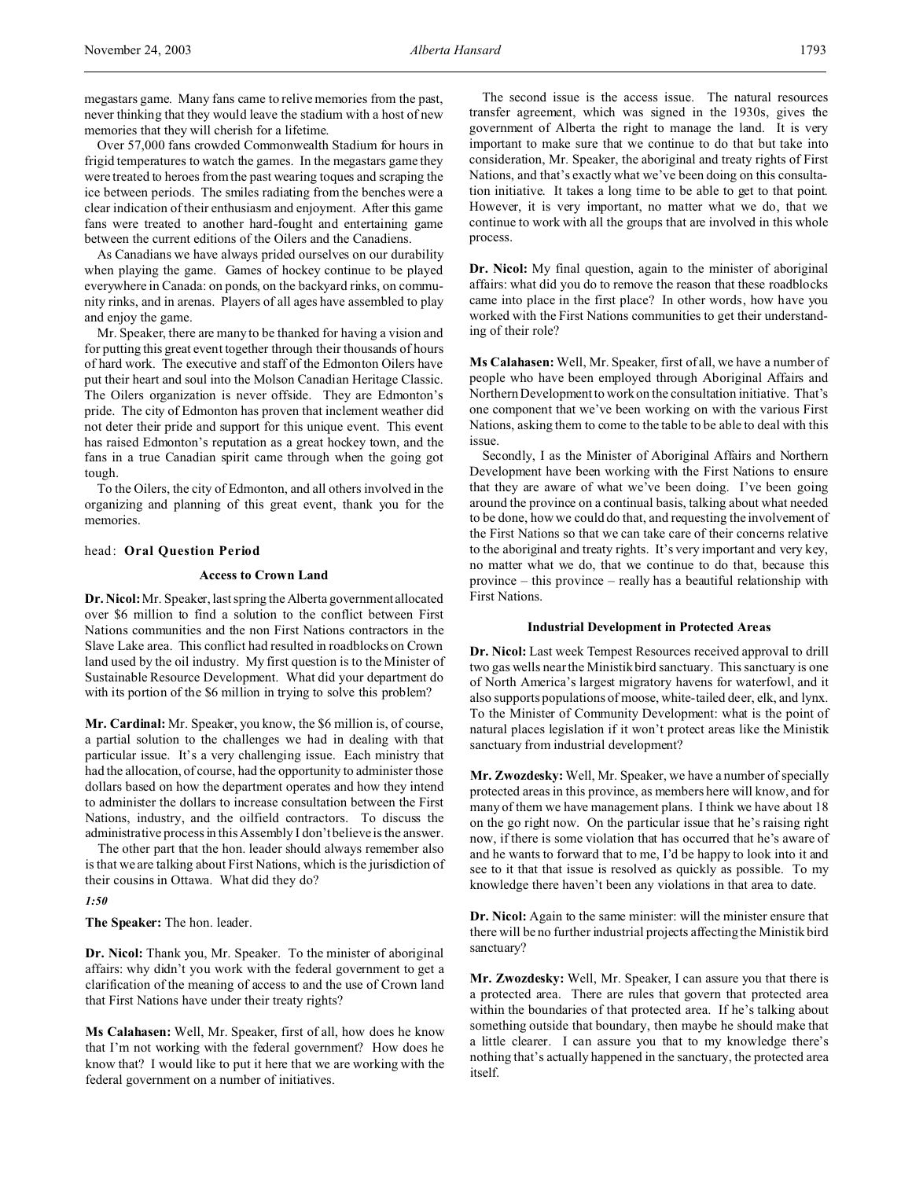megastars game. Many fans came to relive memories from the past, never thinking that they would leave the stadium with a host of new memories that they will cherish for a lifetime.

Over 57,000 fans crowded Commonwealth Stadium for hours in frigid temperatures to watch the games. In the megastars game they were treated to heroes from the past wearing toques and scraping the ice between periods. The smiles radiating from the benches were a clear indication of their enthusiasm and enjoyment. After this game fans were treated to another hard-fought and entertaining game between the current editions of the Oilers and the Canadiens.

As Canadians we have always prided ourselves on our durability when playing the game. Games of hockey continue to be played everywhere in Canada: on ponds, on the backyard rinks, on community rinks, and in arenas. Players of all ages have assembled to play and enjoy the game.

Mr. Speaker, there are many to be thanked for having a vision and for putting this great event together through their thousands of hours of hard work. The executive and staff of the Edmonton Oilers have put their heart and soul into the Molson Canadian Heritage Classic. The Oilers organization is never offside. They are Edmonton's pride. The city of Edmonton has proven that inclement weather did not deter their pride and support for this unique event. This event has raised Edmonton's reputation as a great hockey town, and the fans in a true Canadian spirit came through when the going got tough.

To the Oilers, the city of Edmonton, and all others involved in the organizing and planning of this great event, thank you for the memories.

head: **Oral Question Period**

### Access to Crown Land

**Dr. Nicol:** Mr. Speaker, last spring the Alberta government allocated over $6 million to find a solution to the conflict between First Nations communities and the non First Nations contractors in the Slave Lake area. This conflict had resulted in roadblocks on Crown land used by the oil industry. My first question is to the Minister of Sustainable Resource Development. What did your department do with its portion of the $6 million in trying to solve this problem?

**Mr. Cardinal:** Mr. Speaker, you know, the $6 million is, of course, a partial solution to the challenges we had in dealing with that particular issue. It's a very challenging issue. Each ministry that had the allocation, of course, had the opportunity to administer those dollars based on how the department operates and how they intend to administer the dollars to increase consultation between the First Nations, industry, and the oilfield contractors. To discuss the administrative process in this Assembly I don't believe is the answer.

The other part that the hon. leader should always remember also is that we are talking about First Nations, which is the jurisdiction of their cousins in Ottawa. What did they do?

*1:50*

**The Speaker:** The hon. leader.

**Dr. Nicol:** Thank you, Mr. Speaker. To the minister of aboriginal affairs: why didn't you work with the federal government to get a clarification of the meaning of access to and the use of Crown land that First Nations have under their treaty rights?

**Ms Calahasen:** Well, Mr. Speaker, first of all, how does he know that I'm not working with the federal government? How does he know that? I would like to put it here that we are working with the federal government on a number of initiatives.

The second issue is the access issue. The natural resources transfer agreement, which was signed in the 1930s, gives the government of Alberta the right to manage the land. It is very important to make sure that we continue to do that but take into consideration, Mr. Speaker, the aboriginal and treaty rights of First Nations, and that's exactly what we've been doing on this consultation initiative. It takes a long time to be able to get to that point. However, it is very important, no matter what we do, that we continue to work with all the groups that are involved in this whole process.

**Dr. Nicol:** My final question, again to the minister of aboriginal affairs: what did you do to remove the reason that these roadblocks came into place in the first place? In other words, how have you worked with the First Nations communities to get their understanding of their role?

**Ms Calahasen:** Well, Mr. Speaker, first of all, we have a number of people who have been employed through Aboriginal Affairs and Northern Development to work on the consultation initiative. That's one component that we've been working on with the various First Nations, asking them to come to the table to be able to deal with this issue.

Secondly, I as the Minister of Aboriginal Affairs and Northern Development have been working with the First Nations to ensure that they are aware of what we've been doing. I've been going around the province on a continual basis, talking about what needed to be done, how we could do that, and requesting the involvement of the First Nations so that we can take care of their concerns relative to the aboriginal and treaty rights. It's very important and very key, no matter what we do, that we continue to do that, because this province – this province – really has a beautiful relationship with First Nations.

### Industrial Development in Protected Areas

**Dr. Nicol:** Last week Tempest Resources received approval to drill two gas wells near the Ministik bird sanctuary. This sanctuary is one of North America's largest migratory havens for waterfowl, and it also supports populations of moose, white-tailed deer, elk, and lynx. To the Minister of Community Development: what is the point of natural places legislation if it won't protect areas like the Ministik sanctuary from industrial development?

**Mr. Zwozdesky:** Well, Mr. Speaker, we have a number of specially protected areas in this province, as members here will know, and for many of them we have management plans. I think we have about 18 on the go right now. On the particular issue that he's raising right now, if there is some violation that has occurred that he's aware of and he wants to forward that to me, I'd be happy to look into it and see to it that that issue is resolved as quickly as possible. To my knowledge there haven't been any violations in that area to date.

**Dr. Nicol:** Again to the same minister: will the minister ensure that there will be no further industrial projects affecting the Ministik bird sanctuary?

**Mr. Zwozdesky:** Well, Mr. Speaker, I can assure you that there is a protected area. There are rules that govern that protected area within the boundaries of that protected area. If he's talking about something outside that boundary, then maybe he should make that a little clearer. I can assure you that to my knowledge there's nothing that's actually happened in the sanctuary, the protected area itself.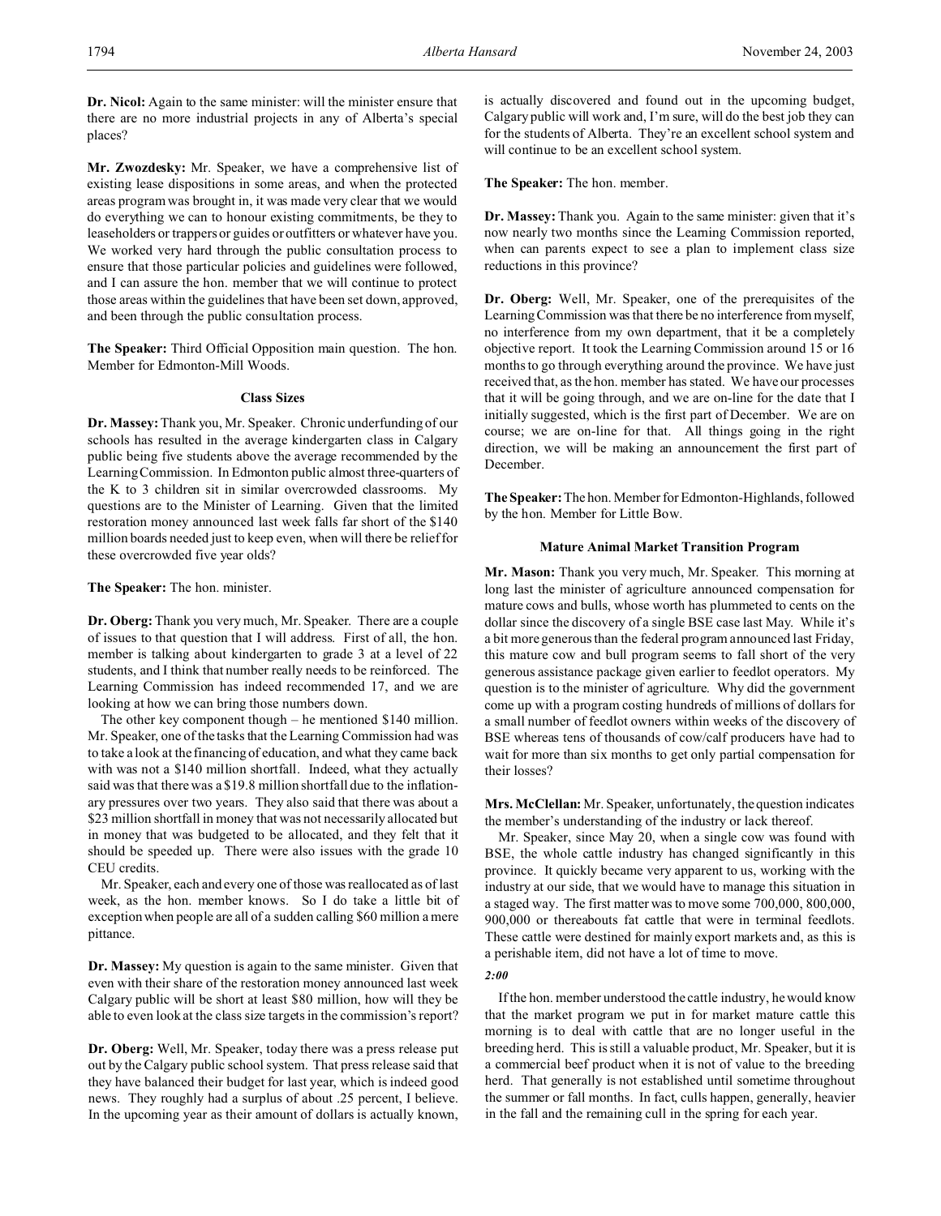**Dr. Nicol:** Again to the same minister: will the minister ensure that there are no more industrial projects in any of Alberta's special places?

**Mr. Zwozdesky:** Mr. Speaker, we have a comprehensive list of existing lease dispositions in some areas, and when the protected areas program was brought in, it was made very clear that we would do everything we can to honour existing commitments, be they to leaseholders or trappers or guides or outfitters or whatever have you. We worked very hard through the public consultation process to ensure that those particular policies and guidelines were followed, and I can assure the hon. member that we will continue to protect those areas within the guidelines that have been set down, approved, and been through the public consultation process.

**The Speaker:** Third Official Opposition main question. The hon. Member for Edmonton-Mill Woods.

### Class Sizes

**Dr. Massey:** Thank you, Mr. Speaker. Chronic underfunding of our schools has resulted in the average kindergarten class in Calgary public being five students above the average recommended by the Learning Commission. In Edmonton public almost three-quarters of the K to 3 children sit in similar overcrowded classrooms. My questions are to the Minister of Learning. Given that the limited restoration money announced last week falls far short of the $140 million boards needed just to keep even, when will there be relief for these overcrowded five year olds?

**The Speaker:** The hon. minister.

**Dr. Oberg:** Thank you very much, Mr. Speaker. There are a couple of issues to that question that I will address. First of all, the hon. member is talking about kindergarten to grade 3 at a level of 22 students, and I think that number really needs to be reinforced. The Learning Commission has indeed recommended 17, and we are looking at how we can bring those numbers down.

The other key component though – he mentioned $140 million. Mr. Speaker, one of the tasks that the Learning Commission had was to take a look at the financing of education, and what they came back with was not a $140 million shortfall. Indeed, what they actually said was that there was a $19.8 million shortfall due to the inflationary pressures over two years. They also said that there was about a $23 million shortfall in money that was not necessarily allocated but in money that was budgeted to be allocated, and they felt that it should be speeded up. There were also issues with the grade 10 CEU credits.

Mr. Speaker, each and every one of those was reallocated as of last week, as the hon. member knows. So I do take a little bit of exception when people are all of a sudden calling $60 million a mere pittance.

**Dr. Massey:** My question is again to the same minister. Given that even with their share of the restoration money announced last week Calgary public will be short at least $80 million, how will they be able to even look at the class size targets in the commission's report?

**Dr. Oberg:** Well, Mr. Speaker, today there was a press release put out by the Calgary public school system. That press release said that they have balanced their budget for last year, which is indeed good news. They roughly had a surplus of about .25 percent, I believe. In the upcoming year as their amount of dollars is actually known, is actually discovered and found out in the upcoming budget, Calgary public will work and, I'm sure, will do the best job they can for the students of Alberta. They're an excellent school system and will continue to be an excellent school system.

**The Speaker:** The hon. member.

**Dr. Massey:** Thank you. Again to the same minister: given that it's now nearly two months since the Learning Commission reported, when can parents expect to see a plan to implement class size reductions in this province?

**Dr. Oberg:** Well, Mr. Speaker, one of the prerequisites of the Learning Commission was that there be no interference from myself, no interference from my own department, that it be a completely objective report. It took the Learning Commission around 15 or 16 months to go through everything around the province. We have just received that, as the hon. member has stated. We have our processes that it will be going through, and we are on-line for the date that I initially suggested, which is the first part of December. We are on course; we are on-line for that. All things going in the right direction, we will be making an announcement the first part of December.

**The Speaker:** The hon. Member for Edmonton-Highlands, followed by the hon. Member for Little Bow.

### Mature Animal Market Transition Program

**Mr. Mason:** Thank you very much, Mr. Speaker. This morning at long last the minister of agriculture announced compensation for mature cows and bulls, whose worth has plummeted to cents on the dollar since the discovery of a single BSE case last May. While it's a bit more generous than the federal program announced last Friday, this mature cow and bull program seems to fall short of the very generous assistance package given earlier to feedlot operators. My question is to the minister of agriculture. Why did the government come up with a program costing hundreds of millions of dollars for a small number of feedlot owners within weeks of the discovery of BSE whereas tens of thousands of cow/calf producers have had to wait for more than six months to get only partial compensation for their losses?

**Mrs. McClellan:** Mr. Speaker, unfortunately, the question indicates the member's understanding of the industry or lack thereof.

Mr. Speaker, since May 20, when a single cow was found with BSE, the whole cattle industry has changed significantly in this province. It quickly became very apparent to us, working with the industry at our side, that we would have to manage this situation in a staged way. The first matter was to move some 700,000, 800,000, 900,000 or thereabouts fat cattle that were in terminal feedlots. These cattle were destined for mainly export markets and, as this is a perishable item, did not have a lot of time to move.

*2:00*

If the hon. member understood the cattle industry, he would know that the market program we put in for market mature cattle this morning is to deal with cattle that are no longer useful in the breeding herd. This is still a valuable product, Mr. Speaker, but it is a commercial beef product when it is not of value to the breeding herd. That generally is not established until sometime throughout the summer or fall months. In fact, culls happen, generally, heavier in the fall and the remaining cull in the spring for each year.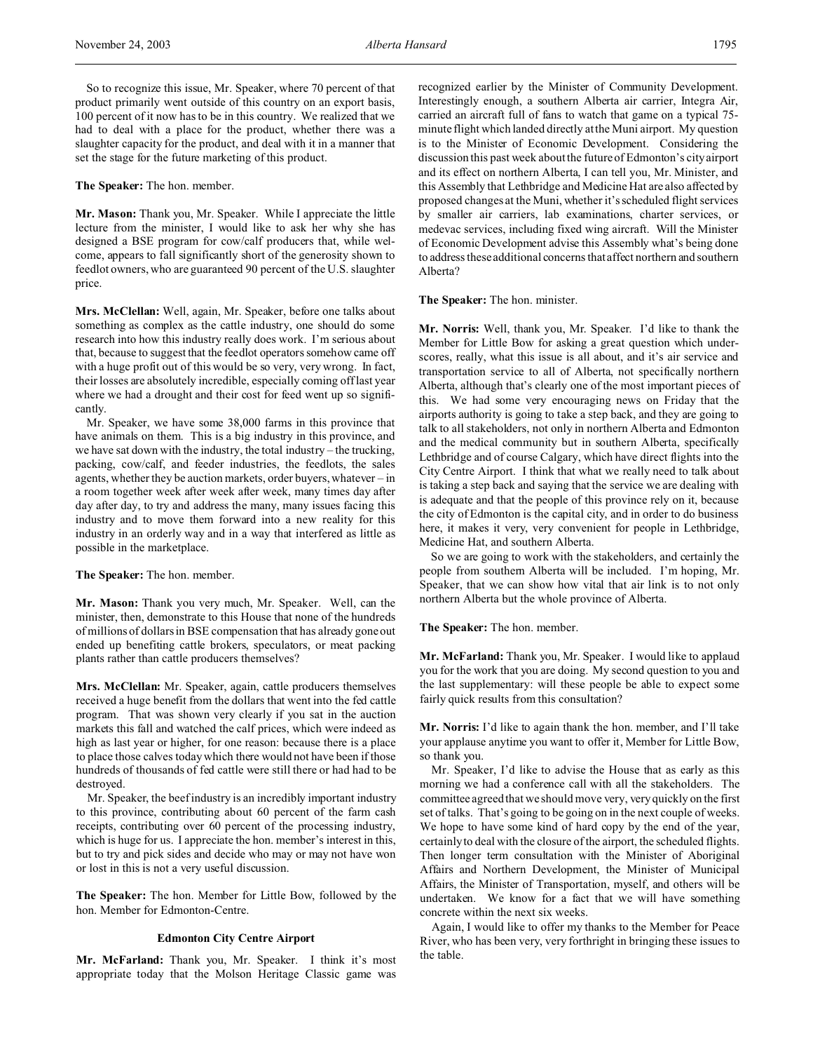So to recognize this issue, Mr. Speaker, where 70 percent of that product primarily went outside of this country on an export basis, 100 percent of it now has to be in this country. We realized that we had to deal with a place for the product, whether there was a slaughter capacity for the product, and deal with it in a manner that set the stage for the future marketing of this product.

**The Speaker:** The hon. member.

**Mr. Mason:** Thank you, Mr. Speaker. While I appreciate the little lecture from the minister, I would like to ask her why she has designed a BSE program for cow/calf producers that, while welcome, appears to fall significantly short of the generosity shown to feedlot owners, who are guaranteed 90 percent of the U.S. slaughter price.

**Mrs. McClellan:** Well, again, Mr. Speaker, before one talks about something as complex as the cattle industry, one should do some research into how this industry really does work. I'm serious about that, because to suggest that the feedlot operators somehow came off with a huge profit out of this would be so very, very wrong. In fact, their losses are absolutely incredible, especially coming off last year where we had a drought and their cost for feed went up so significantly.

Mr. Speaker, we have some 38,000 farms in this province that have animals on them. This is a big industry in this province, and we have sat down with the industry, the total industry – the trucking, packing, cow/calf, and feeder industries, the feedlots, the sales agents, whether they be auction markets, order buyers, whatever – in a room together week after week after week, many times day after day after day, to try and address the many, many issues facing this industry and to move them forward into a new reality for this industry in an orderly way and in a way that interfered as little as possible in the marketplace.

**The Speaker:** The hon. member.

**Mr. Mason:** Thank you very much, Mr. Speaker. Well, can the minister, then, demonstrate to this House that none of the hundreds of millions of dollars in BSE compensation that has already gone out ended up benefiting cattle brokers, speculators, or meat packing plants rather than cattle producers themselves?

**Mrs. McClellan:** Mr. Speaker, again, cattle producers themselves received a huge benefit from the dollars that went into the fed cattle program. That was shown very clearly if you sat in the auction markets this fall and watched the calf prices, which were indeed as high as last year or higher, for one reason: because there is a place to place those calves today which there would not have been if those hundreds of thousands of fed cattle were still there or had had to be destroyed.

Mr. Speaker, the beef industry is an incredibly important industry to this province, contributing about 60 percent of the farm cash receipts, contributing over 60 percent of the processing industry, which is huge for us. I appreciate the hon. member's interest in this, but to try and pick sides and decide who may or may not have won or lost in this is not a very useful discussion.

**The Speaker:** The hon. Member for Little Bow, followed by the hon. Member for Edmonton-Centre.

### Edmonton City Centre Airport

**Mr. McFarland:** Thank you, Mr. Speaker. I think it's most appropriate today that the Molson Heritage Classic game was recognized earlier by the Minister of Community Development. Interestingly enough, a southern Alberta air carrier, Integra Air, carried an aircraft full of fans to watch that game on a typical 75-minute flight which landed directly at the Muni airport. My question is to the Minister of Economic Development. Considering the discussion this past week about the future of Edmonton's city airport and its effect on northern Alberta, I can tell you, Mr. Minister, and this Assembly that Lethbridge and Medicine Hat are also affected by proposed changes at the Muni, whether it's scheduled flight services by smaller air carriers, lab examinations, charter services, or medevac services, including fixed wing aircraft. Will the Minister of Economic Development advise this Assembly what's being done to address these additional concerns that affect northern and southern Alberta?

**The Speaker:** The hon. minister.

**Mr. Norris:** Well, thank you, Mr. Speaker. I'd like to thank the Member for Little Bow for asking a great question which underscores, really, what this issue is all about, and it's air service and transportation service to all of Alberta, not specifically northern Alberta, although that's clearly one of the most important pieces of this. We had some very encouraging news on Friday that the airports authority is going to take a step back, and they are going to talk to all stakeholders, not only in northern Alberta and Edmonton and the medical community but in southern Alberta, specifically Lethbridge and of course Calgary, which have direct flights into the City Centre Airport. I think that what we really need to talk about is taking a step back and saying that the service we are dealing with is adequate and that the people of this province rely on it, because the city of Edmonton is the capital city, and in order to do business here, it makes it very, very convenient for people in Lethbridge, Medicine Hat, and southern Alberta.

So we are going to work with the stakeholders, and certainly the people from southern Alberta will be included. I'm hoping, Mr. Speaker, that we can show how vital that air link is to not only northern Alberta but the whole province of Alberta.

**The Speaker:** The hon. member.

**Mr. McFarland:** Thank you, Mr. Speaker. I would like to applaud you for the work that you are doing. My second question to you and the last supplementary: will these people be able to expect some fairly quick results from this consultation?

**Mr. Norris:** I'd like to again thank the hon. member, and I'll take your applause anytime you want to offer it, Member for Little Bow, so thank you.

Mr. Speaker, I'd like to advise the House that as early as this morning we had a conference call with all the stakeholders. The committee agreed that we should move very, very quickly on the first set of talks. That's going to be going on in the next couple of weeks. We hope to have some kind of hard copy by the end of the year, certainly to deal with the closure of the airport, the scheduled flights. Then longer term consultation with the Minister of Aboriginal Affairs and Northern Development, the Minister of Municipal Affairs, the Minister of Transportation, myself, and others will be undertaken. We know for a fact that we will have something concrete within the next six weeks.

Again, I would like to offer my thanks to the Member for Peace River, who has been very, very forthright in bringing these issues to the table.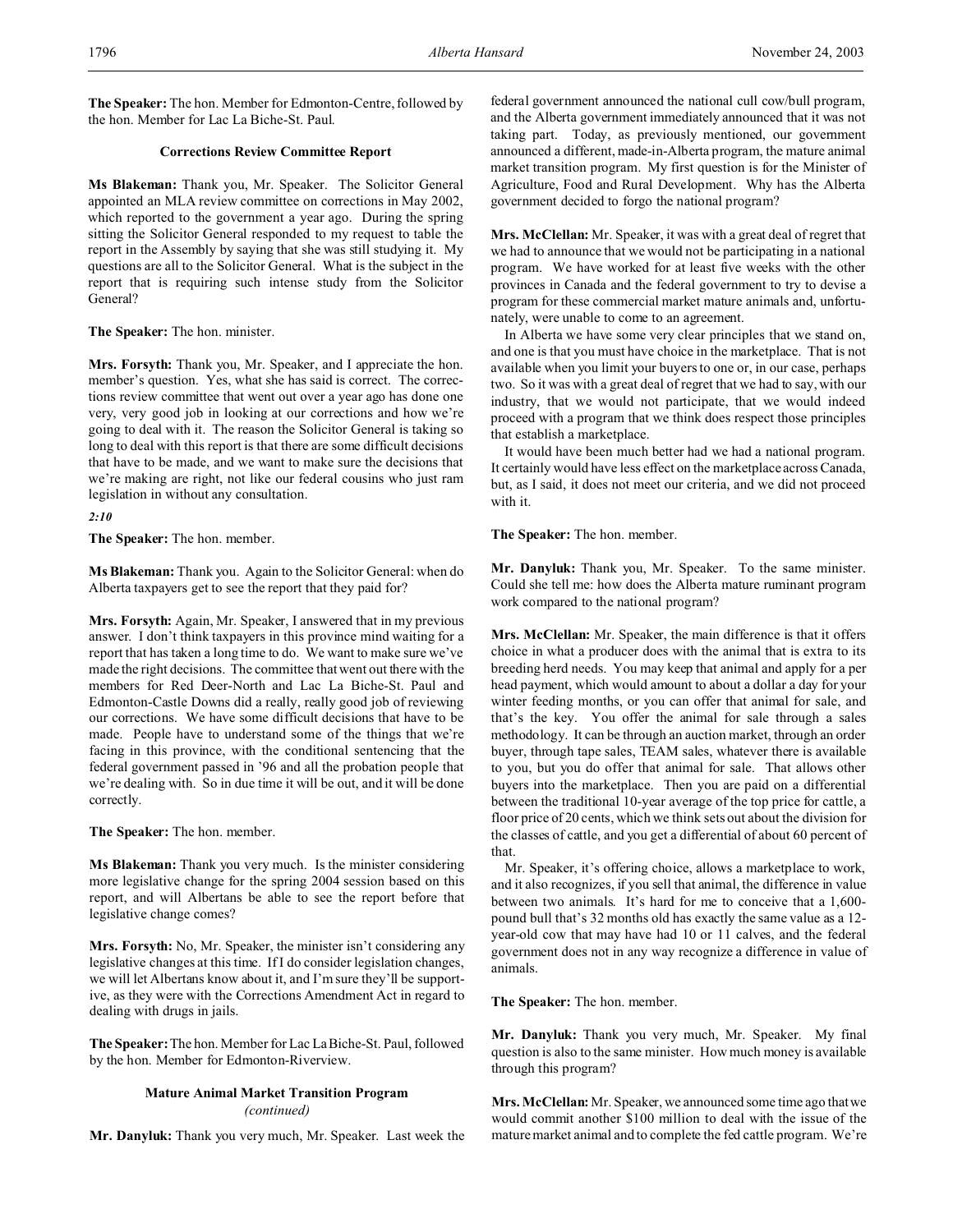**The Speaker:** The hon. Member for Edmonton-Centre, followed by the hon. Member for Lac La Biche-St. Paul.

### Corrections Review Committee Report

**Ms Blakeman:** Thank you, Mr. Speaker. The Solicitor General appointed an MLA review committee on corrections in May 2002, which reported to the government a year ago. During the spring sitting the Solicitor General responded to my request to table the report in the Assembly by saying that she was still studying it. My questions are all to the Solicitor General. What is the subject in the report that is requiring such intense study from the Solicitor General?

**The Speaker:** The hon. minister.

**Mrs. Forsyth:** Thank you, Mr. Speaker, and I appreciate the hon. member's question. Yes, what she has said is correct. The corrections review committee that went out over a year ago has done one very, very good job in looking at our corrections and how we're going to deal with it. The reason the Solicitor General is taking so long to deal with this report is that there are some difficult decisions that have to be made, and we want to make sure the decisions that we're making are right, not like our federal cousins who just ram legislation in without any consultation.

*2:10*

**The Speaker:** The hon. member.

**Ms Blakeman:** Thank you. Again to the Solicitor General: when do Alberta taxpayers get to see the report that they paid for?

**Mrs. Forsyth:** Again, Mr. Speaker, I answered that in my previous answer. I don't think taxpayers in this province mind waiting for a report that has taken a long time to do. We want to make sure we've made the right decisions. The committee that went out there with the members for Red Deer-North and Lac La Biche-St. Paul and Edmonton-Castle Downs did a really, really good job of reviewing our corrections. We have some difficult decisions that have to be made. People have to understand some of the things that we're facing in this province, with the conditional sentencing that the federal government passed in '96 and all the probation people that we're dealing with. So in due time it will be out, and it will be done correctly.

**The Speaker:** The hon. member.

**Ms Blakeman:** Thank you very much. Is the minister considering more legislative change for the spring 2004 session based on this report, and will Albertans be able to see the report before that legislative change comes?

**Mrs. Forsyth:** No, Mr. Speaker, the minister isn't considering any legislative changes at this time. If I do consider legislation changes, we will let Albertans know about it, and I'm sure they'll be supportive, as they were with the Corrections Amendment Act in regard to dealing with drugs in jails.

**The Speaker:** The hon. Member for Lac La Biche-St. Paul, followed by the hon. Member for Edmonton-Riverview.

### Mature Animal Market Transition Program
*(continued)*

**Mr. Danyluk:** Thank you very much, Mr. Speaker. Last week the federal government announced the national cull cow/bull program, and the Alberta government immediately announced that it was not taking part. Today, as previously mentioned, our government announced a different, made-in-Alberta program, the mature animal market transition program. My first question is for the Minister of Agriculture, Food and Rural Development. Why has the Alberta government decided to forgo the national program?

**Mrs. McClellan:** Mr. Speaker, it was with a great deal of regret that we had to announce that we would not be participating in a national program. We have worked for at least five weeks with the other provinces in Canada and the federal government to try to devise a program for these commercial market mature animals and, unfortunately, were unable to come to an agreement.

In Alberta we have some very clear principles that we stand on, and one is that you must have choice in the marketplace. That is not available when you limit your buyers to one or, in our case, perhaps two. So it was with a great deal of regret that we had to say, with our industry, that we would not participate, that we would indeed proceed with a program that we think does respect those principles that establish a marketplace.

It would have been much better had we had a national program. It certainly would have less effect on the marketplace across Canada, but, as I said, it does not meet our criteria, and we did not proceed with it.

**The Speaker:** The hon. member.

**Mr. Danyluk:** Thank you, Mr. Speaker. To the same minister. Could she tell me: how does the Alberta mature ruminant program work compared to the national program?

**Mrs. McClellan:** Mr. Speaker, the main difference is that it offers choice in what a producer does with the animal that is extra to its breeding herd needs. You may keep that animal and apply for a per head payment, which would amount to about a dollar a day for your winter feeding months, or you can offer that animal for sale, and that's the key. You offer the animal for sale through a sales methodology. It can be through an auction market, through an order buyer, through tape sales, TEAM sales, whatever there is available to you, but you do offer that animal for sale. That allows other buyers into the marketplace. Then you are paid on a differential between the traditional 10-year average of the top price for cattle, a floor price of 20 cents, which we think sets out about the division for the classes of cattle, and you get a differential of about 60 percent of that.

Mr. Speaker, it's offering choice, allows a marketplace to work, and it also recognizes, if you sell that animal, the difference in value between two animals. It's hard for me to conceive that a 1,600-pound bull that's 32 months old has exactly the same value as a 12-year-old cow that may have had 10 or 11 calves, and the federal government does not in any way recognize a difference in value of animals.

**The Speaker:** The hon. member.

**Mr. Danyluk:** Thank you very much, Mr. Speaker. My final question is also to the same minister. How much money is available through this program?

**Mrs. McClellan:** Mr. Speaker, we announced some time ago that we would commit another $100 million to deal with the issue of the mature market animal and to complete the fed cattle program. We're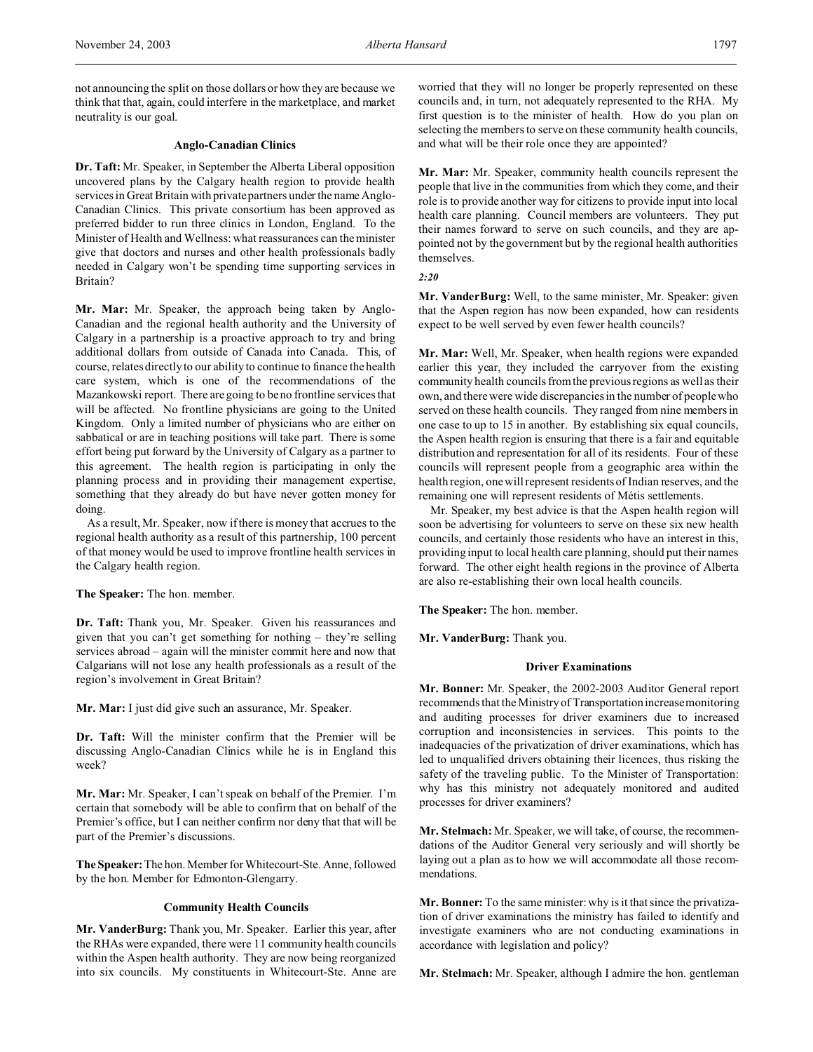not announcing the split on those dollars or how they are because we think that that, again, could interfere in the marketplace, and market neutrality is our goal.

### Anglo-Canadian Clinics

**Dr. Taft:** Mr. Speaker, in September the Alberta Liberal opposition uncovered plans by the Calgary health region to provide health services in Great Britain with private partners under the name Anglo-Canadian Clinics. This private consortium has been approved as preferred bidder to run three clinics in London, England. To the Minister of Health and Wellness: what reassurances can the minister give that doctors and nurses and other health professionals badly needed in Calgary won't be spending time supporting services in Britain?

**Mr. Mar:** Mr. Speaker, the approach being taken by Anglo-Canadian and the regional health authority and the University of Calgary in a partnership is a proactive approach to try and bring additional dollars from outside of Canada into Canada. This, of course, relates directly to our ability to continue to finance the health care system, which is one of the recommendations of the Mazankowski report. There are going to be no frontline services that will be affected. No frontline physicians are going to the United Kingdom. Only a limited number of physicians who are either on sabbatical or are in teaching positions will take part. There is some effort being put forward by the University of Calgary as a partner to this agreement. The health region is participating in only the planning process and in providing their management expertise, something that they already do but have never gotten money for doing.

As a result, Mr. Speaker, now if there is money that accrues to the regional health authority as a result of this partnership, 100 percent of that money would be used to improve frontline health services in the Calgary health region.

**The Speaker:** The hon. member.

**Dr. Taft:** Thank you, Mr. Speaker. Given his reassurances and given that you can't get something for nothing – they're selling services abroad – again will the minister commit here and now that Calgarians will not lose any health professionals as a result of the region's involvement in Great Britain?

**Mr. Mar:** I just did give such an assurance, Mr. Speaker.

**Dr. Taft:** Will the minister confirm that the Premier will be discussing Anglo-Canadian Clinics while he is in England this week?

**Mr. Mar:** Mr. Speaker, I can't speak on behalf of the Premier. I'm certain that somebody will be able to confirm that on behalf of the Premier's office, but I can neither confirm nor deny that that will be part of the Premier's discussions.

**The Speaker:** The hon. Member for Whitecourt-Ste. Anne, followed by the hon. Member for Edmonton-Glengarry.

### Community Health Councils

**Mr. VanderBurg:** Thank you, Mr. Speaker. Earlier this year, after the RHAs were expanded, there were 11 community health councils within the Aspen health authority. They are now being reorganized into six councils. My constituents in Whitecourt-Ste. Anne are worried that they will no longer be properly represented on these councils and, in turn, not adequately represented to the RHA. My first question is to the minister of health. How do you plan on selecting the members to serve on these community health councils, and what will be their role once they are appointed?

**Mr. Mar:** Mr. Speaker, community health councils represent the people that live in the communities from which they come, and their role is to provide another way for citizens to provide input into local health care planning. Council members are volunteers. They put their names forward to serve on such councils, and they are appointed not by the government but by the regional health authorities themselves.

*2:20*

**Mr. VanderBurg:** Well, to the same minister, Mr. Speaker: given that the Aspen region has now been expanded, how can residents expect to be well served by even fewer health councils?

**Mr. Mar:** Well, Mr. Speaker, when health regions were expanded earlier this year, they included the carryover from the existing community health councils from the previous regions as well as their own, and there were wide discrepancies in the number of people who served on these health councils. They ranged from nine members in one case to up to 15 in another. By establishing six equal councils, the Aspen health region is ensuring that there is a fair and equitable distribution and representation for all of its residents. Four of these councils will represent people from a geographic area within the health region, one will represent residents of Indian reserves, and the remaining one will represent residents of Métis settlements.

Mr. Speaker, my best advice is that the Aspen health region will soon be advertising for volunteers to serve on these six new health councils, and certainly those residents who have an interest in this, providing input to local health care planning, should put their names forward. The other eight health regions in the province of Alberta are also re-establishing their own local health councils.

**The Speaker:** The hon. member.

**Mr. VanderBurg:** Thank you.

### Driver Examinations

**Mr. Bonner:** Mr. Speaker, the 2002-2003 Auditor General report recommends that the Ministry of Transportation increase monitoring and auditing processes for driver examiners due to increased corruption and inconsistencies in services. This points to the inadequacies of the privatization of driver examinations, which has led to unqualified drivers obtaining their licences, thus risking the safety of the traveling public. To the Minister of Transportation: why has this ministry not adequately monitored and audited processes for driver examiners?

**Mr. Stelmach:** Mr. Speaker, we will take, of course, the recommendations of the Auditor General very seriously and will shortly be laying out a plan as to how we will accommodate all those recommendations.

**Mr. Bonner:** To the same minister: why is it that since the privatization of driver examinations the ministry has failed to identify and investigate examiners who are not conducting examinations in accordance with legislation and policy?

**Mr. Stelmach:** Mr. Speaker, although I admire the hon. gentleman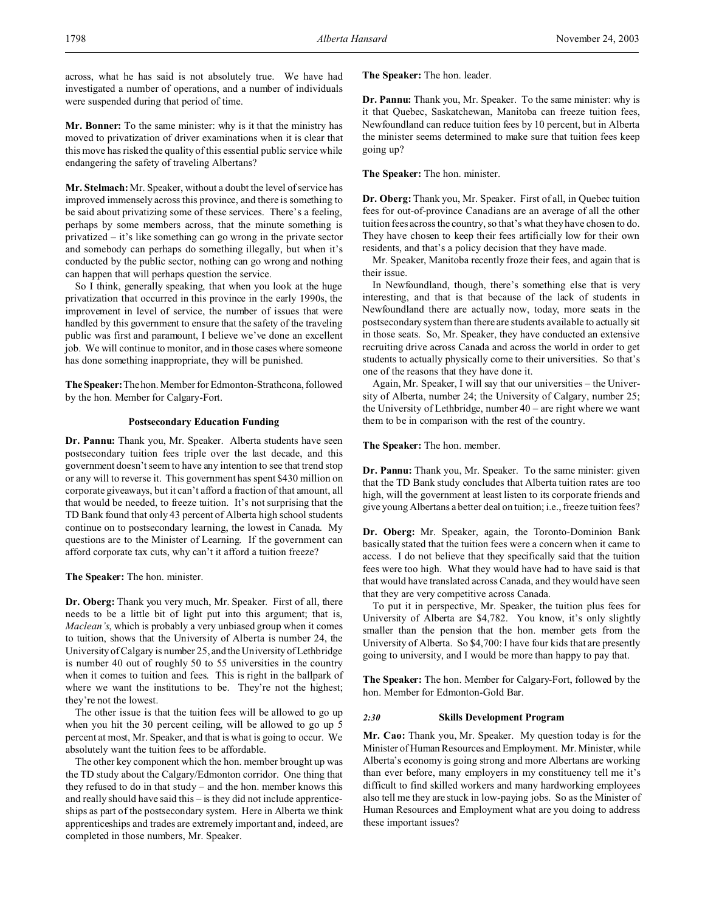across, what he has said is not absolutely true. We have had investigated a number of operations, and a number of individuals were suspended during that period of time.

**Mr. Bonner:** To the same minister: why is it that the ministry has moved to privatization of driver examinations when it is clear that this move has risked the quality of this essential public service while endangering the safety of traveling Albertans?

**Mr. Stelmach:** Mr. Speaker, without a doubt the level of service has improved immensely across this province, and there is something to be said about privatizing some of these services. There's a feeling, perhaps by some members across, that the minute something is privatized – it's like something can go wrong in the private sector and somebody can perhaps do something illegally, but when it's conducted by the public sector, nothing can go wrong and nothing can happen that will perhaps question the service.

So I think, generally speaking, that when you look at the huge privatization that occurred in this province in the early 1990s, the improvement in level of service, the number of issues that were handled by this government to ensure that the safety of the traveling public was first and paramount, I believe we've done an excellent job. We will continue to monitor, and in those cases where someone has done something inappropriate, they will be punished.

**The Speaker:** The hon. Member for Edmonton-Strathcona, followed by the hon. Member for Calgary-Fort.

### Postsecondary Education Funding

**Dr. Pannu:** Thank you, Mr. Speaker. Alberta students have seen postsecondary tuition fees triple over the last decade, and this government doesn't seem to have any intention to see that trend stop or any will to reverse it. This government has spent $430 million on corporate giveaways, but it can't afford a fraction of that amount, all that would be needed, to freeze tuition. It's not surprising that the TD Bank found that only 43 percent of Alberta high school students continue on to postsecondary learning, the lowest in Canada. My questions are to the Minister of Learning. If the government can afford corporate tax cuts, why can't it afford a tuition freeze?

**The Speaker:** The hon. minister.

**Dr. Oberg:** Thank you very much, Mr. Speaker. First of all, there needs to be a little bit of light put into this argument; that is, *Maclean's*, which is probably a very unbiased group when it comes to tuition, shows that the University of Alberta is number 24, the University of Calgary is number 25, and the University of Lethbridge is number 40 out of roughly 50 to 55 universities in the country when it comes to tuition and fees. This is right in the ballpark of where we want the institutions to be. They're not the highest; they're not the lowest.

The other issue is that the tuition fees will be allowed to go up when you hit the 30 percent ceiling, will be allowed to go up 5 percent at most, Mr. Speaker, and that is what is going to occur. We absolutely want the tuition fees to be affordable.

The other key component which the hon. member brought up was the TD study about the Calgary/Edmonton corridor. One thing that they refused to do in that study – and the hon. member knows this and really should have said this – is they did not include apprenticeships as part of the postsecondary system. Here in Alberta we think apprenticeships and trades are extremely important and, indeed, are completed in those numbers, Mr. Speaker.

**The Speaker:** The hon. leader.

**Dr. Pannu:** Thank you, Mr. Speaker. To the same minister: why is it that Quebec, Saskatchewan, Manitoba can freeze tuition fees, Newfoundland can reduce tuition fees by 10 percent, but in Alberta the minister seems determined to make sure that tuition fees keep going up?

**The Speaker:** The hon. minister.

**Dr. Oberg:** Thank you, Mr. Speaker. First of all, in Quebec tuition fees for out-of-province Canadians are an average of all the other tuition fees across the country, so that's what they have chosen to do. They have chosen to keep their fees artificially low for their own residents, and that's a policy decision that they have made.

Mr. Speaker, Manitoba recently froze their fees, and again that is their issue.

In Newfoundland, though, there's something else that is very interesting, and that is that because of the lack of students in Newfoundland there are actually now, today, more seats in the postsecondary system than there are students available to actually sit in those seats. So, Mr. Speaker, they have conducted an extensive recruiting drive across Canada and across the world in order to get students to actually physically come to their universities. So that's one of the reasons that they have done it.

Again, Mr. Speaker, I will say that our universities – the University of Alberta, number 24; the University of Calgary, number 25; the University of Lethbridge, number 40 – are right where we want them to be in comparison with the rest of the country.

**The Speaker:** The hon. member.

**Dr. Pannu:** Thank you, Mr. Speaker. To the same minister: given that the TD Bank study concludes that Alberta tuition rates are too high, will the government at least listen to its corporate friends and give young Albertans a better deal on tuition; i.e., freeze tuition fees?

**Dr. Oberg:** Mr. Speaker, again, the Toronto-Dominion Bank basically stated that the tuition fees were a concern when it came to access. I do not believe that they specifically said that the tuition fees were too high. What they would have had to have said is that that would have translated across Canada, and they would have seen that they are very competitive across Canada.

To put it in perspective, Mr. Speaker, the tuition plus fees for University of Alberta are $4,782. You know, it's only slightly smaller than the pension that the hon. member gets from the University of Alberta. So $4,700: I have four kids that are presently going to university, and I would be more than happy to pay that.

**The Speaker:** The hon. Member for Calgary-Fort, followed by the hon. Member for Edmonton-Gold Bar.

### *2:30* Skills Development Program

**Mr. Cao:** Thank you, Mr. Speaker. My question today is for the Minister of Human Resources and Employment. Mr. Minister, while Alberta's economy is going strong and more Albertans are working than ever before, many employers in my constituency tell me it's difficult to find skilled workers and many hardworking employees also tell me they are stuck in low-paying jobs. So as the Minister of Human Resources and Employment what are you doing to address these important issues?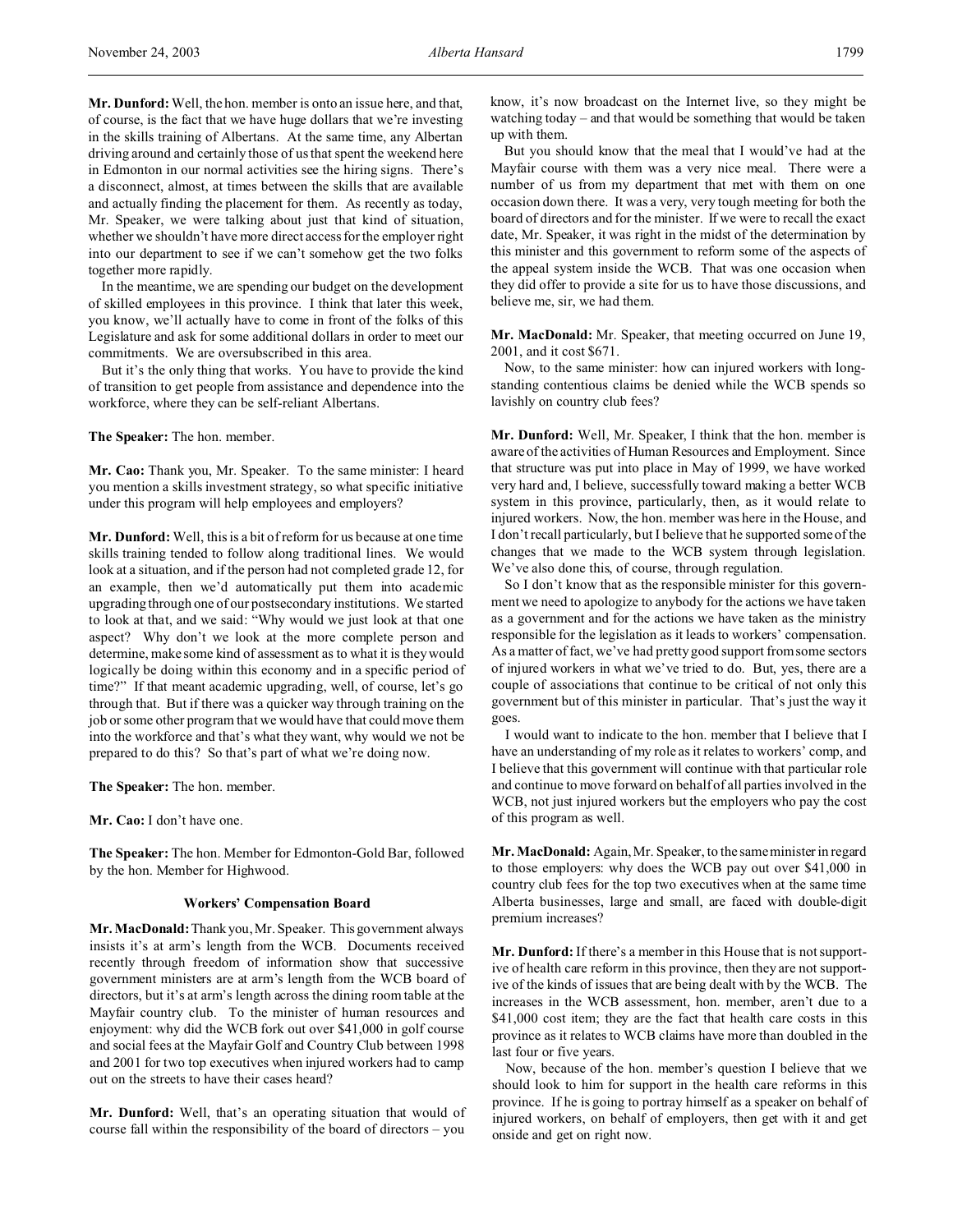**Mr. Dunford:** Well, the hon. member is onto an issue here, and that, of course, is the fact that we have huge dollars that we're investing in the skills training of Albertans. At the same time, any Albertan driving around and certainly those of us that spent the weekend here in Edmonton in our normal activities see the hiring signs. There's a disconnect, almost, at times between the skills that are available and actually finding the placement for them. As recently as today, Mr. Speaker, we were talking about just that kind of situation, whether we shouldn't have more direct access for the employer right into our department to see if we can't somehow get the two folks together more rapidly.

In the meantime, we are spending our budget on the development of skilled employees in this province. I think that later this week, you know, we'll actually have to come in front of the folks of this Legislature and ask for some additional dollars in order to meet our commitments. We are oversubscribed in this area.

But it's the only thing that works. You have to provide the kind of transition to get people from assistance and dependence into the workforce, where they can be self-reliant Albertans.

**The Speaker:** The hon. member.

**Mr. Cao:** Thank you, Mr. Speaker. To the same minister: I heard you mention a skills investment strategy, so what specific initiative under this program will help employees and employers?

**Mr. Dunford:** Well, this is a bit of reform for us because at one time skills training tended to follow along traditional lines. We would look at a situation, and if the person had not completed grade 12, for an example, then we'd automatically put them into academic upgrading through one of our postsecondary institutions. We started to look at that, and we said: "Why would we just look at that one aspect? Why don't we look at the more complete person and determine, make some kind of assessment as to what it is they would logically be doing within this economy and in a specific period of time?" If that meant academic upgrading, well, of course, let's go through that. But if there was a quicker way through training on the job or some other program that we would have that could move them into the workforce and that's what they want, why would we not be prepared to do this? So that's part of what we're doing now.

**The Speaker:** The hon. member.

**Mr. Cao:** I don't have one.

**The Speaker:** The hon. Member for Edmonton-Gold Bar, followed by the hon. Member for Highwood.

### Workers' Compensation Board

**Mr. MacDonald:** Thank you, Mr. Speaker. This government always insists it's at arm's length from the WCB. Documents received recently through freedom of information show that successive government ministers are at arm's length from the WCB board of directors, but it's at arm's length across the dining room table at the Mayfair country club. To the minister of human resources and enjoyment: why did the WCB fork out over $41,000 in golf course and social fees at the Mayfair Golf and Country Club between 1998 and 2001 for two top executives when injured workers had to camp out on the streets to have their cases heard?

**Mr. Dunford:** Well, that's an operating situation that would of course fall within the responsibility of the board of directors – you know, it's now broadcast on the Internet live, so they might be watching today – and that would be something that would be taken up with them.

But you should know that the meal that I would've had at the Mayfair course with them was a very nice meal. There were a number of us from my department that met with them on one occasion down there. It was a very, very tough meeting for both the board of directors and for the minister. If we were to recall the exact date, Mr. Speaker, it was right in the midst of the determination by this minister and this government to reform some of the aspects of the appeal system inside the WCB. That was one occasion when they did offer to provide a site for us to have those discussions, and believe me, sir, we had them.

**Mr. MacDonald:** Mr. Speaker, that meeting occurred on June 19, 2001, and it cost $671.

Now, to the same minister: how can injured workers with long-standing contentious claims be denied while the WCB spends so lavishly on country club fees?

**Mr. Dunford:** Well, Mr. Speaker, I think that the hon. member is aware of the activities of Human Resources and Employment. Since that structure was put into place in May of 1999, we have worked very hard and, I believe, successfully toward making a better WCB system in this province, particularly, then, as it would relate to injured workers. Now, the hon. member was here in the House, and I don't recall particularly, but I believe that he supported some of the changes that we made to the WCB system through legislation. We've also done this, of course, through regulation.

So I don't know that as the responsible minister for this government we need to apologize to anybody for the actions we have taken as a government and for the actions we have taken as the ministry responsible for the legislation as it leads to workers' compensation. As a matter of fact, we've had pretty good support from some sectors of injured workers in what we've tried to do. But, yes, there are a couple of associations that continue to be critical of not only this government but of this minister in particular. That's just the way it goes.

I would want to indicate to the hon. member that I believe that I have an understanding of my role as it relates to workers' comp, and I believe that this government will continue with that particular role and continue to move forward on behalf of all parties involved in the WCB, not just injured workers but the employers who pay the cost of this program as well.

**Mr. MacDonald:** Again, Mr. Speaker, to the same minister in regard to those employers: why does the WCB pay out over $41,000 in country club fees for the top two executives when at the same time Alberta businesses, large and small, are faced with double-digit premium increases?

**Mr. Dunford:** If there's a member in this House that is not supportive of health care reform in this province, then they are not supportive of the kinds of issues that are being dealt with by the WCB. The increases in the WCB assessment, hon. member, aren't due to a $41,000 cost item; they are the fact that health care costs in this province as it relates to WCB claims have more than doubled in the last four or five years.

Now, because of the hon. member's question I believe that we should look to him for support in the health care reforms in this province. If he is going to portray himself as a speaker on behalf of injured workers, on behalf of employers, then get with it and get onside and get on right now.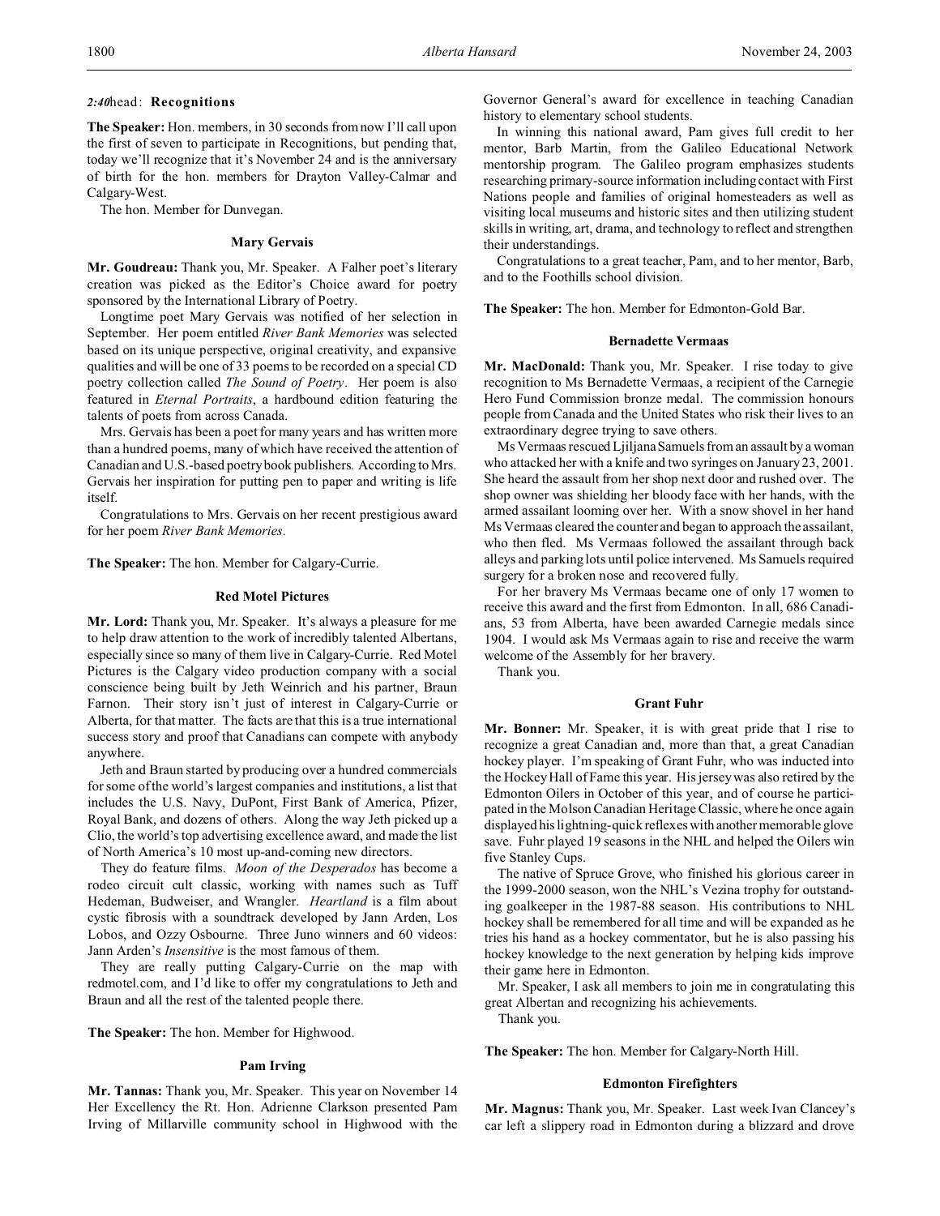*2:40* head: **Recognitions**

**The Speaker:** Hon. members, in 30 seconds from now I'll call upon the first of seven to participate in Recognitions, but pending that, today we'll recognize that it's November 24 and is the anniversary of birth for the hon. members for Drayton Valley-Calmar and Calgary-West.

The hon. Member for Dunvegan.

### Mary Gervais

**Mr. Goudreau:** Thank you, Mr. Speaker. A Falher poet's literary creation was picked as the Editor's Choice award for poetry sponsored by the International Library of Poetry.

Longtime poet Mary Gervais was notified of her selection in September. Her poem entitled *River Bank Memories* was selected based on its unique perspective, original creativity, and expansive qualities and will be one of 33 poems to be recorded on a special CD poetry collection called *The Sound of Poetry*. Her poem is also featured in *Eternal Portraits*, a hardbound edition featuring the talents of poets from across Canada.

Mrs. Gervais has been a poet for many years and has written more than a hundred poems, many of which have received the attention of Canadian and U.S.-based poetry book publishers. According to Mrs. Gervais her inspiration for putting pen to paper and writing is life itself.

Congratulations to Mrs. Gervais on her recent prestigious award for her poem *River Bank Memories*.

**The Speaker:** The hon. Member for Calgary-Currie.

### Red Motel Pictures

**Mr. Lord:** Thank you, Mr. Speaker. It's always a pleasure for me to help draw attention to the work of incredibly talented Albertans, especially since so many of them live in Calgary-Currie. Red Motel Pictures is the Calgary video production company with a social conscience being built by Jeth Weinrich and his partner, Braun Farnon. Their story isn't just of interest in Calgary-Currie or Alberta, for that matter. The facts are that this is a true international success story and proof that Canadians can compete with anybody anywhere.

Jeth and Braun started by producing over a hundred commercials for some of the world's largest companies and institutions, a list that includes the U.S. Navy, DuPont, First Bank of America, Pfizer, Royal Bank, and dozens of others. Along the way Jeth picked up a Clio, the world's top advertising excellence award, and made the list of North America's 10 most up-and-coming new directors.

They do feature films. *Moon of the Desperados* has become a rodeo circuit cult classic, working with names such as Tuff Hedeman, Budweiser, and Wrangler. *Heartland* is a film about cystic fibrosis with a soundtrack developed by Jann Arden, Los Lobos, and Ozzy Osbourne. Three Juno winners and 60 videos: Jann Arden's *Insensitive* is the most famous of them.

They are really putting Calgary-Currie on the map with redmotel.com, and I'd like to offer my congratulations to Jeth and Braun and all the rest of the talented people there.

**The Speaker:** The hon. Member for Highwood.

### Pam Irving

**Mr. Tannas:** Thank you, Mr. Speaker. This year on November 14 Her Excellency the Rt. Hon. Adrienne Clarkson presented Pam Irving of Millarville community school in Highwood with the Governor General's award for excellence in teaching Canadian history to elementary school students.

In winning this national award, Pam gives full credit to her mentor, Barb Martin, from the Galileo Educational Network mentorship program. The Galileo program emphasizes students researching primary-source information including contact with First Nations people and families of original homesteaders as well as visiting local museums and historic sites and then utilizing student skills in writing, art, drama, and technology to reflect and strengthen their understandings.

Congratulations to a great teacher, Pam, and to her mentor, Barb, and to the Foothills school division.

**The Speaker:** The hon. Member for Edmonton-Gold Bar.

### Bernadette Vermaas

**Mr. MacDonald:** Thank you, Mr. Speaker. I rise today to give recognition to Ms Bernadette Vermaas, a recipient of the Carnegie Hero Fund Commission bronze medal. The commission honours people from Canada and the United States who risk their lives to an extraordinary degree trying to save others.

Ms Vermaas rescued Ljiljana Samuels from an assault by a woman who attacked her with a knife and two syringes on January 23, 2001. She heard the assault from her shop next door and rushed over. The shop owner was shielding her bloody face with her hands, with the armed assailant looming over her. With a snow shovel in her hand Ms Vermaas cleared the counter and began to approach the assailant, who then fled. Ms Vermaas followed the assailant through back alleys and parking lots until police intervened. Ms Samuels required surgery for a broken nose and recovered fully.

For her bravery Ms Vermaas became one of only 17 women to receive this award and the first from Edmonton. In all, 686 Canadians, 53 from Alberta, have been awarded Carnegie medals since 1904. I would ask Ms Vermaas again to rise and receive the warm welcome of the Assembly for her bravery.

Thank you.

### Grant Fuhr

**Mr. Bonner:** Mr. Speaker, it is with great pride that I rise to recognize a great Canadian and, more than that, a great Canadian hockey player. I'm speaking of Grant Fuhr, who was inducted into the Hockey Hall of Fame this year. His jersey was also retired by the Edmonton Oilers in October of this year, and of course he participated in the Molson Canadian Heritage Classic, where he once again displayed his lightning-quick reflexes with another memorable glove save. Fuhr played 19 seasons in the NHL and helped the Oilers win five Stanley Cups.

The native of Spruce Grove, who finished his glorious career in the 1999-2000 season, won the NHL's Vezina trophy for outstanding goalkeeper in the 1987-88 season. His contributions to NHL hockey shall be remembered for all time and will be expanded as he tries his hand as a hockey commentator, but he is also passing his hockey knowledge to the next generation by helping kids improve their game here in Edmonton.

Mr. Speaker, I ask all members to join me in congratulating this great Albertan and recognizing his achievements.

Thank you.

**The Speaker:** The hon. Member for Calgary-North Hill.

### Edmonton Firefighters

**Mr. Magnus:** Thank you, Mr. Speaker. Last week Ivan Clancey's car left a slippery road in Edmonton during a blizzard and drove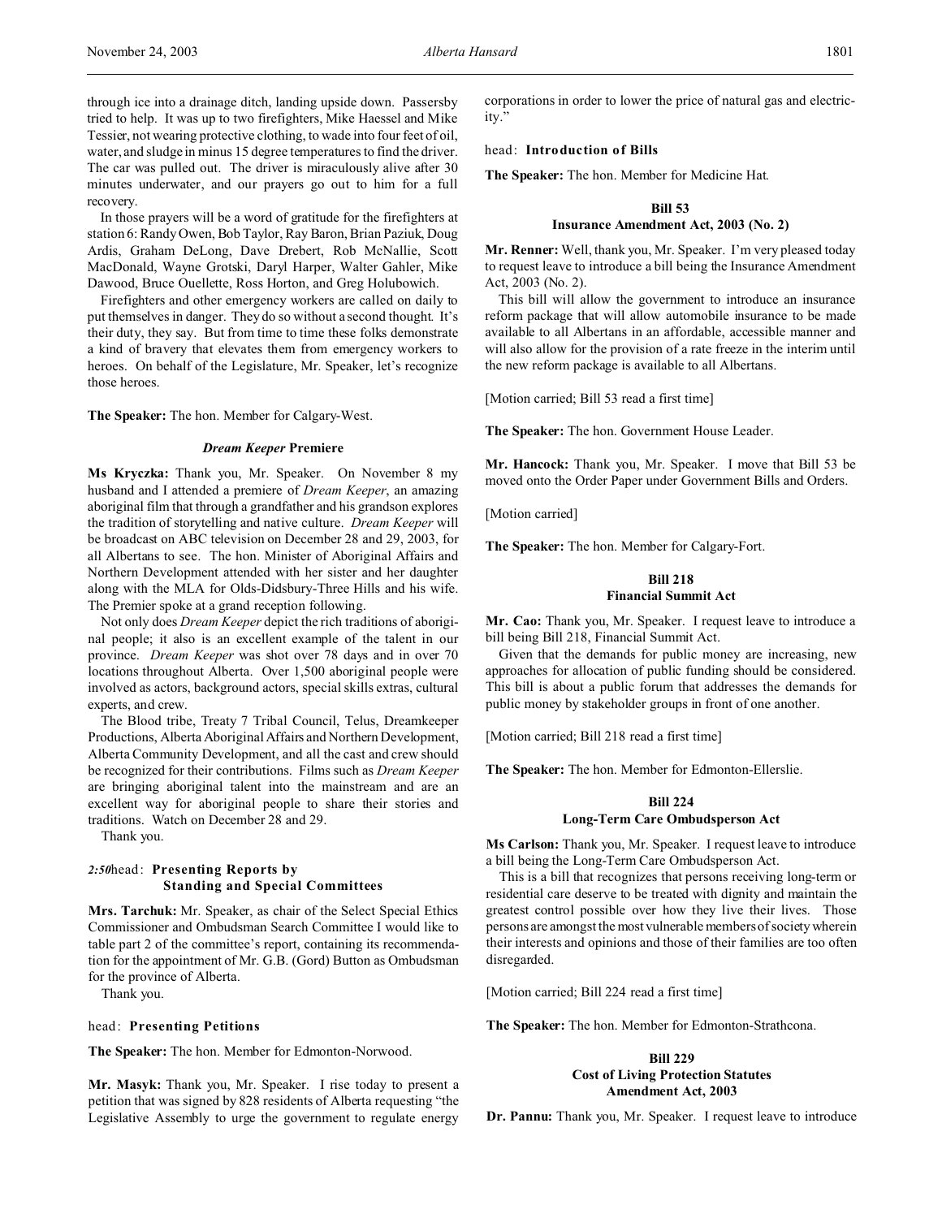through ice into a drainage ditch, landing upside down. Passersby tried to help. It was up to two firefighters, Mike Haessel and Mike Tessier, not wearing protective clothing, to wade into four feet of oil, water, and sludge in minus 15 degree temperatures to find the driver. The car was pulled out. The driver is miraculously alive after 30 minutes underwater, and our prayers go out to him for a full recovery.

In those prayers will be a word of gratitude for the firefighters at station 6: Randy Owen, Bob Taylor, Ray Baron, Brian Paziuk, Doug Ardis, Graham DeLong, Dave Drebert, Rob McNallie, Scott MacDonald, Wayne Grotski, Daryl Harper, Walter Gahler, Mike Dawood, Bruce Ouellette, Ross Horton, and Greg Holubowich.

Firefighters and other emergency workers are called on daily to put themselves in danger. They do so without a second thought. It's their duty, they say. But from time to time these folks demonstrate a kind of bravery that elevates them from emergency workers to heroes. On behalf of the Legislature, Mr. Speaker, let's recognize those heroes.

**The Speaker:** The hon. Member for Calgary-West.

### *Dream Keeper* Premiere

**Ms Kryczka:** Thank you, Mr. Speaker. On November 8 my husband and I attended a premiere of *Dream Keeper*, an amazing aboriginal film that through a grandfather and his grandson explores the tradition of storytelling and native culture. *Dream Keeper* will be broadcast on ABC television on December 28 and 29, 2003, for all Albertans to see. The hon. Minister of Aboriginal Affairs and Northern Development attended with her sister and her daughter along with the MLA for Olds-Didsbury-Three Hills and his wife. The Premier spoke at a grand reception following.

Not only does *Dream Keeper* depict the rich traditions of aboriginal people; it also is an excellent example of the talent in our province. *Dream Keeper* was shot over 78 days and in over 70 locations throughout Alberta. Over 1,500 aboriginal people were involved as actors, background actors, special skills extras, cultural experts, and crew.

The Blood tribe, Treaty 7 Tribal Council, Telus, Dreamkeeper Productions, Alberta Aboriginal Affairs and Northern Development, Alberta Community Development, and all the cast and crew should be recognized for their contributions. Films such as *Dream Keeper* are bringing aboriginal talent into the mainstream and are an excellent way for aboriginal people to share their stories and traditions. Watch on December 28 and 29.

Thank you.

*2:50* head: **Presenting Reports by Standing and Special Committees**

**Mrs. Tarchuk:** Mr. Speaker, as chair of the Select Special Ethics Commissioner and Ombudsman Search Committee I would like to table part 2 of the committee's report, containing its recommendation for the appointment of Mr. G.B. (Gord) Button as Ombudsman for the province of Alberta.

Thank you.

head: **Presenting Petitions**

**The Speaker:** The hon. Member for Edmonton-Norwood.

**Mr. Masyk:** Thank you, Mr. Speaker. I rise today to present a petition that was signed by 828 residents of Alberta requesting "the Legislative Assembly to urge the government to regulate energy corporations in order to lower the price of natural gas and electricity."

head: **Introduction of Bills**

**The Speaker:** The hon. Member for Medicine Hat.

### Bill 53
### Insurance Amendment Act, 2003 (No. 2)

**Mr. Renner:** Well, thank you, Mr. Speaker. I'm very pleased today to request leave to introduce a bill being the Insurance Amendment Act, 2003 (No. 2).

This bill will allow the government to introduce an insurance reform package that will allow automobile insurance to be made available to all Albertans in an affordable, accessible manner and will also allow for the provision of a rate freeze in the interim until the new reform package is available to all Albertans.

[Motion carried; Bill 53 read a first time]

**The Speaker:** The hon. Government House Leader.

**Mr. Hancock:** Thank you, Mr. Speaker. I move that Bill 53 be moved onto the Order Paper under Government Bills and Orders.

[Motion carried]

**The Speaker:** The hon. Member for Calgary-Fort.

### Bill 218
### Financial Summit Act

**Mr. Cao:** Thank you, Mr. Speaker. I request leave to introduce a bill being Bill 218, Financial Summit Act.

Given that the demands for public money are increasing, new approaches for allocation of public funding should be considered. This bill is about a public forum that addresses the demands for public money by stakeholder groups in front of one another.

[Motion carried; Bill 218 read a first time]

**The Speaker:** The hon. Member for Edmonton-Ellerslie.

### Bill 224
### Long-Term Care Ombudsperson Act

**Ms Carlson:** Thank you, Mr. Speaker. I request leave to introduce a bill being the Long-Term Care Ombudsperson Act.

This is a bill that recognizes that persons receiving long-term or residential care deserve to be treated with dignity and maintain the greatest control possible over how they live their lives. Those persons are amongst the most vulnerable members of society wherein their interests and opinions and those of their families are too often disregarded.

[Motion carried; Bill 224 read a first time]

**The Speaker:** The hon. Member for Edmonton-Strathcona.

### Bill 229
### Cost of Living Protection Statutes Amendment Act, 2003

**Dr. Pannu:** Thank you, Mr. Speaker. I request leave to introduce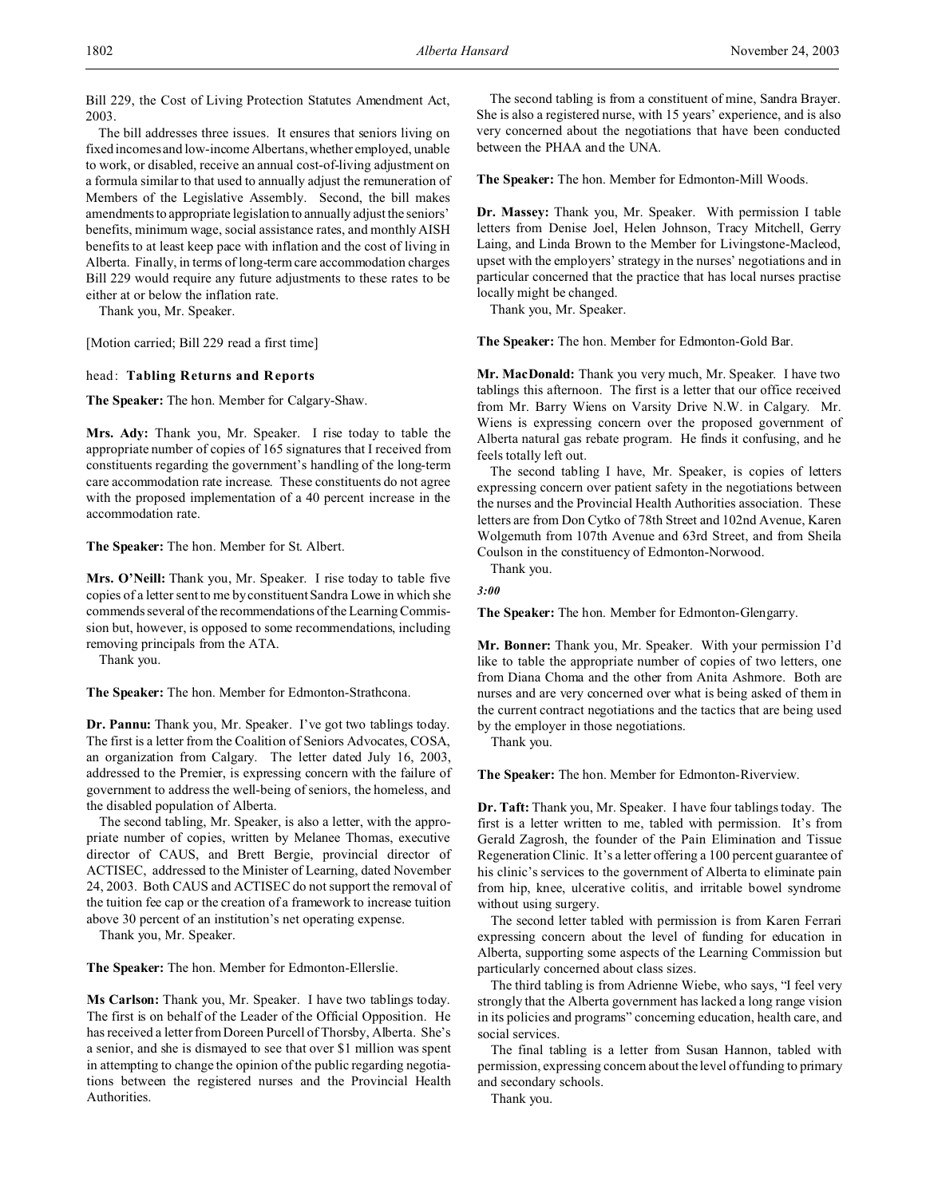Bill 229, the Cost of Living Protection Statutes Amendment Act, 2003.

The bill addresses three issues. It ensures that seniors living on fixed incomes and low-income Albertans, whether employed, unable to work, or disabled, receive an annual cost-of-living adjustment on a formula similar to that used to annually adjust the remuneration of Members of the Legislative Assembly. Second, the bill makes amendments to appropriate legislation to annually adjust the seniors' benefits, minimum wage, social assistance rates, and monthly AISH benefits to at least keep pace with inflation and the cost of living in Alberta. Finally, in terms of long-term care accommodation charges Bill 229 would require any future adjustments to these rates to be either at or below the inflation rate.

Thank you, Mr. Speaker.

[Motion carried; Bill 229 read a first time]

head: **Tabling Returns and Reports**

**The Speaker:** The hon. Member for Calgary-Shaw.

**Mrs. Ady:** Thank you, Mr. Speaker. I rise today to table the appropriate number of copies of 165 signatures that I received from constituents regarding the government's handling of the long-term care accommodation rate increase. These constituents do not agree with the proposed implementation of a 40 percent increase in the accommodation rate.

**The Speaker:** The hon. Member for St. Albert.

**Mrs. O'Neill:** Thank you, Mr. Speaker. I rise today to table five copies of a letter sent to me by constituent Sandra Lowe in which she commends several of the recommendations of the Learning Commission but, however, is opposed to some recommendations, including removing principals from the ATA.

Thank you.

**The Speaker:** The hon. Member for Edmonton-Strathcona.

**Dr. Pannu:** Thank you, Mr. Speaker. I've got two tablings today. The first is a letter from the Coalition of Seniors Advocates, COSA, an organization from Calgary. The letter dated July 16, 2003, addressed to the Premier, is expressing concern with the failure of government to address the well-being of seniors, the homeless, and the disabled population of Alberta.

The second tabling, Mr. Speaker, is also a letter, with the appropriate number of copies, written by Melanee Thomas, executive director of CAUS, and Brett Bergie, provincial director of ACTISEC, addressed to the Minister of Learning, dated November 24, 2003. Both CAUS and ACTISEC do not support the removal of the tuition fee cap or the creation of a framework to increase tuition above 30 percent of an institution's net operating expense.

Thank you, Mr. Speaker.

**The Speaker:** The hon. Member for Edmonton-Ellerslie.

**Ms Carlson:** Thank you, Mr. Speaker. I have two tablings today. The first is on behalf of the Leader of the Official Opposition. He has received a letter from Doreen Purcell of Thorsby, Alberta. She's a senior, and she is dismayed to see that over $1 million was spent in attempting to change the opinion of the public regarding negotiations between the registered nurses and the Provincial Health Authorities.

The second tabling is from a constituent of mine, Sandra Brayer. She is also a registered nurse, with 15 years' experience, and is also very concerned about the negotiations that have been conducted between the PHAA and the UNA.

**The Speaker:** The hon. Member for Edmonton-Mill Woods.

**Dr. Massey:** Thank you, Mr. Speaker. With permission I table letters from Denise Joel, Helen Johnson, Tracy Mitchell, Gerry Laing, and Linda Brown to the Member for Livingstone-Macleod, upset with the employers' strategy in the nurses' negotiations and in particular concerned that the practice that has local nurses practise locally might be changed.

Thank you, Mr. Speaker.

**The Speaker:** The hon. Member for Edmonton-Gold Bar.

**Mr. MacDonald:** Thank you very much, Mr. Speaker. I have two tablings this afternoon. The first is a letter that our office received from Mr. Barry Wiens on Varsity Drive N.W. in Calgary. Mr. Wiens is expressing concern over the proposed government of Alberta natural gas rebate program. He finds it confusing, and he feels totally left out.

The second tabling I have, Mr. Speaker, is copies of letters expressing concern over patient safety in the negotiations between the nurses and the Provincial Health Authorities association. These letters are from Don Cytko of 78th Street and 102nd Avenue, Karen Wolgemuth from 107th Avenue and 63rd Street, and from Sheila Coulson in the constituency of Edmonton-Norwood.

Thank you.

*3:00*

**The Speaker:** The hon. Member for Edmonton-Glengarry.

**Mr. Bonner:** Thank you, Mr. Speaker. With your permission I'd like to table the appropriate number of copies of two letters, one from Diana Choma and the other from Anita Ashmore. Both are nurses and are very concerned over what is being asked of them in the current contract negotiations and the tactics that are being used by the employer in those negotiations.

Thank you.

**The Speaker:** The hon. Member for Edmonton-Riverview.

**Dr. Taft:** Thank you, Mr. Speaker. I have four tablings today. The first is a letter written to me, tabled with permission. It's from Gerald Zagrosh, the founder of the Pain Elimination and Tissue Regeneration Clinic. It's a letter offering a 100 percent guarantee of his clinic's services to the government of Alberta to eliminate pain from hip, knee, ulcerative colitis, and irritable bowel syndrome without using surgery.

The second letter tabled with permission is from Karen Ferrari expressing concern about the level of funding for education in Alberta, supporting some aspects of the Learning Commission but particularly concerned about class sizes.

The third tabling is from Adrienne Wiebe, who says, "I feel very strongly that the Alberta government has lacked a long range vision in its policies and programs" concerning education, health care, and social services.

The final tabling is a letter from Susan Hannon, tabled with permission, expressing concern about the level of funding to primary and secondary schools.

Thank you.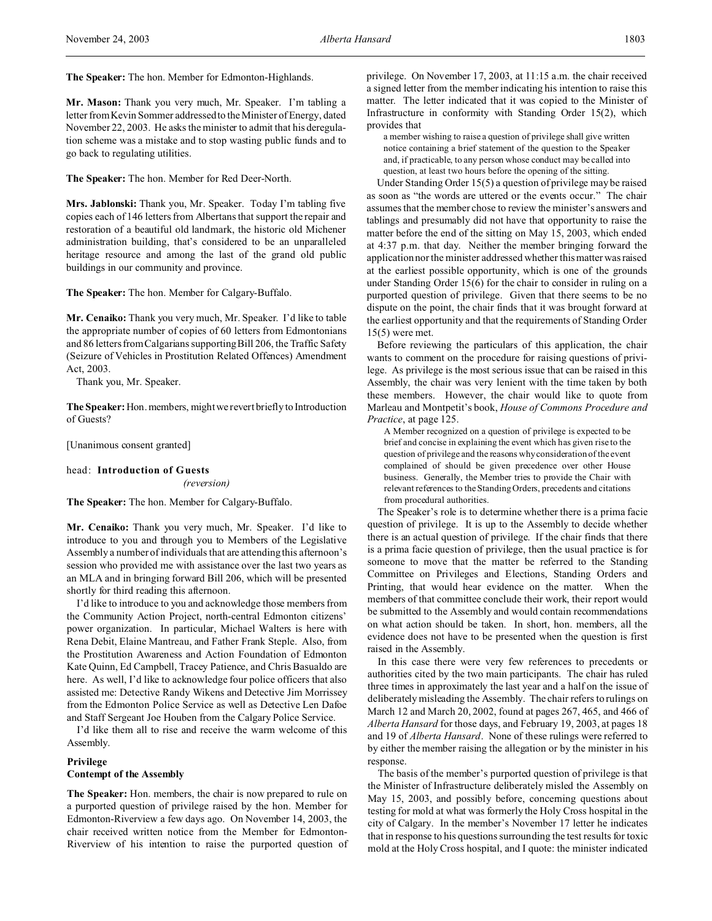**The Speaker:** The hon. Member for Edmonton-Highlands.

**Mr. Mason:** Thank you very much, Mr. Speaker. I'm tabling a letter from Kevin Sommer addressed to the Minister of Energy, dated November 22, 2003. He asks the minister to admit that his deregulation scheme was a mistake and to stop wasting public funds and to go back to regulating utilities.

**The Speaker:** The hon. Member for Red Deer-North.

**Mrs. Jablonski:** Thank you, Mr. Speaker. Today I'm tabling five copies each of 146 letters from Albertans that support the repair and restoration of a beautiful old landmark, the historic old Michener administration building, that's considered to be an unparalleled heritage resource and among the last of the grand old public buildings in our community and province.

**The Speaker:** The hon. Member for Calgary-Buffalo.

**Mr. Cenaiko:** Thank you very much, Mr. Speaker. I'd like to table the appropriate number of copies of 60 letters from Edmontonians and 86 letters from Calgarians supporting Bill 206, the Traffic Safety (Seizure of Vehicles in Prostitution Related Offences) Amendment Act, 2003.

Thank you, Mr. Speaker.

**The Speaker:** Hon. members, might we revert briefly to Introduction of Guests?

[Unanimous consent granted]

head: **Introduction of Guests**
*(reversion)*

**The Speaker:** The hon. Member for Calgary-Buffalo.

**Mr. Cenaiko:** Thank you very much, Mr. Speaker. I'd like to introduce to you and through you to Members of the Legislative Assembly a number of individuals that are attending this afternoon's session who provided me with assistance over the last two years as an MLA and in bringing forward Bill 206, which will be presented shortly for third reading this afternoon.

I'd like to introduce to you and acknowledge those members from the Community Action Project, north-central Edmonton citizens' power organization. In particular, Michael Walters is here with Rena Debit, Elaine Mantreau, and Father Frank Steple. Also, from the Prostitution Awareness and Action Foundation of Edmonton Kate Quinn, Ed Campbell, Tracey Patience, and Chris Basualdo are here. As well, I'd like to acknowledge four police officers that also assisted me: Detective Randy Wikens and Detective Jim Morrissey from the Edmonton Police Service as well as Detective Len Dafoe and Staff Sergeant Joe Houben from the Calgary Police Service.

I'd like them all to rise and receive the warm welcome of this Assembly.

### Privilege
### Contempt of the Assembly

**The Speaker:** Hon. members, the chair is now prepared to rule on a purported question of privilege raised by the hon. Member for Edmonton-Riverview a few days ago. On November 14, 2003, the chair received written notice from the Member for Edmonton-Riverview of his intention to raise the purported question of privilege. On November 17, 2003, at 11:15 a.m. the chair received a signed letter from the member indicating his intention to raise this matter. The letter indicated that it was copied to the Minister of Infrastructure in conformity with Standing Order 15(2), which provides that

> a member wishing to raise a question of privilege shall give written notice containing a brief statement of the question to the Speaker and, if practicable, to any person whose conduct may be called into question, at least two hours before the opening of the sitting.

Under Standing Order 15(5) a question of privilege may be raised as soon as "the words are uttered or the events occur." The chair assumes that the member chose to review the minister's answers and tablings and presumably did not have that opportunity to raise the matter before the end of the sitting on May 15, 2003, which ended at 4:37 p.m. that day. Neither the member bringing forward the application nor the minister addressed whether this matter was raised at the earliest possible opportunity, which is one of the grounds under Standing Order 15(6) for the chair to consider in ruling on a purported question of privilege. Given that there seems to be no dispute on the point, the chair finds that it was brought forward at the earliest opportunity and that the requirements of Standing Order 15(5) were met.

Before reviewing the particulars of this application, the chair wants to comment on the procedure for raising questions of privilege. As privilege is the most serious issue that can be raised in this Assembly, the chair was very lenient with the time taken by both these members. However, the chair would like to quote from Marleau and Montpetit's book, *House of Commons Procedure and Practice*, at page 125.

> A Member recognized on a question of privilege is expected to be brief and concise in explaining the event which has given rise to the question of privilege and the reasons why consideration of the event complained of should be given precedence over other House business. Generally, the Member tries to provide the Chair with relevant references to the Standing Orders, precedents and citations from procedural authorities.

The Speaker's role is to determine whether there is a prima facie question of privilege. It is up to the Assembly to decide whether there is an actual question of privilege. If the chair finds that there is a prima facie question of privilege, then the usual practice is for someone to move that the matter be referred to the Standing Committee on Privileges and Elections, Standing Orders and Printing, that would hear evidence on the matter. When the members of that committee conclude their work, their report would be submitted to the Assembly and would contain recommendations on what action should be taken. In short, hon. members, all the evidence does not have to be presented when the question is first raised in the Assembly.

In this case there were very few references to precedents or authorities cited by the two main participants. The chair has ruled three times in approximately the last year and a half on the issue of deliberately misleading the Assembly. The chair refers to rulings on March 12 and March 20, 2002, found at pages 267, 465, and 466 of *Alberta Hansard* for those days, and February 19, 2003, at pages 18 and 19 of *Alberta Hansard*. None of these rulings were referred to by either the member raising the allegation or by the minister in his response.

The basis of the member's purported question of privilege is that the Minister of Infrastructure deliberately misled the Assembly on May 15, 2003, and possibly before, concerning questions about testing for mold at what was formerly the Holy Cross hospital in the city of Calgary. In the member's November 17 letter he indicates that in response to his questions surrounding the test results for toxic mold at the Holy Cross hospital, and I quote: the minister indicated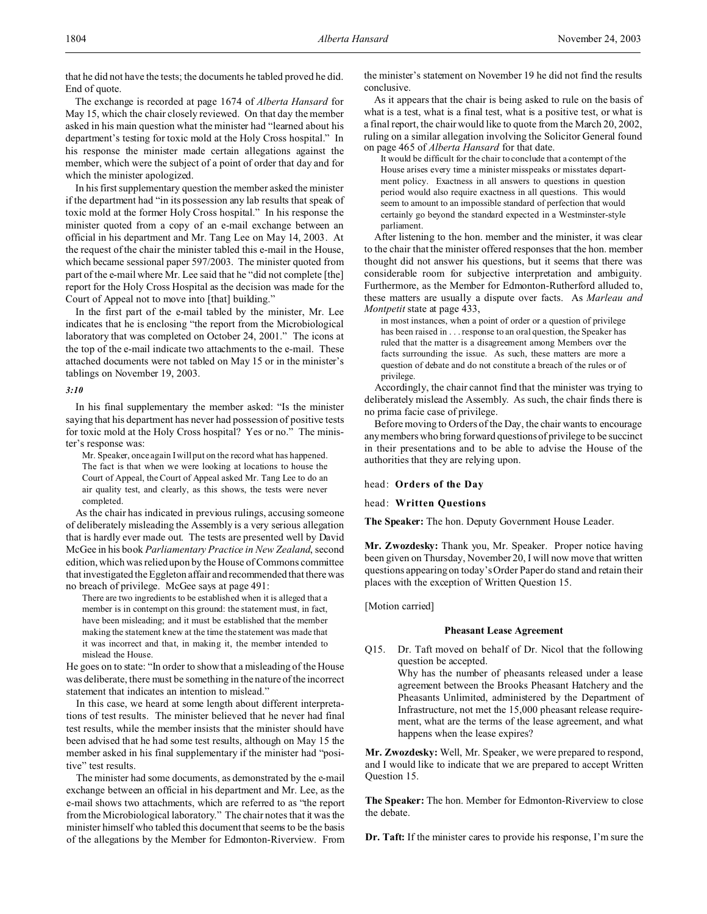that he did not have the tests; the documents he tabled proved he did. End of quote.

The exchange is recorded at page 1674 of *Alberta Hansard* for May 15, which the chair closely reviewed. On that day the member asked in his main question what the minister had "learned about his department's testing for toxic mold at the Holy Cross hospital." In his response the minister made certain allegations against the member, which were the subject of a point of order that day and for which the minister apologized.

In his first supplementary question the member asked the minister if the department had "in its possession any lab results that speak of toxic mold at the former Holy Cross hospital." In his response the minister quoted from a copy of an e-mail exchange between an official in his department and Mr. Tang Lee on May 14, 2003. At the request of the chair the minister tabled this e-mail in the House, which became sessional paper 597/2003. The minister quoted from part of the e-mail where Mr. Lee said that he "did not complete [the] report for the Holy Cross Hospital as the decision was made for the Court of Appeal not to move into [that] building."

In the first part of the e-mail tabled by the minister, Mr. Lee indicates that he is enclosing "the report from the Microbiological laboratory that was completed on October 24, 2001." The icons at the top of the e-mail indicate two attachments to the e-mail. These attached documents were not tabled on May 15 or in the minister's tablings on November 19, 2003.

*3:10*

In his final supplementary the member asked: "Is the minister saying that his department has never had possession of positive tests for toxic mold at the Holy Cross hospital? Yes or no." The minister's response was:

> Mr. Speaker, once again I will put on the record what has happened. The fact is that when we were looking at locations to house the Court of Appeal, the Court of Appeal asked Mr. Tang Lee to do an air quality test, and clearly, as this shows, the tests were never completed.

As the chair has indicated in previous rulings, accusing someone of deliberately misleading the Assembly is a very serious allegation that is hardly ever made out. The tests are presented well by David McGee in his book *Parliamentary Practice in New Zealand*, second edition, which was relied upon by the House of Commons committee that investigated the Eggleton affair and recommended that there was no breach of privilege. McGee says at page 491:

> There are two ingredients to be established when it is alleged that a member is in contempt on this ground: the statement must, in fact, have been misleading; and it must be established that the member making the statement knew at the time the statement was made that it was incorrect and that, in making it, the member intended to mislead the House.

He goes on to state: "In order to show that a misleading of the House was deliberate, there must be something in the nature of the incorrect statement that indicates an intention to mislead."

In this case, we heard at some length about different interpretations of test results. The minister believed that he never had final test results, while the member insists that the minister should have been advised that he had some test results, although on May 15 the member asked in his final supplementary if the minister had "positive" test results.

The minister had some documents, as demonstrated by the e-mail exchange between an official in his department and Mr. Lee, as the e-mail shows two attachments, which are referred to as "the report from the Microbiological laboratory." The chair notes that it was the minister himself who tabled this document that seems to be the basis of the allegations by the Member for Edmonton-Riverview. From the minister's statement on November 19 he did not find the results conclusive.

As it appears that the chair is being asked to rule on the basis of what is a test, what is a final test, what is a positive test, or what is a final report, the chair would like to quote from the March 20, 2002, ruling on a similar allegation involving the Solicitor General found on page 465 of *Alberta Hansard* for that date.

> It would be difficult for the chair to conclude that a contempt of the House arises every time a minister misspeaks or misstates department policy. Exactness in all answers to questions in question period would also require exactness in all questions. This would seem to amount to an impossible standard of perfection that would certainly go beyond the standard expected in a Westminster-style parliament.

After listening to the hon. member and the minister, it was clear to the chair that the minister offered responses that the hon. member thought did not answer his questions, but it seems that there was considerable room for subjective interpretation and ambiguity. Furthermore, as the Member for Edmonton-Rutherford alluded to, these matters are usually a dispute over facts. As *Marleau and Montpetit* state at page 433,

> in most instances, when a point of order or a question of privilege has been raised in . . . response to an oral question, the Speaker has ruled that the matter is a disagreement among Members over the facts surrounding the issue. As such, these matters are more a question of debate and do not constitute a breach of the rules or of privilege.

Accordingly, the chair cannot find that the minister was trying to deliberately mislead the Assembly. As such, the chair finds there is no prima facie case of privilege.

Before moving to Orders of the Day, the chair wants to encourage any members who bring forward questions of privilege to be succinct in their presentations and to be able to advise the House of the authorities that they are relying upon.

head: **Orders of the Day**

head: **Written Questions**

**The Speaker:** The hon. Deputy Government House Leader.

**Mr. Zwozdesky:** Thank you, Mr. Speaker. Proper notice having been given on Thursday, November 20, I will now move that written questions appearing on today's Order Paper do stand and retain their places with the exception of Written Question 15.

[Motion carried]

### Pheasant Lease Agreement

Q15. Dr. Taft moved on behalf of Dr. Nicol that the following question be accepted.
Why has the number of pheasants released under a lease agreement between the Brooks Pheasant Hatchery and the Pheasants Unlimited, administered by the Department of Infrastructure, not met the 15,000 pheasant release requirement, what are the terms of the lease agreement, and what happens when the lease expires?

**Mr. Zwozdesky:** Well, Mr. Speaker, we were prepared to respond, and I would like to indicate that we are prepared to accept Written Question 15.

**The Speaker:** The hon. Member for Edmonton-Riverview to close the debate.

**Dr. Taft:** If the minister cares to provide his response, I'm sure the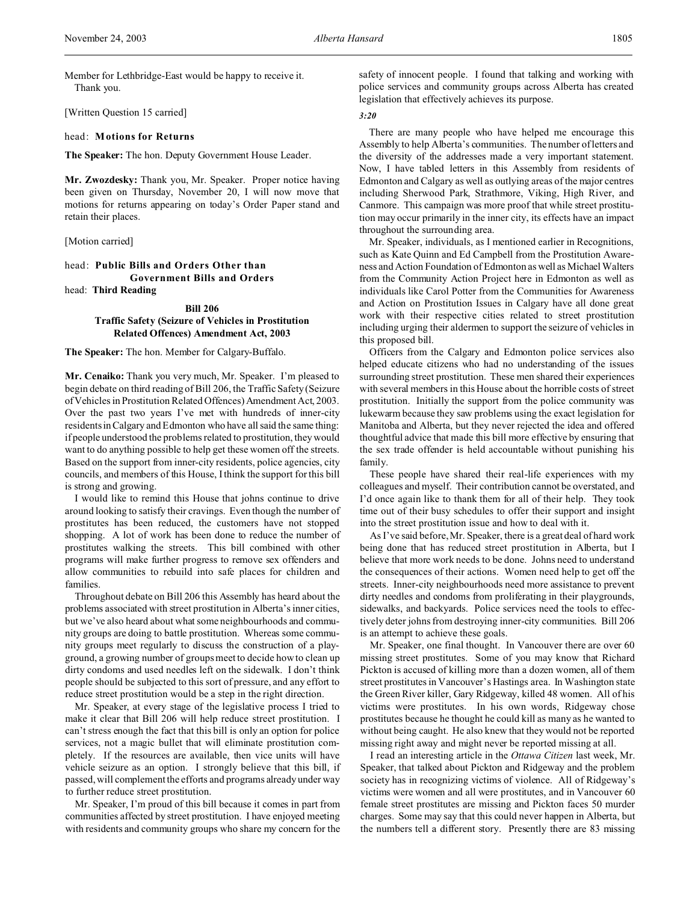Member for Lethbridge-East would be happy to receive it.
Thank you.

[Written Question 15 carried]

head: **Motions for Returns**

**The Speaker:** The hon. Deputy Government House Leader.

**Mr. Zwozdesky:** Thank you, Mr. Speaker. Proper notice having been given on Thursday, November 20, I will now move that motions for returns appearing on today's Order Paper stand and retain their places.

[Motion carried]

head: **Public Bills and Orders Other than Government Bills and Orders**
head: **Third Reading**

**Bill 206**
**Traffic Safety (Seizure of Vehicles in Prostitution Related Offences) Amendment Act, 2003**

**The Speaker:** The hon. Member for Calgary-Buffalo.

**Mr. Cenaiko:** Thank you very much, Mr. Speaker. I'm pleased to begin debate on third reading of Bill 206, the Traffic Safety (Seizure of Vehicles in Prostitution Related Offences) Amendment Act, 2003. Over the past two years I've met with hundreds of inner-city residents in Calgary and Edmonton who have all said the same thing: if people understood the problems related to prostitution, they would want to do anything possible to help get these women off the streets. Based on the support from inner-city residents, police agencies, city councils, and members of this House, I think the support for this bill is strong and growing.

I would like to remind this House that johns continue to drive around looking to satisfy their cravings. Even though the number of prostitutes has been reduced, the customers have not stopped shopping. A lot of work has been done to reduce the number of prostitutes walking the streets. This bill combined with other programs will make further progress to remove sex offenders and allow communities to rebuild into safe places for children and families.

Throughout debate on Bill 206 this Assembly has heard about the problems associated with street prostitution in Alberta's inner cities, but we've also heard about what some neighbourhoods and community groups are doing to battle prostitution. Whereas some community groups meet regularly to discuss the construction of a playground, a growing number of groups meet to decide how to clean up dirty condoms and used needles left on the sidewalk. I don't think people should be subjected to this sort of pressure, and any effort to reduce street prostitution would be a step in the right direction.

Mr. Speaker, at every stage of the legislative process I tried to make it clear that Bill 206 will help reduce street prostitution. I can't stress enough the fact that this bill is only an option for police services, not a magic bullet that will eliminate prostitution completely. If the resources are available, then vice units will have vehicle seizure as an option. I strongly believe that this bill, if passed, will complement the efforts and programs already under way to further reduce street prostitution.

Mr. Speaker, I'm proud of this bill because it comes in part from communities affected by street prostitution. I have enjoyed meeting with residents and community groups who share my concern for the safety of innocent people. I found that talking and working with police services and community groups across Alberta has created legislation that effectively achieves its purpose.

*3:20*

There are many people who have helped me encourage this Assembly to help Alberta's communities. The number of letters and the diversity of the addresses made a very important statement. Now, I have tabled letters in this Assembly from residents of Edmonton and Calgary as well as outlying areas of the major centres including Sherwood Park, Strathmore, Viking, High River, and Canmore. This campaign was more proof that while street prostitution may occur primarily in the inner city, its effects have an impact throughout the surrounding area.

Mr. Speaker, individuals, as I mentioned earlier in Recognitions, such as Kate Quinn and Ed Campbell from the Prostitution Awareness and Action Foundation of Edmonton as well as Michael Walters from the Community Action Project here in Edmonton as well as individuals like Carol Potter from the Communities for Awareness and Action on Prostitution Issues in Calgary have all done great work with their respective cities related to street prostitution including urging their aldermen to support the seizure of vehicles in this proposed bill.

Officers from the Calgary and Edmonton police services also helped educate citizens who had no understanding of the issues surrounding street prostitution. These men shared their experiences with several members in this House about the horrible costs of street prostitution. Initially the support from the police community was lukewarm because they saw problems using the exact legislation for Manitoba and Alberta, but they never rejected the idea and offered thoughtful advice that made this bill more effective by ensuring that the sex trade offender is held accountable without punishing his family.

These people have shared their real-life experiences with my colleagues and myself. Their contribution cannot be overstated, and I'd once again like to thank them for all of their help. They took time out of their busy schedules to offer their support and insight into the street prostitution issue and how to deal with it.

As I've said before, Mr. Speaker, there is a great deal of hard work being done that has reduced street prostitution in Alberta, but I believe that more work needs to be done. Johns need to understand the consequences of their actions. Women need help to get off the streets. Inner-city neighbourhoods need more assistance to prevent dirty needles and condoms from proliferating in their playgrounds, sidewalks, and backyards. Police services need the tools to effectively deter johns from destroying inner-city communities. Bill 206 is an attempt to achieve these goals.

Mr. Speaker, one final thought. In Vancouver there are over 60 missing street prostitutes. Some of you may know that Richard Pickton is accused of killing more than a dozen women, all of them street prostitutes in Vancouver's Hastings area. In Washington state the Green River killer, Gary Ridgeway, killed 48 women. All of his victims were prostitutes. In his own words, Ridgeway chose prostitutes because he thought he could kill as many as he wanted to without being caught. He also knew that they would not be reported missing right away and might never be reported missing at all.

I read an interesting article in the *Ottawa Citizen* last week, Mr. Speaker, that talked about Pickton and Ridgeway and the problem society has in recognizing victims of violence. All of Ridgeway's victims were women and all were prostitutes, and in Vancouver 60 female street prostitutes are missing and Pickton faces 50 murder charges. Some may say that this could never happen in Alberta, but the numbers tell a different story. Presently there are 83 missing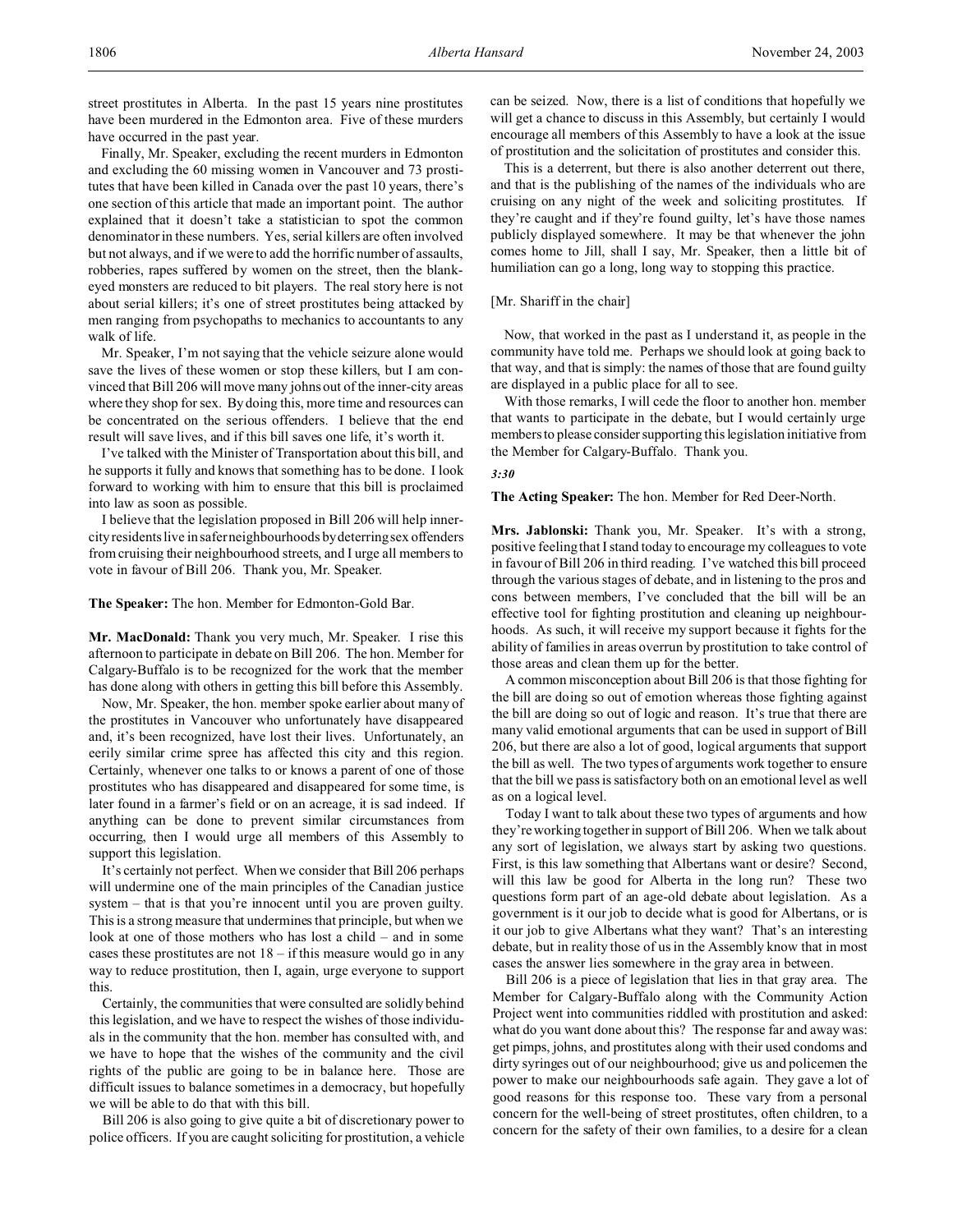street prostitutes in Alberta. In the past 15 years nine prostitutes have been murdered in the Edmonton area. Five of these murders have occurred in the past year.

Finally, Mr. Speaker, excluding the recent murders in Edmonton and excluding the 60 missing women in Vancouver and 73 prostitutes that have been killed in Canada over the past 10 years, there's one section of this article that made an important point. The author explained that it doesn't take a statistician to spot the common denominator in these numbers. Yes, serial killers are often involved but not always, and if we were to add the horrific number of assaults, robberies, rapes suffered by women on the street, then the blank-eyed monsters are reduced to bit players. The real story here is not about serial killers; it's one of street prostitutes being attacked by men ranging from psychopaths to mechanics to accountants to any walk of life.

Mr. Speaker, I'm not saying that the vehicle seizure alone would save the lives of these women or stop these killers, but I am convinced that Bill 206 will move many johns out of the inner-city areas where they shop for sex. By doing this, more time and resources can be concentrated on the serious offenders. I believe that the end result will save lives, and if this bill saves one life, it's worth it.

I've talked with the Minister of Transportation about this bill, and he supports it fully and knows that something has to be done. I look forward to working with him to ensure that this bill is proclaimed into law as soon as possible.

I believe that the legislation proposed in Bill 206 will help inner-city residents live in safer neighbourhoods by deterring sex offenders from cruising their neighbourhood streets, and I urge all members to vote in favour of Bill 206. Thank you, Mr. Speaker.

**The Speaker:** The hon. Member for Edmonton-Gold Bar.

**Mr. MacDonald:** Thank you very much, Mr. Speaker. I rise this afternoon to participate in debate on Bill 206. The hon. Member for Calgary-Buffalo is to be recognized for the work that the member has done along with others in getting this bill before this Assembly.

Now, Mr. Speaker, the hon. member spoke earlier about many of the prostitutes in Vancouver who unfortunately have disappeared and, it's been recognized, have lost their lives. Unfortunately, an eerily similar crime spree has affected this city and this region. Certainly, whenever one talks to or knows a parent of one of those prostitutes who has disappeared and disappeared for some time, is later found in a farmer's field or on an acreage, it is sad indeed. If anything can be done to prevent similar circumstances from occurring, then I would urge all members of this Assembly to support this legislation.

It's certainly not perfect. When we consider that Bill 206 perhaps will undermine one of the main principles of the Canadian justice system – that is that you're innocent until you are proven guilty. This is a strong measure that undermines that principle, but when we look at one of those mothers who has lost a child – and in some cases these prostitutes are not 18 – if this measure would go in any way to reduce prostitution, then I, again, urge everyone to support this.

Certainly, the communities that were consulted are solidly behind this legislation, and we have to respect the wishes of those individuals in the community that the hon. member has consulted with, and we have to hope that the wishes of the community and the civil rights of the public are going to be in balance here. Those are difficult issues to balance sometimes in a democracy, but hopefully we will be able to do that with this bill.

Bill 206 is also going to give quite a bit of discretionary power to police officers. If you are caught soliciting for prostitution, a vehicle can be seized. Now, there is a list of conditions that hopefully we will get a chance to discuss in this Assembly, but certainly I would encourage all members of this Assembly to have a look at the issue of prostitution and the solicitation of prostitutes and consider this.

This is a deterrent, but there is also another deterrent out there, and that is the publishing of the names of the individuals who are cruising on any night of the week and soliciting prostitutes. If they're caught and if they're found guilty, let's have those names publicly displayed somewhere. It may be that whenever the john comes home to Jill, shall I say, Mr. Speaker, then a little bit of humiliation can go a long, long way to stopping this practice.

[Mr. Shariff in the chair]

Now, that worked in the past as I understand it, as people in the community have told me. Perhaps we should look at going back to that way, and that is simply: the names of those that are found guilty are displayed in a public place for all to see.

With those remarks, I will cede the floor to another hon. member that wants to participate in the debate, but I would certainly urge members to please consider supporting this legislation initiative from the Member for Calgary-Buffalo. Thank you.

*3:30*

**The Acting Speaker:** The hon. Member for Red Deer-North.

**Mrs. Jablonski:** Thank you, Mr. Speaker. It's with a strong, positive feeling that I stand today to encourage my colleagues to vote in favour of Bill 206 in third reading. I've watched this bill proceed through the various stages of debate, and in listening to the pros and cons between members, I've concluded that the bill will be an effective tool for fighting prostitution and cleaning up neighbourhoods. As such, it will receive my support because it fights for the ability of families in areas overrun by prostitution to take control of those areas and clean them up for the better.

A common misconception about Bill 206 is that those fighting for the bill are doing so out of emotion whereas those fighting against the bill are doing so out of logic and reason. It's true that there are many valid emotional arguments that can be used in support of Bill 206, but there are also a lot of good, logical arguments that support the bill as well. The two types of arguments work together to ensure that the bill we pass is satisfactory both on an emotional level as well as on a logical level.

Today I want to talk about these two types of arguments and how they're working together in support of Bill 206. When we talk about any sort of legislation, we always start by asking two questions. First, is this law something that Albertans want or desire? Second, will this law be good for Alberta in the long run? These two questions form part of an age-old debate about legislation. As a government is it our job to decide what is good for Albertans, or is it our job to give Albertans what they want? That's an interesting debate, but in reality those of us in the Assembly know that in most cases the answer lies somewhere in the gray area in between.

Bill 206 is a piece of legislation that lies in that gray area. The Member for Calgary-Buffalo along with the Community Action Project went into communities riddled with prostitution and asked: what do you want done about this? The response far and away was: get pimps, johns, and prostitutes along with their used condoms and dirty syringes out of our neighbourhood; give us and policemen the power to make our neighbourhoods safe again. They gave a lot of good reasons for this response too. These vary from a personal concern for the well-being of street prostitutes, often children, to a concern for the safety of their own families, to a desire for a clean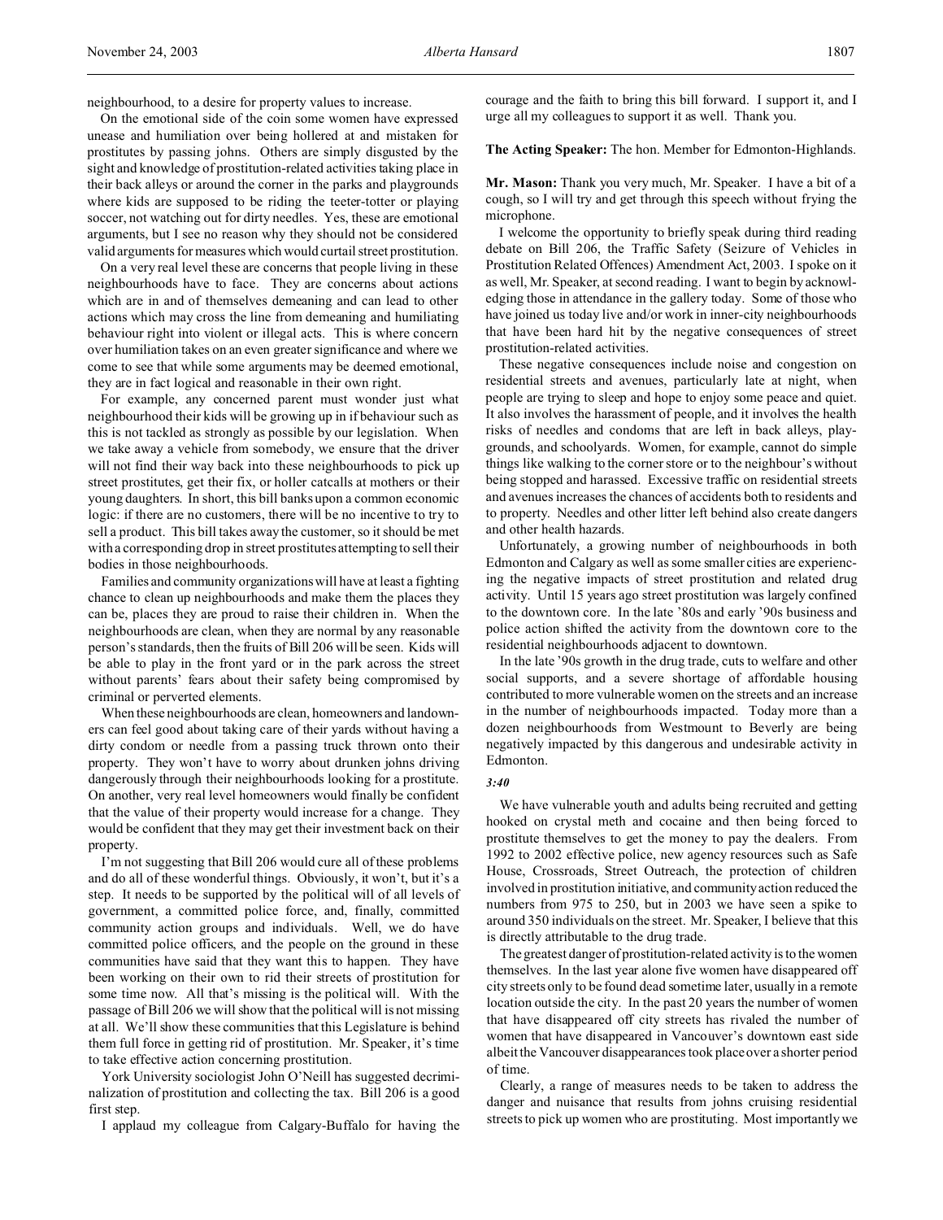neighbourhood, to a desire for property values to increase.

On the emotional side of the coin some women have expressed unease and humiliation over being hollered at and mistaken for prostitutes by passing johns. Others are simply disgusted by the sight and knowledge of prostitution-related activities taking place in their back alleys or around the corner in the parks and playgrounds where kids are supposed to be riding the teeter-totter or playing soccer, not watching out for dirty needles. Yes, these are emotional arguments, but I see no reason why they should not be considered valid arguments for measures which would curtail street prostitution.

On a very real level these are concerns that people living in these neighbourhoods have to face. They are concerns about actions which are in and of themselves demeaning and can lead to other actions which may cross the line from demeaning and humiliating behaviour right into violent or illegal acts. This is where concern over humiliation takes on an even greater significance and where we come to see that while some arguments may be deemed emotional, they are in fact logical and reasonable in their own right.

For example, any concerned parent must wonder just what neighbourhood their kids will be growing up in if behaviour such as this is not tackled as strongly as possible by our legislation. When we take away a vehicle from somebody, we ensure that the driver will not find their way back into these neighbourhoods to pick up street prostitutes, get their fix, or holler catcalls at mothers or their young daughters. In short, this bill banks upon a common economic logic: if there are no customers, there will be no incentive to try to sell a product. This bill takes away the customer, so it should be met with a corresponding drop in street prostitutes attempting to sell their bodies in those neighbourhoods.

Families and community organizations will have at least a fighting chance to clean up neighbourhoods and make them the places they can be, places they are proud to raise their children in. When the neighbourhoods are clean, when they are normal by any reasonable person's standards, then the fruits of Bill 206 will be seen. Kids will be able to play in the front yard or in the park across the street without parents' fears about their safety being compromised by criminal or perverted elements.

When these neighbourhoods are clean, homeowners and landowners can feel good about taking care of their yards without having a dirty condom or needle from a passing truck thrown onto their property. They won't have to worry about drunken johns driving dangerously through their neighbourhoods looking for a prostitute. On another, very real level homeowners would finally be confident that the value of their property would increase for a change. They would be confident that they may get their investment back on their property.

I'm not suggesting that Bill 206 would cure all of these problems and do all of these wonderful things. Obviously, it won't, but it's a step. It needs to be supported by the political will of all levels of government, a committed police force, and, finally, committed community action groups and individuals. Well, we do have committed police officers, and the people on the ground in these communities have said that they want this to happen. They have been working on their own to rid their streets of prostitution for some time now. All that's missing is the political will. With the passage of Bill 206 we will show that the political will is not missing at all. We'll show these communities that this Legislature is behind them full force in getting rid of prostitution. Mr. Speaker, it's time to take effective action concerning prostitution.

York University sociologist John O'Neill has suggested decriminalization of prostitution and collecting the tax. Bill 206 is a good first step.

I applaud my colleague from Calgary-Buffalo for having the courage and the faith to bring this bill forward. I support it, and I urge all my colleagues to support it as well. Thank you.

**The Acting Speaker:** The hon. Member for Edmonton-Highlands.

**Mr. Mason:** Thank you very much, Mr. Speaker. I have a bit of a cough, so I will try and get through this speech without frying the microphone.

I welcome the opportunity to briefly speak during third reading debate on Bill 206, the Traffic Safety (Seizure of Vehicles in Prostitution Related Offences) Amendment Act, 2003. I spoke on it as well, Mr. Speaker, at second reading. I want to begin by acknowledging those in attendance in the gallery today. Some of those who have joined us today live and/or work in inner-city neighbourhoods that have been hard hit by the negative consequences of street prostitution-related activities.

These negative consequences include noise and congestion on residential streets and avenues, particularly late at night, when people are trying to sleep and hope to enjoy some peace and quiet. It also involves the harassment of people, and it involves the health risks of needles and condoms that are left in back alleys, playgrounds, and schoolyards. Women, for example, cannot do simple things like walking to the corner store or to the neighbour's without being stopped and harassed. Excessive traffic on residential streets and avenues increases the chances of accidents both to residents and to property. Needles and other litter left behind also create dangers and other health hazards.

Unfortunately, a growing number of neighbourhoods in both Edmonton and Calgary as well as some smaller cities are experiencing the negative impacts of street prostitution and related drug activity. Until 15 years ago street prostitution was largely confined to the downtown core. In the late '80s and early '90s business and police action shifted the activity from the downtown core to the residential neighbourhoods adjacent to downtown.

In the late '90s growth in the drug trade, cuts to welfare and other social supports, and a severe shortage of affordable housing contributed to more vulnerable women on the streets and an increase in the number of neighbourhoods impacted. Today more than a dozen neighbourhoods from Westmount to Beverly are being negatively impacted by this dangerous and undesirable activity in Edmonton.

*3:40*

We have vulnerable youth and adults being recruited and getting hooked on crystal meth and cocaine and then being forced to prostitute themselves to get the money to pay the dealers. From 1992 to 2002 effective police, new agency resources such as Safe House, Crossroads, Street Outreach, the protection of children involved in prostitution initiative, and community action reduced the numbers from 975 to 250, but in 2003 we have seen a spike to around 350 individuals on the street. Mr. Speaker, I believe that this is directly attributable to the drug trade.

The greatest danger of prostitution-related activity is to the women themselves. In the last year alone five women have disappeared off city streets only to be found dead sometime later, usually in a remote location outside the city. In the past 20 years the number of women that have disappeared off city streets has rivaled the number of women that have disappeared in Vancouver's downtown east side albeit the Vancouver disappearances took place over a shorter period of time.

Clearly, a range of measures needs to be taken to address the danger and nuisance that results from johns cruising residential streets to pick up women who are prostituting. Most importantly we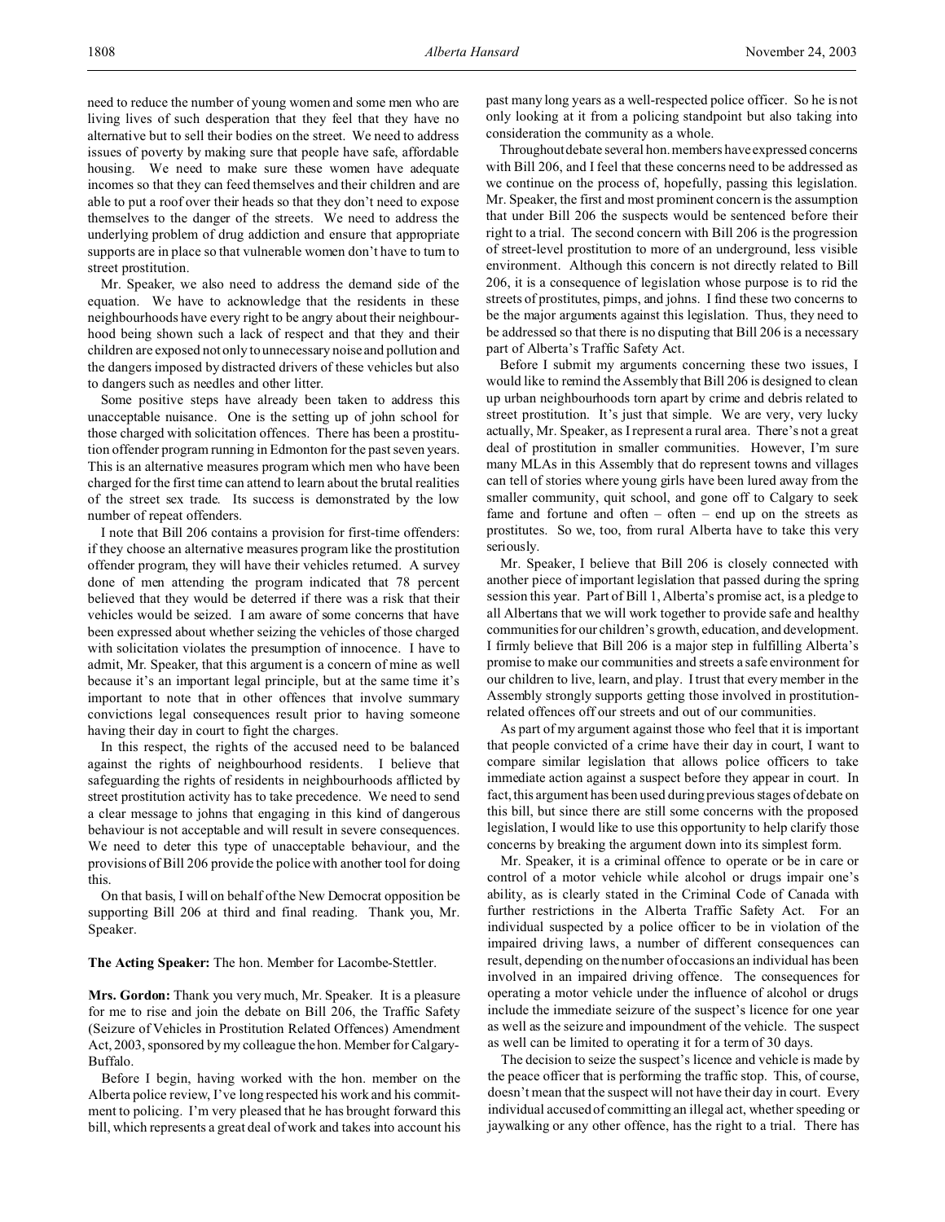need to reduce the number of young women and some men who are living lives of such desperation that they feel that they have no alternative but to sell their bodies on the street. We need to address issues of poverty by making sure that people have safe, affordable housing. We need to make sure these women have adequate incomes so that they can feed themselves and their children and are able to put a roof over their heads so that they don't need to expose themselves to the danger of the streets. We need to address the underlying problem of drug addiction and ensure that appropriate supports are in place so that vulnerable women don't have to turn to street prostitution.

Mr. Speaker, we also need to address the demand side of the equation. We have to acknowledge that the residents in these neighbourhoods have every right to be angry about their neighbourhood being shown such a lack of respect and that they and their children are exposed not only to unnecessary noise and pollution and the dangers imposed by distracted drivers of these vehicles but also to dangers such as needles and other litter.

Some positive steps have already been taken to address this unacceptable nuisance. One is the setting up of john school for those charged with solicitation offences. There has been a prostitution offender program running in Edmonton for the past seven years. This is an alternative measures program which men who have been charged for the first time can attend to learn about the brutal realities of the street sex trade. Its success is demonstrated by the low number of repeat offenders.

I note that Bill 206 contains a provision for first-time offenders: if they choose an alternative measures program like the prostitution offender program, they will have their vehicles returned. A survey done of men attending the program indicated that 78 percent believed that they would be deterred if there was a risk that their vehicles would be seized. I am aware of some concerns that have been expressed about whether seizing the vehicles of those charged with solicitation violates the presumption of innocence. I have to admit, Mr. Speaker, that this argument is a concern of mine as well because it's an important legal principle, but at the same time it's important to note that in other offences that involve summary convictions legal consequences result prior to having someone having their day in court to fight the charges.

In this respect, the rights of the accused need to be balanced against the rights of neighbourhood residents. I believe that safeguarding the rights of residents in neighbourhoods afflicted by street prostitution activity has to take precedence. We need to send a clear message to johns that engaging in this kind of dangerous behaviour is not acceptable and will result in severe consequences. We need to deter this type of unacceptable behaviour, and the provisions of Bill 206 provide the police with another tool for doing this.

On that basis, I will on behalf of the New Democrat opposition be supporting Bill 206 at third and final reading. Thank you, Mr. Speaker.

**The Acting Speaker:** The hon. Member for Lacombe-Stettler.

**Mrs. Gordon:** Thank you very much, Mr. Speaker. It is a pleasure for me to rise and join the debate on Bill 206, the Traffic Safety (Seizure of Vehicles in Prostitution Related Offences) Amendment Act, 2003, sponsored by my colleague the hon. Member for Calgary-Buffalo.

Before I begin, having worked with the hon. member on the Alberta police review, I've long respected his work and his commitment to policing. I'm very pleased that he has brought forward this bill, which represents a great deal of work and takes into account his past many long years as a well-respected police officer. So he is not only looking at it from a policing standpoint but also taking into consideration the community as a whole.

Throughout debate several hon. members have expressed concerns with Bill 206, and I feel that these concerns need to be addressed as we continue on the process of, hopefully, passing this legislation. Mr. Speaker, the first and most prominent concern is the assumption that under Bill 206 the suspects would be sentenced before their right to a trial. The second concern with Bill 206 is the progression of street-level prostitution to more of an underground, less visible environment. Although this concern is not directly related to Bill 206, it is a consequence of legislation whose purpose is to rid the streets of prostitutes, pimps, and johns. I find these two concerns to be the major arguments against this legislation. Thus, they need to be addressed so that there is no disputing that Bill 206 is a necessary part of Alberta's Traffic Safety Act.

Before I submit my arguments concerning these two issues, I would like to remind the Assembly that Bill 206 is designed to clean up urban neighbourhoods torn apart by crime and debris related to street prostitution. It's just that simple. We are very, very lucky actually, Mr. Speaker, as I represent a rural area. There's not a great deal of prostitution in smaller communities. However, I'm sure many MLAs in this Assembly that do represent towns and villages can tell of stories where young girls have been lured away from the smaller community, quit school, and gone off to Calgary to seek fame and fortune and often – often – end up on the streets as prostitutes. So we, too, from rural Alberta have to take this very seriously.

Mr. Speaker, I believe that Bill 206 is closely connected with another piece of important legislation that passed during the spring session this year. Part of Bill 1, Alberta's promise act, is a pledge to all Albertans that we will work together to provide safe and healthy communities for our children's growth, education, and development. I firmly believe that Bill 206 is a major step in fulfilling Alberta's promise to make our communities and streets a safe environment for our children to live, learn, and play. I trust that every member in the Assembly strongly supports getting those involved in prostitution-related offences off our streets and out of our communities.

As part of my argument against those who feel that it is important that people convicted of a crime have their day in court, I want to compare similar legislation that allows police officers to take immediate action against a suspect before they appear in court. In fact, this argument has been used during previous stages of debate on this bill, but since there are still some concerns with the proposed legislation, I would like to use this opportunity to help clarify those concerns by breaking the argument down into its simplest form.

Mr. Speaker, it is a criminal offence to operate or be in care or control of a motor vehicle while alcohol or drugs impair one's ability, as is clearly stated in the Criminal Code of Canada with further restrictions in the Alberta Traffic Safety Act. For an individual suspected by a police officer to be in violation of the impaired driving laws, a number of different consequences can result, depending on the number of occasions an individual has been involved in an impaired driving offence. The consequences for operating a motor vehicle under the influence of alcohol or drugs include the immediate seizure of the suspect's licence for one year as well as the seizure and impoundment of the vehicle. The suspect as well can be limited to operating it for a term of 30 days.

The decision to seize the suspect's licence and vehicle is made by the peace officer that is performing the traffic stop. This, of course, doesn't mean that the suspect will not have their day in court. Every individual accused of committing an illegal act, whether speeding or jaywalking or any other offence, has the right to a trial. There has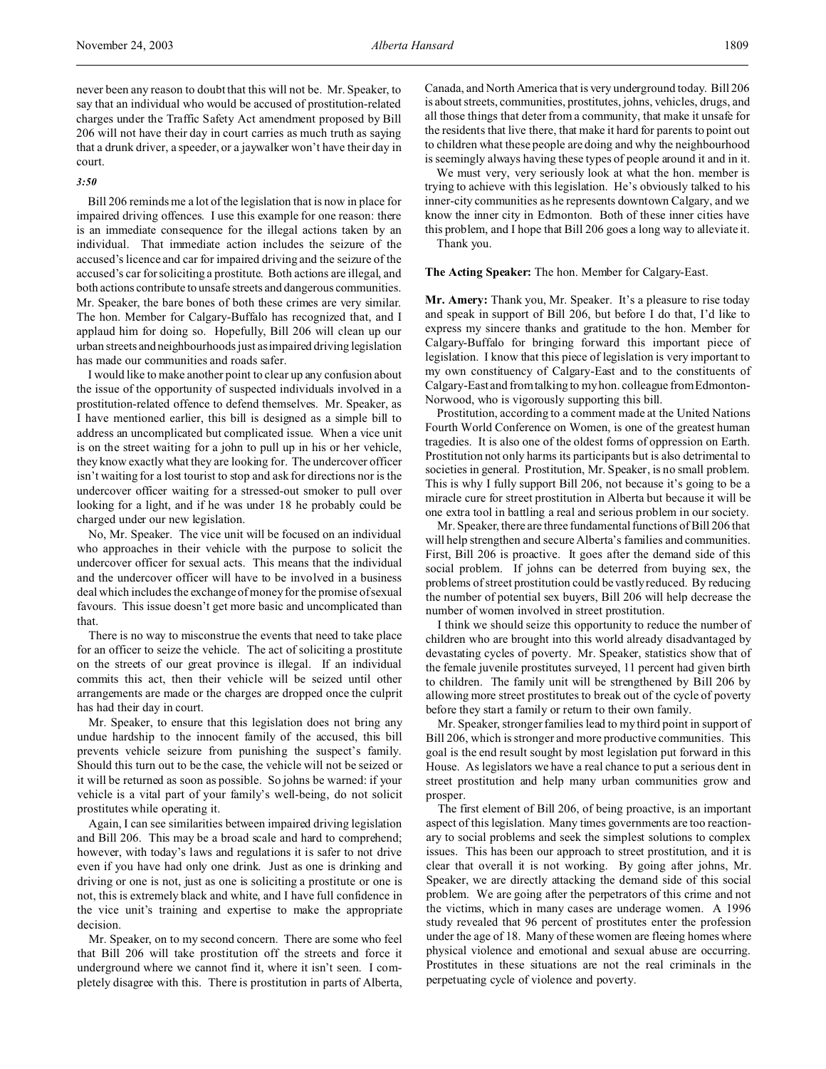never been any reason to doubt that this will not be. Mr. Speaker, to say that an individual who would be accused of prostitution-related charges under the Traffic Safety Act amendment proposed by Bill 206 will not have their day in court carries as much truth as saying that a drunk driver, a speeder, or a jaywalker won't have their day in court.

*3:50*

Bill 206 reminds me a lot of the legislation that is now in place for impaired driving offences. I use this example for one reason: there is an immediate consequence for the illegal actions taken by an individual. That immediate action includes the seizure of the accused's licence and car for impaired driving and the seizure of the accused's car for soliciting a prostitute. Both actions are illegal, and both actions contribute to unsafe streets and dangerous communities. Mr. Speaker, the bare bones of both these crimes are very similar. The hon. Member for Calgary-Buffalo has recognized that, and I applaud him for doing so. Hopefully, Bill 206 will clean up our urban streets and neighbourhoods just as impaired driving legislation has made our communities and roads safer.

I would like to make another point to clear up any confusion about the issue of the opportunity of suspected individuals involved in a prostitution-related offence to defend themselves. Mr. Speaker, as I have mentioned earlier, this bill is designed as a simple bill to address an uncomplicated but complicated issue. When a vice unit is on the street waiting for a john to pull up in his or her vehicle, they know exactly what they are looking for. The undercover officer isn't waiting for a lost tourist to stop and ask for directions nor is the undercover officer waiting for a stressed-out smoker to pull over looking for a light, and if he was under 18 he probably could be charged under our new legislation.

No, Mr. Speaker. The vice unit will be focused on an individual who approaches in their vehicle with the purpose to solicit the undercover officer for sexual acts. This means that the individual and the undercover officer will have to be involved in a business deal which includes the exchange of money for the promise of sexual favours. This issue doesn't get more basic and uncomplicated than that.

There is no way to misconstrue the events that need to take place for an officer to seize the vehicle. The act of soliciting a prostitute on the streets of our great province is illegal. If an individual commits this act, then their vehicle will be seized until other arrangements are made or the charges are dropped once the culprit has had their day in court.

Mr. Speaker, to ensure that this legislation does not bring any undue hardship to the innocent family of the accused, this bill prevents vehicle seizure from punishing the suspect's family. Should this turn out to be the case, the vehicle will not be seized or it will be returned as soon as possible. So johns be warned: if your vehicle is a vital part of your family's well-being, do not solicit prostitutes while operating it.

Again, I can see similarities between impaired driving legislation and Bill 206. This may be a broad scale and hard to comprehend; however, with today's laws and regulations it is safer to not drive even if you have had only one drink. Just as one is drinking and driving or one is not, just as one is soliciting a prostitute or one is not, this is extremely black and white, and I have full confidence in the vice unit's training and expertise to make the appropriate decision.

Mr. Speaker, on to my second concern. There are some who feel that Bill 206 will take prostitution off the streets and force it underground where we cannot find it, where it isn't seen. I completely disagree with this. There is prostitution in parts of Alberta, Canada, and North America that is very underground today. Bill 206 is about streets, communities, prostitutes, johns, vehicles, drugs, and all those things that deter from a community, that make it unsafe for the residents that live there, that make it hard for parents to point out to children what these people are doing and why the neighbourhood is seemingly always having these types of people around it and in it.

We must very, very seriously look at what the hon. member is trying to achieve with this legislation. He's obviously talked to his inner-city communities as he represents downtown Calgary, and we know the inner city in Edmonton. Both of these inner cities have this problem, and I hope that Bill 206 goes a long way to alleviate it.

Thank you.

**The Acting Speaker:** The hon. Member for Calgary-East.

**Mr. Amery:** Thank you, Mr. Speaker. It's a pleasure to rise today and speak in support of Bill 206, but before I do that, I'd like to express my sincere thanks and gratitude to the hon. Member for Calgary-Buffalo for bringing forward this important piece of legislation. I know that this piece of legislation is very important to my own constituency of Calgary-East and to the constituents of Calgary-East and from talking to my hon. colleague from Edmonton-Norwood, who is vigorously supporting this bill.

Prostitution, according to a comment made at the United Nations Fourth World Conference on Women, is one of the greatest human tragedies. It is also one of the oldest forms of oppression on Earth. Prostitution not only harms its participants but is also detrimental to societies in general. Prostitution, Mr. Speaker, is no small problem. This is why I fully support Bill 206, not because it's going to be a miracle cure for street prostitution in Alberta but because it will be one extra tool in battling a real and serious problem in our society.

Mr. Speaker, there are three fundamental functions of Bill 206 that will help strengthen and secure Alberta's families and communities. First, Bill 206 is proactive. It goes after the demand side of this social problem. If johns can be deterred from buying sex, the problems of street prostitution could be vastly reduced. By reducing the number of potential sex buyers, Bill 206 will help decrease the number of women involved in street prostitution.

I think we should seize this opportunity to reduce the number of children who are brought into this world already disadvantaged by devastating cycles of poverty. Mr. Speaker, statistics show that of the female juvenile prostitutes surveyed, 11 percent had given birth to children. The family unit will be strengthened by Bill 206 by allowing more street prostitutes to break out of the cycle of poverty before they start a family or return to their own family.

Mr. Speaker, stronger families lead to my third point in support of Bill 206, which is stronger and more productive communities. This goal is the end result sought by most legislation put forward in this House. As legislators we have a real chance to put a serious dent in street prostitution and help many urban communities grow and prosper.

The first element of Bill 206, of being proactive, is an important aspect of this legislation. Many times governments are too reactionary to social problems and seek the simplest solutions to complex issues. This has been our approach to street prostitution, and it is clear that overall it is not working. By going after johns, Mr. Speaker, we are directly attacking the demand side of this social problem. We are going after the perpetrators of this crime and not the victims, which in many cases are underage women. A 1996 study revealed that 96 percent of prostitutes enter the profession under the age of 18. Many of these women are fleeing homes where physical violence and emotional and sexual abuse are occurring. Prostitutes in these situations are not the real criminals in the perpetuating cycle of violence and poverty.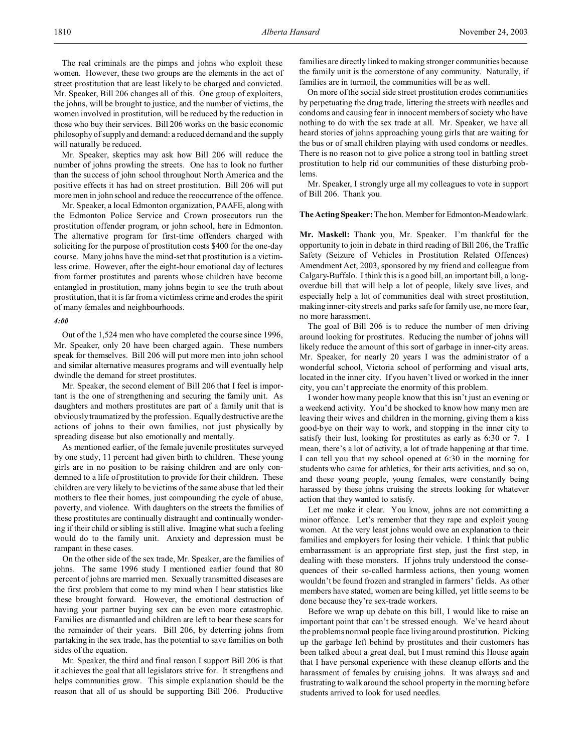The real criminals are the pimps and johns who exploit these women. However, these two groups are the elements in the act of street prostitution that are least likely to be charged and convicted. Mr. Speaker, Bill 206 changes all of this. One group of exploiters, the johns, will be brought to justice, and the number of victims, the women involved in prostitution, will be reduced by the reduction in those who buy their services. Bill 206 works on the basic economic philosophy of supply and demand: a reduced demand and the supply will naturally be reduced.

Mr. Speaker, skeptics may ask how Bill 206 will reduce the number of johns prowling the streets. One has to look no further than the success of john school throughout North America and the positive effects it has had on street prostitution. Bill 206 will put more men in john school and reduce the reoccurrence of the offence.

Mr. Speaker, a local Edmonton organization, PAAFE, along with the Edmonton Police Service and Crown prosecutors run the prostitution offender program, or john school, here in Edmonton. The alternative program for first-time offenders charged with soliciting for the purpose of prostitution costs $400 for the one-day course. Many johns have the mind-set that prostitution is a victimless crime. However, after the eight-hour emotional day of lectures from former prostitutes and parents whose children have become entangled in prostitution, many johns begin to see the truth about prostitution, that it is far from a victimless crime and erodes the spirit of many females and neighbourhoods.

*4:00*

Out of the 1,524 men who have completed the course since 1996, Mr. Speaker, only 20 have been charged again. These numbers speak for themselves. Bill 206 will put more men into john school and similar alternative measures programs and will eventually help dwindle the demand for street prostitutes.

Mr. Speaker, the second element of Bill 206 that I feel is important is the one of strengthening and securing the family unit. As daughters and mothers prostitutes are part of a family unit that is obviously traumatized by the profession. Equally destructive are the actions of johns to their own families, not just physically by spreading disease but also emotionally and mentally.

As mentioned earlier, of the female juvenile prostitutes surveyed by one study, 11 percent had given birth to children. These young girls are in no position to be raising children and are only condemned to a life of prostitution to provide for their children. These children are very likely to be victims of the same abuse that led their mothers to flee their homes, just compounding the cycle of abuse, poverty, and violence. With daughters on the streets the families of these prostitutes are continually distraught and continually wondering if their child or sibling is still alive. Imagine what such a feeling would do to the family unit. Anxiety and depression must be rampant in these cases.

On the other side of the sex trade, Mr. Speaker, are the families of johns. The same 1996 study I mentioned earlier found that 80 percent of johns are married men. Sexually transmitted diseases are the first problem that come to my mind when I hear statistics like these brought forward. However, the emotional destruction of having your partner buying sex can be even more catastrophic. Families are dismantled and children are left to bear these scars for the remainder of their years. Bill 206, by deterring johns from partaking in the sex trade, has the potential to save families on both sides of the equation.

Mr. Speaker, the third and final reason I support Bill 206 is that it achieves the goal that all legislators strive for. It strengthens and helps communities grow. This simple explanation should be the reason that all of us should be supporting Bill 206. Productive families are directly linked to making stronger communities because the family unit is the cornerstone of any community. Naturally, if families are in turmoil, the communities will be as well.

On more of the social side street prostitution erodes communities by perpetuating the drug trade, littering the streets with needles and condoms and causing fear in innocent members of society who have nothing to do with the sex trade at all. Mr. Speaker, we have all heard stories of johns approaching young girls that are waiting for the bus or of small children playing with used condoms or needles. There is no reason not to give police a strong tool in battling street prostitution to help rid our communities of these disturbing problems.

Mr. Speaker, I strongly urge all my colleagues to vote in support of Bill 206. Thank you.

**The Acting Speaker:** The hon. Member for Edmonton-Meadowlark.

**Mr. Maskell:** Thank you, Mr. Speaker. I'm thankful for the opportunity to join in debate in third reading of Bill 206, the Traffic Safety (Seizure of Vehicles in Prostitution Related Offences) Amendment Act, 2003, sponsored by my friend and colleague from Calgary-Buffalo. I think this is a good bill, an important bill, a long-overdue bill that will help a lot of people, likely save lives, and especially help a lot of communities deal with street prostitution, making inner-city streets and parks safe for family use, no more fear, no more harassment.

The goal of Bill 206 is to reduce the number of men driving around looking for prostitutes. Reducing the number of johns will likely reduce the amount of this sort of garbage in inner-city areas. Mr. Speaker, for nearly 20 years I was the administrator of a wonderful school, Victoria school of performing and visual arts, located in the inner city. If you haven't lived or worked in the inner city, you can't appreciate the enormity of this problem.

I wonder how many people know that this isn't just an evening or a weekend activity. You'd be shocked to know how many men are leaving their wives and children in the morning, giving them a kiss good-bye on their way to work, and stopping in the inner city to satisfy their lust, looking for prostitutes as early as 6:30 or 7. I mean, there's a lot of activity, a lot of trade happening at that time. I can tell you that my school opened at 6:30 in the morning for students who came for athletics, for their arts activities, and so on, and these young people, young females, were constantly being harassed by these johns cruising the streets looking for whatever action that they wanted to satisfy.

Let me make it clear. You know, johns are not committing a minor offence. Let's remember that they rape and exploit young women. At the very least johns would owe an explanation to their families and employers for losing their vehicle. I think that public embarrassment is an appropriate first step, just the first step, in dealing with these monsters. If johns truly understood the consequences of their so-called harmless actions, then young women wouldn't be found frozen and strangled in farmers' fields. As other members have stated, women are being killed, yet little seems to be done because they're sex-trade workers.

Before we wrap up debate on this bill, I would like to raise an important point that can't be stressed enough. We've heard about the problems normal people face living around prostitution. Picking up the garbage left behind by prostitutes and their customers has been talked about a great deal, but I must remind this House again that I have personal experience with these cleanup efforts and the harassment of females by cruising johns. It was always sad and frustrating to walk around the school property in the morning before students arrived to look for used needles.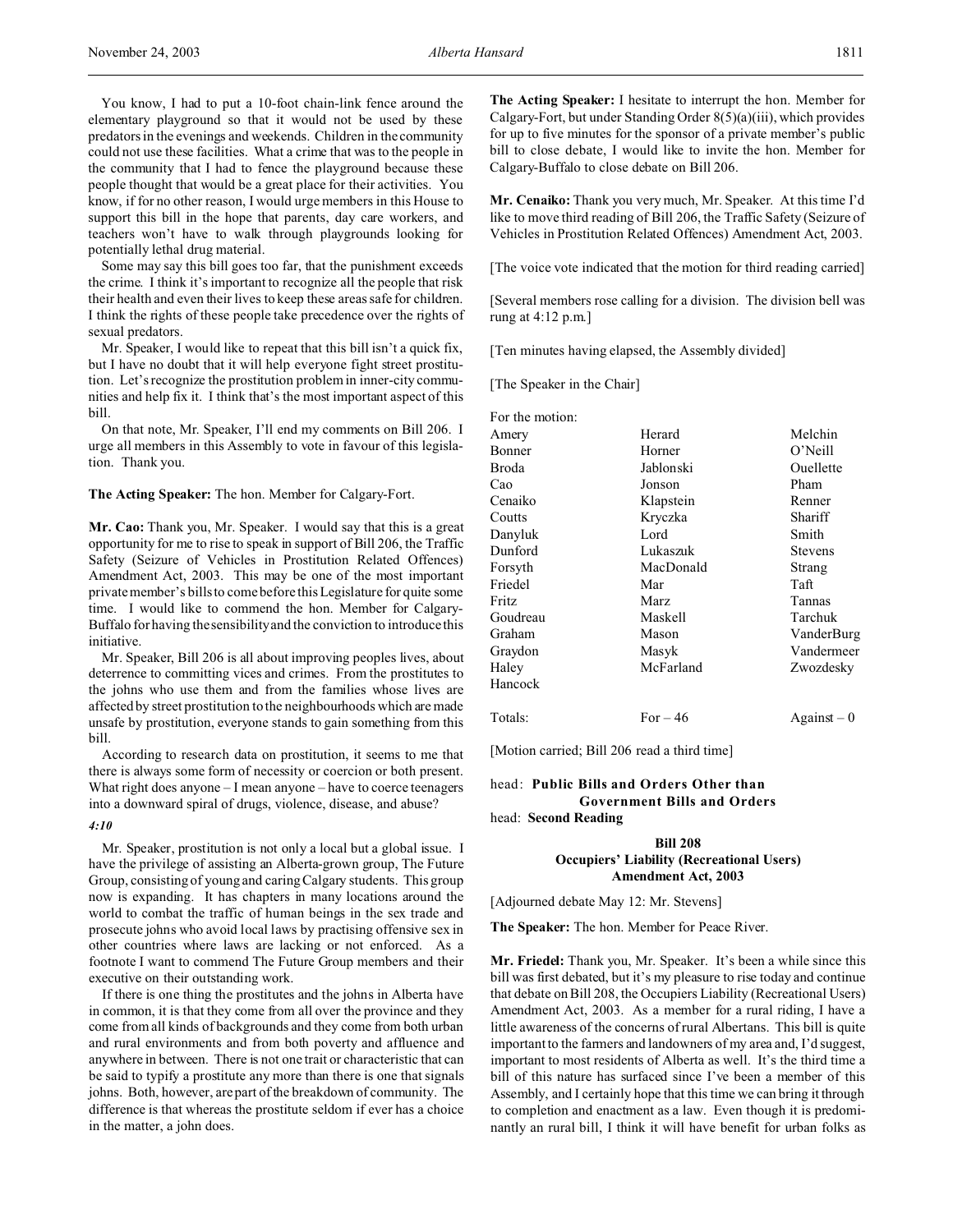You know, I had to put a 10-foot chain-link fence around the elementary playground so that it would not be used by these predators in the evenings and weekends. Children in the community could not use these facilities. What a crime that was to the people in the community that I had to fence the playground because these people thought that would be a great place for their activities. You know, if for no other reason, I would urge members in this House to support this bill in the hope that parents, day care workers, and teachers won't have to walk through playgrounds looking for potentially lethal drug material.

Some may say this bill goes too far, that the punishment exceeds the crime. I think it's important to recognize all the people that risk their health and even their lives to keep these areas safe for children. I think the rights of these people take precedence over the rights of sexual predators.

Mr. Speaker, I would like to repeat that this bill isn't a quick fix, but I have no doubt that it will help everyone fight street prostitution. Let's recognize the prostitution problem in inner-city communities and help fix it. I think that's the most important aspect of this bill.

On that note, Mr. Speaker, I'll end my comments on Bill 206. I urge all members in this Assembly to vote in favour of this legislation. Thank you.

**The Acting Speaker:** The hon. Member for Calgary-Fort.

**Mr. Cao:** Thank you, Mr. Speaker. I would say that this is a great opportunity for me to rise to speak in support of Bill 206, the Traffic Safety (Seizure of Vehicles in Prostitution Related Offences) Amendment Act, 2003. This may be one of the most important private member's bills to come before this Legislature for quite some time. I would like to commend the hon. Member for Calgary-Buffalo for having the sensibility and the conviction to introduce this initiative.

Mr. Speaker, Bill 206 is all about improving peoples lives, about deterrence to committing vices and crimes. From the prostitutes to the johns who use them and from the families whose lives are affected by street prostitution to the neighbourhoods which are made unsafe by prostitution, everyone stands to gain something from this bill.

According to research data on prostitution, it seems to me that there is always some form of necessity or coercion or both present. What right does anyone – I mean anyone – have to coerce teenagers into a downward spiral of drugs, violence, disease, and abuse?

*4:10*

Mr. Speaker, prostitution is not only a local but a global issue. I have the privilege of assisting an Alberta-grown group, The Future Group, consisting of young and caring Calgary students. This group now is expanding. It has chapters in many locations around the world to combat the traffic of human beings in the sex trade and prosecute johns who avoid local laws by practising offensive sex in other countries where laws are lacking or not enforced. As a footnote I want to commend The Future Group members and their executive on their outstanding work.

If there is one thing the prostitutes and the johns in Alberta have in common, it is that they come from all over the province and they come from all kinds of backgrounds and they come from both urban and rural environments and from both poverty and affluence and anywhere in between. There is not one trait or characteristic that can be said to typify a prostitute any more than there is one that signals johns. Both, however, are part of the breakdown of community. The difference is that whereas the prostitute seldom if ever has a choice in the matter, a john does.

**The Acting Speaker:** I hesitate to interrupt the hon. Member for Calgary-Fort, but under Standing Order 8(5)(a)(iii), which provides for up to five minutes for the sponsor of a private member's public bill to close debate, I would like to invite the hon. Member for Calgary-Buffalo to close debate on Bill 206.

**Mr. Cenaiko:** Thank you very much, Mr. Speaker. At this time I'd like to move third reading of Bill 206, the Traffic Safety (Seizure of Vehicles in Prostitution Related Offences) Amendment Act, 2003.

[The voice vote indicated that the motion for third reading carried]

[Several members rose calling for a division. The division bell was rung at 4:12 p.m.]

[Ten minutes having elapsed, the Assembly divided]

[The Speaker in the Chair]

For the motion:

| | | |
|---|---|---|
| Amery | Herard | Melchin |
| Bonner | Horner | O'Neill |
| Broda | Jablonski | Ouellette |
| Cao | Jonson | Pham |
| Cenaiko | Klapstein | Renner |
| Coutts | Kryczka | Shariff |
| Danyluk | Lord | Smith |
| Dunford | Lukaszuk | Stevens |
| Forsyth | MacDonald | Strang |
| Friedel | Mar | Taft |
| Fritz | Marz | Tannas |
| Goudreau | Maskell | Tarchuk |
| Graham | Mason | VanderBurg |
| Graydon | Masyk | Vandermeer |
| Haley | McFarland | Zwozdesky |
| Hancock | | |
| Totals: | For – 46 | Against – 0 |

[Motion carried; Bill 206 read a third time]

head: **Public Bills and Orders Other than Government Bills and Orders**
head: **Second Reading**

**Bill 208**
**Occupiers' Liability (Recreational Users) Amendment Act, 2003**

[Adjourned debate May 12: Mr. Stevens]

**The Speaker:** The hon. Member for Peace River.

**Mr. Friedel:** Thank you, Mr. Speaker. It's been a while since this bill was first debated, but it's my pleasure to rise today and continue that debate on Bill 208, the Occupiers Liability (Recreational Users) Amendment Act, 2003. As a member for a rural riding, I have a little awareness of the concerns of rural Albertans. This bill is quite important to the farmers and landowners of my area and, I'd suggest, important to most residents of Alberta as well. It's the third time a bill of this nature has surfaced since I've been a member of this Assembly, and I certainly hope that this time we can bring it through to completion and enactment as a law. Even though it is predominantly an rural bill, I think it will have benefit for urban folks as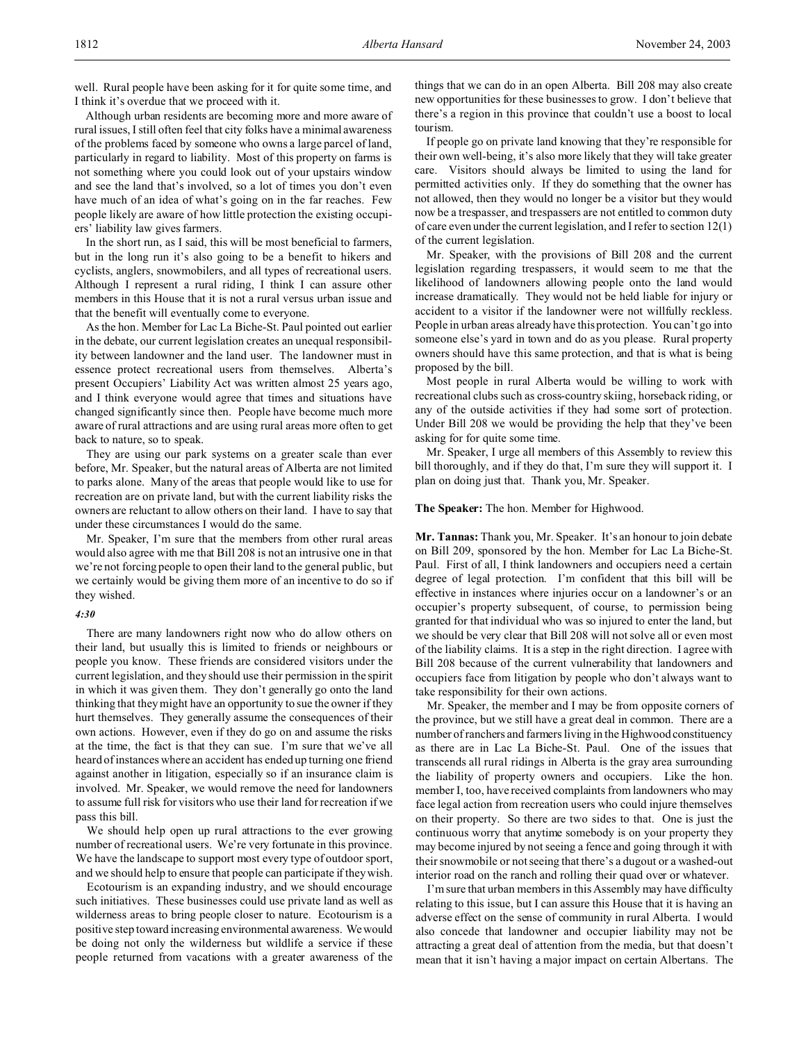well. Rural people have been asking for it for quite some time, and I think it's overdue that we proceed with it.

Although urban residents are becoming more and more aware of rural issues, I still often feel that city folks have a minimal awareness of the problems faced by someone who owns a large parcel of land, particularly in regard to liability. Most of this property on farms is not something where you could look out of your upstairs window and see the land that's involved, so a lot of times you don't even have much of an idea of what's going on in the far reaches. Few people likely are aware of how little protection the existing occupiers' liability law gives farmers.

In the short run, as I said, this will be most beneficial to farmers, but in the long run it's also going to be a benefit to hikers and cyclists, anglers, snowmobilers, and all types of recreational users. Although I represent a rural riding, I think I can assure other members in this House that it is not a rural versus urban issue and that the benefit will eventually come to everyone.

As the hon. Member for Lac La Biche-St. Paul pointed out earlier in the debate, our current legislation creates an unequal responsibility between landowner and the land user. The landowner must in essence protect recreational users from themselves. Alberta's present Occupiers' Liability Act was written almost 25 years ago, and I think everyone would agree that times and situations have changed significantly since then. People have become much more aware of rural attractions and are using rural areas more often to get back to nature, so to speak.

They are using our park systems on a greater scale than ever before, Mr. Speaker, but the natural areas of Alberta are not limited to parks alone. Many of the areas that people would like to use for recreation are on private land, but with the current liability risks the owners are reluctant to allow others on their land. I have to say that under these circumstances I would do the same.

Mr. Speaker, I'm sure that the members from other rural areas would also agree with me that Bill 208 is not an intrusive one in that we're not forcing people to open their land to the general public, but we certainly would be giving them more of an incentive to do so if they wished.

*4:30*

There are many landowners right now who do allow others on their land, but usually this is limited to friends or neighbours or people you know. These friends are considered visitors under the current legislation, and they should use their permission in the spirit in which it was given them. They don't generally go onto the land thinking that they might have an opportunity to sue the owner if they hurt themselves. They generally assume the consequences of their own actions. However, even if they do go on and assume the risks at the time, the fact is that they can sue. I'm sure that we've all heard of instances where an accident has ended up turning one friend against another in litigation, especially so if an insurance claim is involved. Mr. Speaker, we would remove the need for landowners to assume full risk for visitors who use their land for recreation if we pass this bill.

We should help open up rural attractions to the ever growing number of recreational users. We're very fortunate in this province. We have the landscape to support most every type of outdoor sport, and we should help to ensure that people can participate if they wish.

Ecotourism is an expanding industry, and we should encourage such initiatives. These businesses could use private land as well as wilderness areas to bring people closer to nature. Ecotourism is a positive step toward increasing environmental awareness. We would be doing not only the wilderness but wildlife a service if these people returned from vacations with a greater awareness of the things that we can do in an open Alberta. Bill 208 may also create new opportunities for these businesses to grow. I don't believe that there's a region in this province that couldn't use a boost to local tourism.

If people go on private land knowing that they're responsible for their own well-being, it's also more likely that they will take greater care. Visitors should always be limited to using the land for permitted activities only. If they do something that the owner has not allowed, then they would no longer be a visitor but they would now be a trespasser, and trespassers are not entitled to common duty of care even under the current legislation, and I refer to section 12(1) of the current legislation.

Mr. Speaker, with the provisions of Bill 208 and the current legislation regarding trespassers, it would seem to me that the likelihood of landowners allowing people onto the land would increase dramatically. They would not be held liable for injury or accident to a visitor if the landowner were not willfully reckless. People in urban areas already have this protection. You can't go into someone else's yard in town and do as you please. Rural property owners should have this same protection, and that is what is being proposed by the bill.

Most people in rural Alberta would be willing to work with recreational clubs such as cross-country skiing, horseback riding, or any of the outside activities if they had some sort of protection. Under Bill 208 we would be providing the help that they've been asking for for quite some time.

Mr. Speaker, I urge all members of this Assembly to review this bill thoroughly, and if they do that, I'm sure they will support it. I plan on doing just that. Thank you, Mr. Speaker.

**The Speaker:** The hon. Member for Highwood.

**Mr. Tannas:** Thank you, Mr. Speaker. It's an honour to join debate on Bill 209, sponsored by the hon. Member for Lac La Biche-St. Paul. First of all, I think landowners and occupiers need a certain degree of legal protection. I'm confident that this bill will be effective in instances where injuries occur on a landowner's or an occupier's property subsequent, of course, to permission being granted for that individual who was so injured to enter the land, but we should be very clear that Bill 208 will not solve all or even most of the liability claims. It is a step in the right direction. I agree with Bill 208 because of the current vulnerability that landowners and occupiers face from litigation by people who don't always want to take responsibility for their own actions.

Mr. Speaker, the member and I may be from opposite corners of the province, but we still have a great deal in common. There are a number of ranchers and farmers living in the Highwood constituency as there are in Lac La Biche-St. Paul. One of the issues that transcends all rural ridings in Alberta is the gray area surrounding the liability of property owners and occupiers. Like the hon. member I, too, have received complaints from landowners who may face legal action from recreation users who could injure themselves on their property. So there are two sides to that. One is just the continuous worry that anytime somebody is on your property they may become injured by not seeing a fence and going through it with their snowmobile or not seeing that there's a dugout or a washed-out interior road on the ranch and rolling their quad over or whatever.

I'm sure that urban members in this Assembly may have difficulty relating to this issue, but I can assure this House that it is having an adverse effect on the sense of community in rural Alberta. I would also concede that landowner and occupier liability may not be attracting a great deal of attention from the media, but that doesn't mean that it isn't having a major impact on certain Albertans. The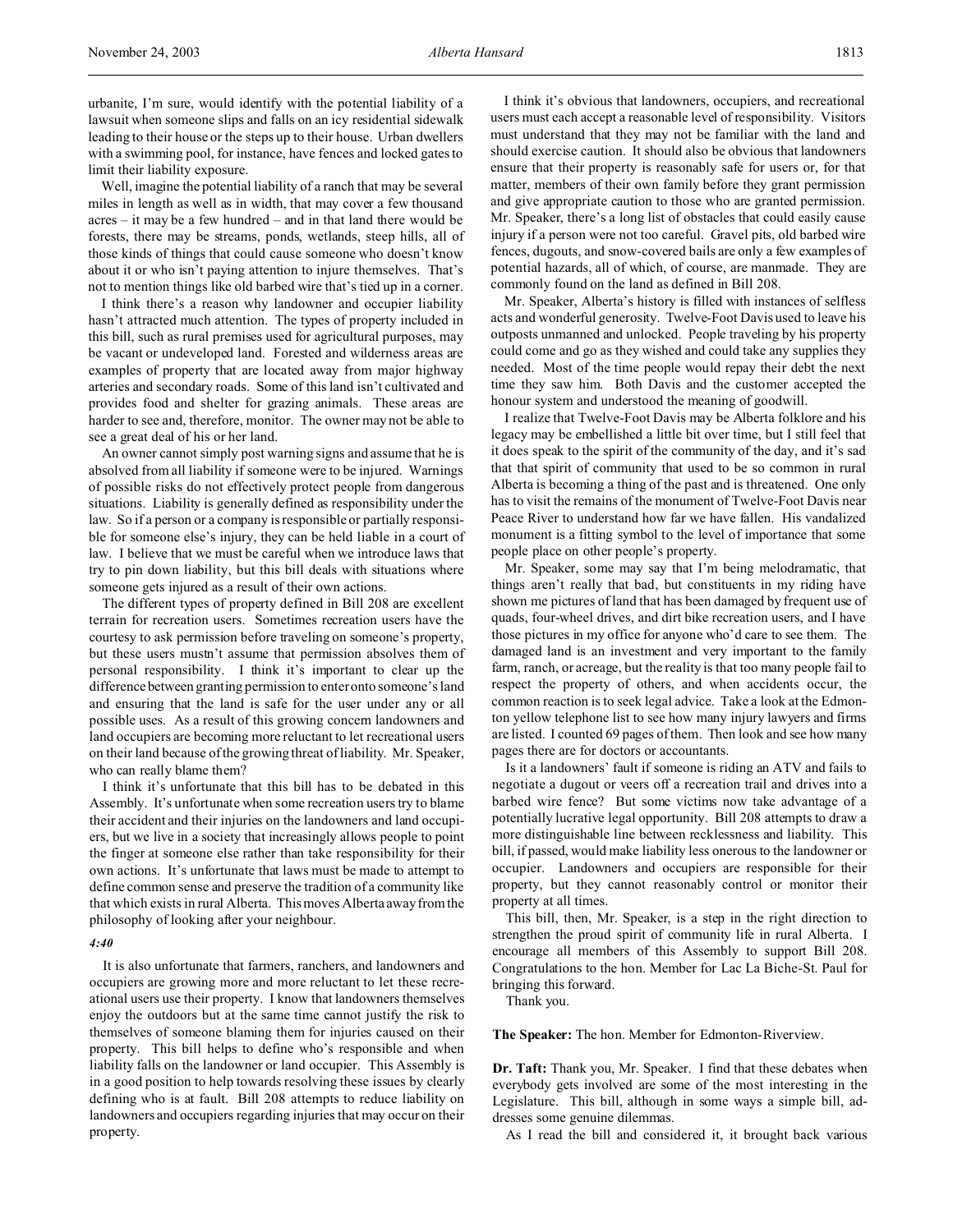urbanite, I'm sure, would identify with the potential liability of a lawsuit when someone slips and falls on an icy residential sidewalk leading to their house or the steps up to their house. Urban dwellers with a swimming pool, for instance, have fences and locked gates to limit their liability exposure.

Well, imagine the potential liability of a ranch that may be several miles in length as well as in width, that may cover a few thousand acres – it may be a few hundred – and in that land there would be forests, there may be streams, ponds, wetlands, steep hills, all of those kinds of things that could cause someone who doesn't know about it or who isn't paying attention to injure themselves. That's not to mention things like old barbed wire that's tied up in a corner.

I think there's a reason why landowner and occupier liability hasn't attracted much attention. The types of property included in this bill, such as rural premises used for agricultural purposes, may be vacant or undeveloped land. Forested and wilderness areas are examples of property that are located away from major highway arteries and secondary roads. Some of this land isn't cultivated and provides food and shelter for grazing animals. These areas are harder to see and, therefore, monitor. The owner may not be able to see a great deal of his or her land.

An owner cannot simply post warning signs and assume that he is absolved from all liability if someone were to be injured. Warnings of possible risks do not effectively protect people from dangerous situations. Liability is generally defined as responsibility under the law. So if a person or a company is responsible or partially responsible for someone else's injury, they can be held liable in a court of law. I believe that we must be careful when we introduce laws that try to pin down liability, but this bill deals with situations where someone gets injured as a result of their own actions.

The different types of property defined in Bill 208 are excellent terrain for recreation users. Sometimes recreation users have the courtesy to ask permission before traveling on someone's property, but these users mustn't assume that permission absolves them of personal responsibility. I think it's important to clear up the difference between granting permission to enter onto someone's land and ensuring that the land is safe for the user under any or all possible uses. As a result of this growing concern landowners and land occupiers are becoming more reluctant to let recreational users on their land because of the growing threat of liability. Mr. Speaker, who can really blame them?

I think it's unfortunate that this bill has to be debated in this Assembly. It's unfortunate when some recreation users try to blame their accident and their injuries on the landowners and land occupiers, but we live in a society that increasingly allows people to point the finger at someone else rather than take responsibility for their own actions. It's unfortunate that laws must be made to attempt to define common sense and preserve the tradition of a community like that which exists in rural Alberta. This moves Alberta away from the philosophy of looking after your neighbour.

*4:40*

It is also unfortunate that farmers, ranchers, and landowners and occupiers are growing more and more reluctant to let these recreational users use their property. I know that landowners themselves enjoy the outdoors but at the same time cannot justify the risk to themselves of someone blaming them for injuries caused on their property. This bill helps to define who's responsible and when liability falls on the landowner or land occupier. This Assembly is in a good position to help towards resolving these issues by clearly defining who is at fault. Bill 208 attempts to reduce liability on landowners and occupiers regarding injuries that may occur on their property.

I think it's obvious that landowners, occupiers, and recreational users must each accept a reasonable level of responsibility. Visitors must understand that they may not be familiar with the land and should exercise caution. It should also be obvious that landowners ensure that their property is reasonably safe for users or, for that matter, members of their own family before they grant permission and give appropriate caution to those who are granted permission. Mr. Speaker, there's a long list of obstacles that could easily cause injury if a person were not too careful. Gravel pits, old barbed wire fences, dugouts, and snow-covered bails are only a few examples of potential hazards, all of which, of course, are manmade. They are commonly found on the land as defined in Bill 208.

Mr. Speaker, Alberta's history is filled with instances of selfless acts and wonderful generosity. Twelve-Foot Davis used to leave his outposts unmanned and unlocked. People traveling by his property could come and go as they wished and could take any supplies they needed. Most of the time people would repay their debt the next time they saw him. Both Davis and the customer accepted the honour system and understood the meaning of goodwill.

I realize that Twelve-Foot Davis may be Alberta folklore and his legacy may be embellished a little bit over time, but I still feel that it does speak to the spirit of the community of the day, and it's sad that that spirit of community that used to be so common in rural Alberta is becoming a thing of the past and is threatened. One only has to visit the remains of the monument of Twelve-Foot Davis near Peace River to understand how far we have fallen. His vandalized monument is a fitting symbol to the level of importance that some people place on other people's property.

Mr. Speaker, some may say that I'm being melodramatic, that things aren't really that bad, but constituents in my riding have shown me pictures of land that has been damaged by frequent use of quads, four-wheel drives, and dirt bike recreation users, and I have those pictures in my office for anyone who'd care to see them. The damaged land is an investment and very important to the family farm, ranch, or acreage, but the reality is that too many people fail to respect the property of others, and when accidents occur, the common reaction is to seek legal advice. Take a look at the Edmonton yellow telephone list to see how many injury lawyers and firms are listed. I counted 69 pages of them. Then look and see how many pages there are for doctors or accountants.

Is it a landowners' fault if someone is riding an ATV and fails to negotiate a dugout or veers off a recreation trail and drives into a barbed wire fence? But some victims now take advantage of a potentially lucrative legal opportunity. Bill 208 attempts to draw a more distinguishable line between recklessness and liability. This bill, if passed, would make liability less onerous to the landowner or occupier. Landowners and occupiers are responsible for their property, but they cannot reasonably control or monitor their property at all times.

This bill, then, Mr. Speaker, is a step in the right direction to strengthen the proud spirit of community life in rural Alberta. I encourage all members of this Assembly to support Bill 208. Congratulations to the hon. Member for Lac La Biche-St. Paul for bringing this forward.

Thank you.

**The Speaker:** The hon. Member for Edmonton-Riverview.

**Dr. Taft:** Thank you, Mr. Speaker. I find that these debates when everybody gets involved are some of the most interesting in the Legislature. This bill, although in some ways a simple bill, addresses some genuine dilemmas.

As I read the bill and considered it, it brought back various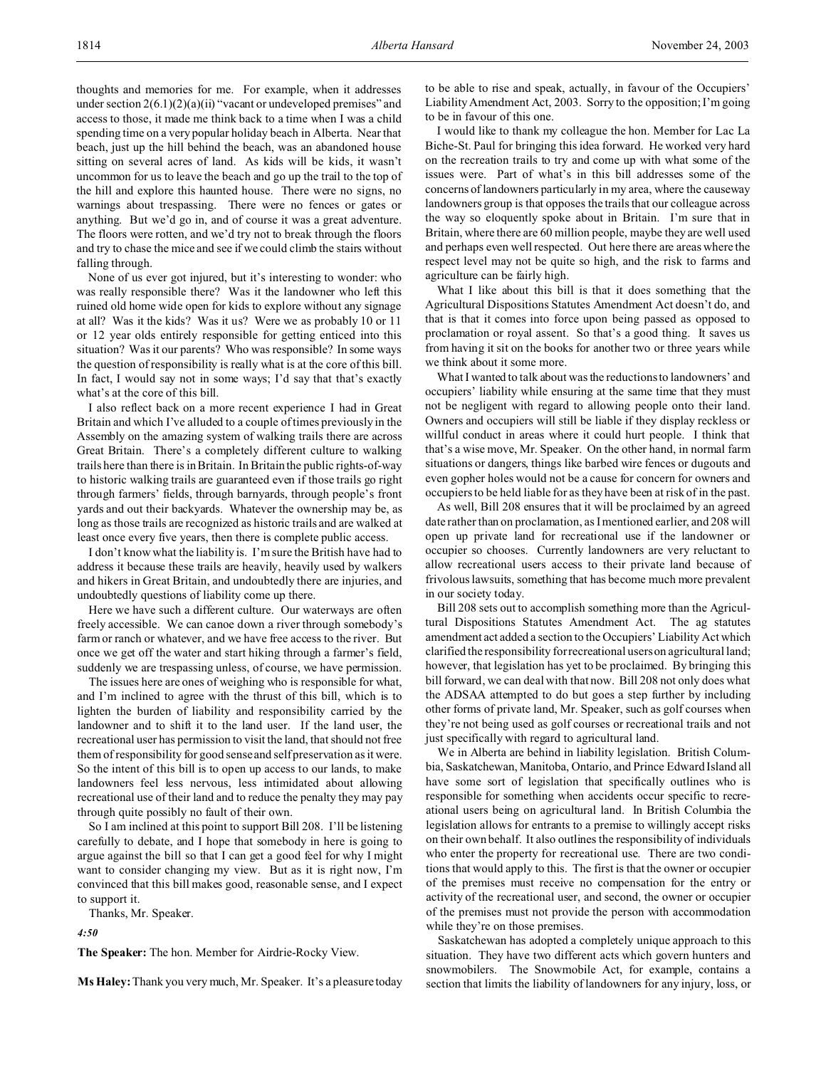thoughts and memories for me. For example, when it addresses under section 2(6.1)(2)(a)(ii) "vacant or undeveloped premises" and access to those, it made me think back to a time when I was a child spending time on a very popular holiday beach in Alberta. Near that beach, just up the hill behind the beach, was an abandoned house sitting on several acres of land. As kids will be kids, it wasn't uncommon for us to leave the beach and go up the trail to the top of the hill and explore this haunted house. There were no signs, no warnings about trespassing. There were no fences or gates or anything. But we'd go in, and of course it was a great adventure. The floors were rotten, and we'd try not to break through the floors and try to chase the mice and see if we could climb the stairs without falling through.

None of us ever got injured, but it's interesting to wonder: who was really responsible there? Was it the landowner who left this ruined old home wide open for kids to explore without any signage at all? Was it the kids? Was it us? Were we as probably 10 or 11 or 12 year olds entirely responsible for getting enticed into this situation? Was it our parents? Who was responsible? In some ways the question of responsibility is really what is at the core of this bill. In fact, I would say not in some ways; I'd say that that's exactly what's at the core of this bill.

I also reflect back on a more recent experience I had in Great Britain and which I've alluded to a couple of times previously in the Assembly on the amazing system of walking trails there are across Great Britain. There's a completely different culture to walking trails here than there is in Britain. In Britain the public rights-of-way to historic walking trails are guaranteed even if those trails go right through farmers' fields, through barnyards, through people's front yards and out their backyards. Whatever the ownership may be, as long as those trails are recognized as historic trails and are walked at least once every five years, then there is complete public access.

I don't know what the liability is. I'm sure the British have had to address it because these trails are heavily, heavily used by walkers and hikers in Great Britain, and undoubtedly there are injuries, and undoubtedly questions of liability come up there.

Here we have such a different culture. Our waterways are often freely accessible. We can canoe down a river through somebody's farm or ranch or whatever, and we have free access to the river. But once we get off the water and start hiking through a farmer's field, suddenly we are trespassing unless, of course, we have permission.

The issues here are ones of weighing who is responsible for what, and I'm inclined to agree with the thrust of this bill, which is to lighten the burden of liability and responsibility carried by the landowner and to shift it to the land user. If the land user, the recreational user has permission to visit the land, that should not free them of responsibility for good sense and self preservation as it were. So the intent of this bill is to open up access to our lands, to make landowners feel less nervous, less intimidated about allowing recreational use of their land and to reduce the penalty they may pay through quite possibly no fault of their own.

So I am inclined at this point to support Bill 208. I'll be listening carefully to debate, and I hope that somebody in here is going to argue against the bill so that I can get a good feel for why I might want to consider changing my view. But as it is right now, I'm convinced that this bill makes good, reasonable sense, and I expect to support it.

Thanks, Mr. Speaker.

*4:50*

**The Speaker:** The hon. Member for Airdrie-Rocky View.

**Ms Haley:** Thank you very much, Mr. Speaker. It's a pleasure today to be able to rise and speak, actually, in favour of the Occupiers' Liability Amendment Act, 2003. Sorry to the opposition; I'm going to be in favour of this one.

I would like to thank my colleague the hon. Member for Lac La Biche-St. Paul for bringing this idea forward. He worked very hard on the recreation trails to try and come up with what some of the issues were. Part of what's in this bill addresses some of the concerns of landowners particularly in my area, where the causeway landowners group is that opposes the trails that our colleague across the way so eloquently spoke about in Britain. I'm sure that in Britain, where there are 60 million people, maybe they are well used and perhaps even well respected. Out here there are areas where the respect level may not be quite so high, and the risk to farms and agriculture can be fairly high.

What I like about this bill is that it does something that the Agricultural Dispositions Statutes Amendment Act doesn't do, and that is that it comes into force upon being passed as opposed to proclamation or royal assent. So that's a good thing. It saves us from having it sit on the books for another two or three years while we think about it some more.

What I wanted to talk about was the reductions to landowners' and occupiers' liability while ensuring at the same time that they must not be negligent with regard to allowing people onto their land. Owners and occupiers will still be liable if they display reckless or willful conduct in areas where it could hurt people. I think that that's a wise move, Mr. Speaker. On the other hand, in normal farm situations or dangers, things like barbed wire fences or dugouts and even gopher holes would not be a cause for concern for owners and occupiers to be held liable for as they have been at risk of in the past.

As well, Bill 208 ensures that it will be proclaimed by an agreed date rather than on proclamation, as I mentioned earlier, and 208 will open up private land for recreational use if the landowner or occupier so chooses. Currently landowners are very reluctant to allow recreational users access to their private land because of frivolous lawsuits, something that has become much more prevalent in our society today.

Bill 208 sets out to accomplish something more than the Agricultural Dispositions Statutes Amendment Act. The ag statutes amendment act added a section to the Occupiers' Liability Act which clarified the responsibility for recreational users on agricultural land; however, that legislation has yet to be proclaimed. By bringing this bill forward, we can deal with that now. Bill 208 not only does what the ADSAA attempted to do but goes a step further by including other forms of private land, Mr. Speaker, such as golf courses when they're not being used as golf courses or recreational trails and not just specifically with regard to agricultural land.

We in Alberta are behind in liability legislation. British Columbia, Saskatchewan, Manitoba, Ontario, and Prince Edward Island all have some sort of legislation that specifically outlines who is responsible for something when accidents occur specific to recreational users being on agricultural land. In British Columbia the legislation allows for entrants to a premise to willingly accept risks on their own behalf. It also outlines the responsibility of individuals who enter the property for recreational use. There are two conditions that would apply to this. The first is that the owner or occupier of the premises must receive no compensation for the entry or activity of the recreational user, and second, the owner or occupier of the premises must not provide the person with accommodation while they're on those premises.

Saskatchewan has adopted a completely unique approach to this situation. They have two different acts which govern hunters and snowmobilers. The Snowmobile Act, for example, contains a section that limits the liability of landowners for any injury, loss, or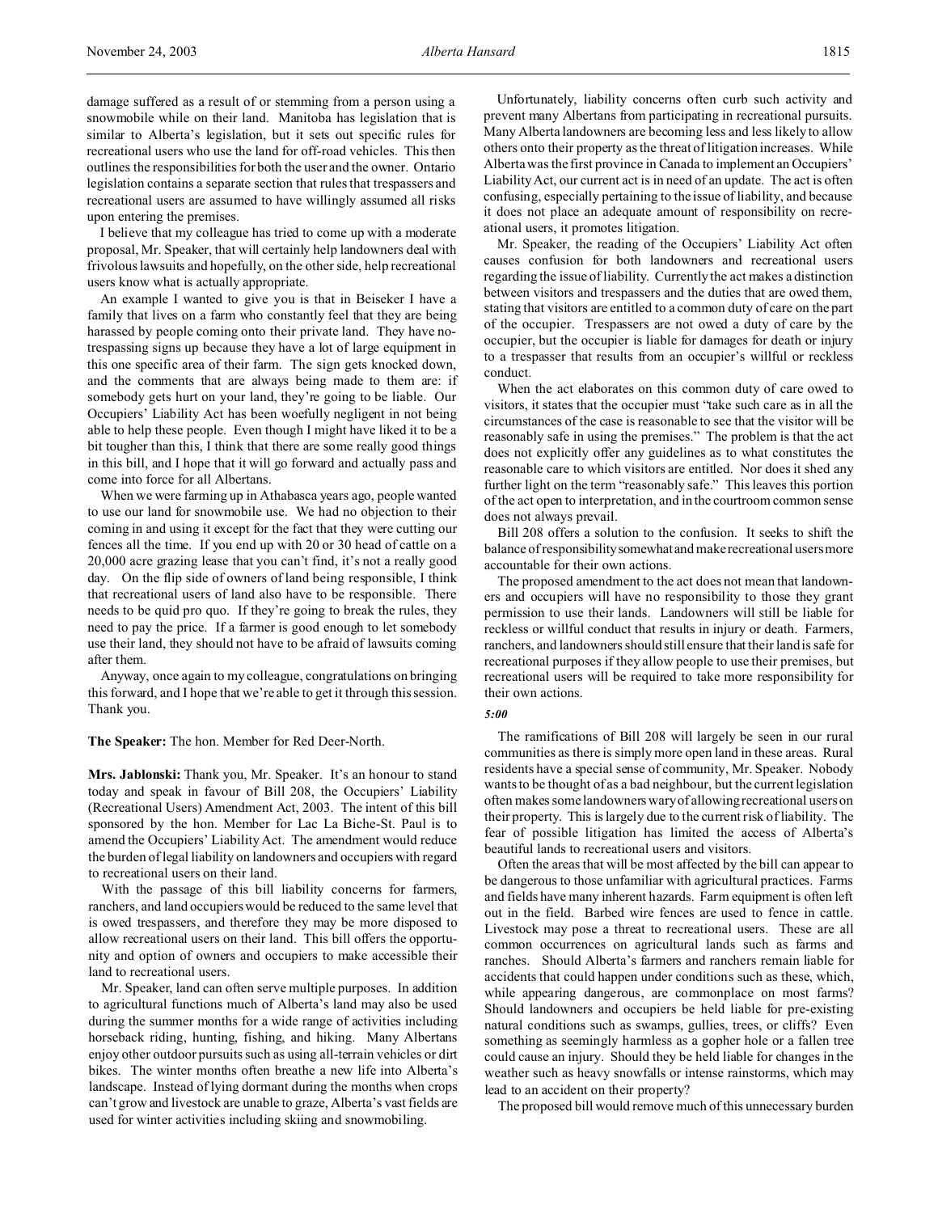damage suffered as a result of or stemming from a person using a snowmobile while on their land. Manitoba has legislation that is similar to Alberta's legislation, but it sets out specific rules for recreational users who use the land for off-road vehicles. This then outlines the responsibilities for both the user and the owner. Ontario legislation contains a separate section that rules that trespassers and recreational users are assumed to have willingly assumed all risks upon entering the premises.

I believe that my colleague has tried to come up with a moderate proposal, Mr. Speaker, that will certainly help landowners deal with frivolous lawsuits and hopefully, on the other side, help recreational users know what is actually appropriate.

An example I wanted to give you is that in Beiseker I have a family that lives on a farm who constantly feel that they are being harassed by people coming onto their private land. They have no-trespassing signs up because they have a lot of large equipment in this one specific area of their farm. The sign gets knocked down, and the comments that are always being made to them are: if somebody gets hurt on your land, they're going to be liable. Our Occupiers' Liability Act has been woefully negligent in not being able to help these people. Even though I might have liked it to be a bit tougher than this, I think that there are some really good things in this bill, and I hope that it will go forward and actually pass and come into force for all Albertans.

When we were farming up in Athabasca years ago, people wanted to use our land for snowmobile use. We had no objection to their coming in and using it except for the fact that they were cutting our fences all the time. If you end up with 20 or 30 head of cattle on a 20,000 acre grazing lease that you can't find, it's not a really good day. On the flip side of owners of land being responsible, I think that recreational users of land also have to be responsible. There needs to be quid pro quo. If they're going to break the rules, they need to pay the price. If a farmer is good enough to let somebody use their land, they should not have to be afraid of lawsuits coming after them.

Anyway, once again to my colleague, congratulations on bringing this forward, and I hope that we're able to get it through this session. Thank you.

**The Speaker:** The hon. Member for Red Deer-North.

**Mrs. Jablonski:** Thank you, Mr. Speaker. It's an honour to stand today and speak in favour of Bill 208, the Occupiers' Liability (Recreational Users) Amendment Act, 2003. The intent of this bill sponsored by the hon. Member for Lac La Biche-St. Paul is to amend the Occupiers' Liability Act. The amendment would reduce the burden of legal liability on landowners and occupiers with regard to recreational users on their land.

With the passage of this bill liability concerns for farmers, ranchers, and land occupiers would be reduced to the same level that is owed trespassers, and therefore they may be more disposed to allow recreational users on their land. This bill offers the opportunity and option of owners and occupiers to make accessible their land to recreational users.

Mr. Speaker, land can often serve multiple purposes. In addition to agricultural functions much of Alberta's land may also be used during the summer months for a wide range of activities including horseback riding, hunting, fishing, and hiking. Many Albertans enjoy other outdoor pursuits such as using all-terrain vehicles or dirt bikes. The winter months often breathe a new life into Alberta's landscape. Instead of lying dormant during the months when crops can't grow and livestock are unable to graze, Alberta's vast fields are used for winter activities including skiing and snowmobiling.

Unfortunately, liability concerns often curb such activity and prevent many Albertans from participating in recreational pursuits. Many Alberta landowners are becoming less and less likely to allow others onto their property as the threat of litigation increases. While Alberta was the first province in Canada to implement an Occupiers' Liability Act, our current act is in need of an update. The act is often confusing, especially pertaining to the issue of liability, and because it does not place an adequate amount of responsibility on recreational users, it promotes litigation.

Mr. Speaker, the reading of the Occupiers' Liability Act often causes confusion for both landowners and recreational users regarding the issue of liability. Currently the act makes a distinction between visitors and trespassers and the duties that are owed them, stating that visitors are entitled to a common duty of care on the part of the occupier. Trespassers are not owed a duty of care by the occupier, but the occupier is liable for damages for death or injury to a trespasser that results from an occupier's willful or reckless conduct.

When the act elaborates on this common duty of care owed to visitors, it states that the occupier must "take such care as in all the circumstances of the case is reasonable to see that the visitor will be reasonably safe in using the premises." The problem is that the act does not explicitly offer any guidelines as to what constitutes the reasonable care to which visitors are entitled. Nor does it shed any further light on the term "reasonably safe." This leaves this portion of the act open to interpretation, and in the courtroom common sense does not always prevail.

Bill 208 offers a solution to the confusion. It seeks to shift the balance of responsibility somewhat and make recreational users more accountable for their own actions.

The proposed amendment to the act does not mean that landowners and occupiers will have no responsibility to those they grant permission to use their lands. Landowners will still be liable for reckless or willful conduct that results in injury or death. Farmers, ranchers, and landowners should still ensure that their land is safe for recreational purposes if they allow people to use their premises, but recreational users will be required to take more responsibility for their own actions.

*5:00*

The ramifications of Bill 208 will largely be seen in our rural communities as there is simply more open land in these areas. Rural residents have a special sense of community, Mr. Speaker. Nobody wants to be thought of as a bad neighbour, but the current legislation often makes some landowners wary of allowing recreational users on their property. This is largely due to the current risk of liability. The fear of possible litigation has limited the access of Alberta's beautiful lands to recreational users and visitors.

Often the areas that will be most affected by the bill can appear to be dangerous to those unfamiliar with agricultural practices. Farms and fields have many inherent hazards. Farm equipment is often left out in the field. Barbed wire fences are used to fence in cattle. Livestock may pose a threat to recreational users. These are all common occurrences on agricultural lands such as farms and ranches. Should Alberta's farmers and ranchers remain liable for accidents that could happen under conditions such as these, which, while appearing dangerous, are commonplace on most farms? Should landowners and occupiers be held liable for pre-existing natural conditions such as swamps, gullies, trees, or cliffs? Even something as seemingly harmless as a gopher hole or a fallen tree could cause an injury. Should they be held liable for changes in the weather such as heavy snowfalls or intense rainstorms, which may lead to an accident on their property?

The proposed bill would remove much of this unnecessary burden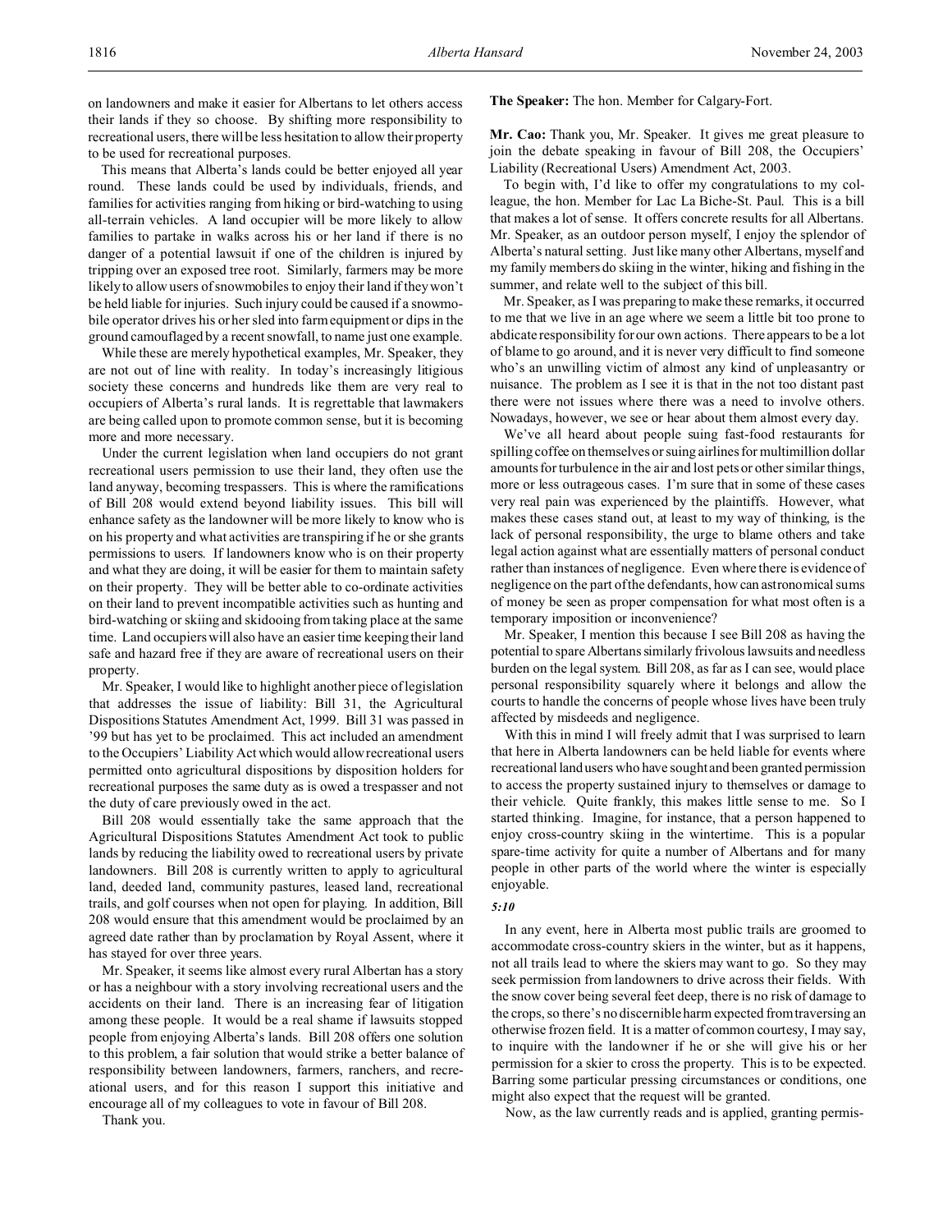on landowners and make it easier for Albertans to let others access their lands if they so choose. By shifting more responsibility to recreational users, there will be less hesitation to allow their property to be used for recreational purposes.

This means that Alberta's lands could be better enjoyed all year round. These lands could be used by individuals, friends, and families for activities ranging from hiking or bird-watching to using all-terrain vehicles. A land occupier will be more likely to allow families to partake in walks across his or her land if there is no danger of a potential lawsuit if one of the children is injured by tripping over an exposed tree root. Similarly, farmers may be more likely to allow users of snowmobiles to enjoy their land if they won't be held liable for injuries. Such injury could be caused if a snowmobile operator drives his or her sled into farm equipment or dips in the ground camouflaged by a recent snowfall, to name just one example.

While these are merely hypothetical examples, Mr. Speaker, they are not out of line with reality. In today's increasingly litigious society these concerns and hundreds like them are very real to occupiers of Alberta's rural lands. It is regrettable that lawmakers are being called upon to promote common sense, but it is becoming more and more necessary.

Under the current legislation when land occupiers do not grant recreational users permission to use their land, they often use the land anyway, becoming trespassers. This is where the ramifications of Bill 208 would extend beyond liability issues. This bill will enhance safety as the landowner will be more likely to know who is on his property and what activities are transpiring if he or she grants permissions to users. If landowners know who is on their property and what they are doing, it will be easier for them to maintain safety on their property. They will be better able to co-ordinate activities on their land to prevent incompatible activities such as hunting and bird-watching or skiing and skidooing from taking place at the same time. Land occupiers will also have an easier time keeping their land safe and hazard free if they are aware of recreational users on their property.

Mr. Speaker, I would like to highlight another piece of legislation that addresses the issue of liability: Bill 31, the Agricultural Dispositions Statutes Amendment Act, 1999. Bill 31 was passed in '99 but has yet to be proclaimed. This act included an amendment to the Occupiers' Liability Act which would allow recreational users permitted onto agricultural dispositions by disposition holders for recreational purposes the same duty as is owed a trespasser and not the duty of care previously owed in the act.

Bill 208 would essentially take the same approach that the Agricultural Dispositions Statutes Amendment Act took to public lands by reducing the liability owed to recreational users by private landowners. Bill 208 is currently written to apply to agricultural land, deeded land, community pastures, leased land, recreational trails, and golf courses when not open for playing. In addition, Bill 208 would ensure that this amendment would be proclaimed by an agreed date rather than by proclamation by Royal Assent, where it has stayed for over three years.

Mr. Speaker, it seems like almost every rural Albertan has a story or has a neighbour with a story involving recreational users and the accidents on their land. There is an increasing fear of litigation among these people. It would be a real shame if lawsuits stopped people from enjoying Alberta's lands. Bill 208 offers one solution to this problem, a fair solution that would strike a better balance of responsibility between landowners, farmers, ranchers, and recreational users, and for this reason I support this initiative and encourage all of my colleagues to vote in favour of Bill 208.

Thank you.

**The Speaker:** The hon. Member for Calgary-Fort.

**Mr. Cao:** Thank you, Mr. Speaker. It gives me great pleasure to join the debate speaking in favour of Bill 208, the Occupiers' Liability (Recreational Users) Amendment Act, 2003.

To begin with, I'd like to offer my congratulations to my colleague, the hon. Member for Lac La Biche-St. Paul. This is a bill that makes a lot of sense. It offers concrete results for all Albertans. Mr. Speaker, as an outdoor person myself, I enjoy the splendor of Alberta's natural setting. Just like many other Albertans, myself and my family members do skiing in the winter, hiking and fishing in the summer, and relate well to the subject of this bill.

Mr. Speaker, as I was preparing to make these remarks, it occurred to me that we live in an age where we seem a little bit too prone to abdicate responsibility for our own actions. There appears to be a lot of blame to go around, and it is never very difficult to find someone who's an unwilling victim of almost any kind of unpleasantry or nuisance. The problem as I see it is that in the not too distant past there were not issues where there was a need to involve others. Nowadays, however, we see or hear about them almost every day.

We've all heard about people suing fast-food restaurants for spilling coffee on themselves or suing airlines for multimillion dollar amounts for turbulence in the air and lost pets or other similar things, more or less outrageous cases. I'm sure that in some of these cases very real pain was experienced by the plaintiffs. However, what makes these cases stand out, at least to my way of thinking, is the lack of personal responsibility, the urge to blame others and take legal action against what are essentially matters of personal conduct rather than instances of negligence. Even where there is evidence of negligence on the part of the defendants, how can astronomical sums of money be seen as proper compensation for what most often is a temporary imposition or inconvenience?

Mr. Speaker, I mention this because I see Bill 208 as having the potential to spare Albertans similarly frivolous lawsuits and needless burden on the legal system. Bill 208, as far as I can see, would place personal responsibility squarely where it belongs and allow the courts to handle the concerns of people whose lives have been truly affected by misdeeds and negligence.

With this in mind I will freely admit that I was surprised to learn that here in Alberta landowners can be held liable for events where recreational land users who have sought and been granted permission to access the property sustained injury to themselves or damage to their vehicle. Quite frankly, this makes little sense to me. So I started thinking. Imagine, for instance, that a person happened to enjoy cross-country skiing in the wintertime. This is a popular spare-time activity for quite a number of Albertans and for many people in other parts of the world where the winter is especially enjoyable.

*5:10*

In any event, here in Alberta most public trails are groomed to accommodate cross-country skiers in the winter, but as it happens, not all trails lead to where the skiers may want to go. So they may seek permission from landowners to drive across their fields. With the snow cover being several feet deep, there is no risk of damage to the crops, so there's no discernible harm expected from traversing an otherwise frozen field. It is a matter of common courtesy, I may say, to inquire with the landowner if he or she will give his or her permission for a skier to cross the property. This is to be expected. Barring some particular pressing circumstances or conditions, one might also expect that the request will be granted.

Now, as the law currently reads and is applied, granting permis-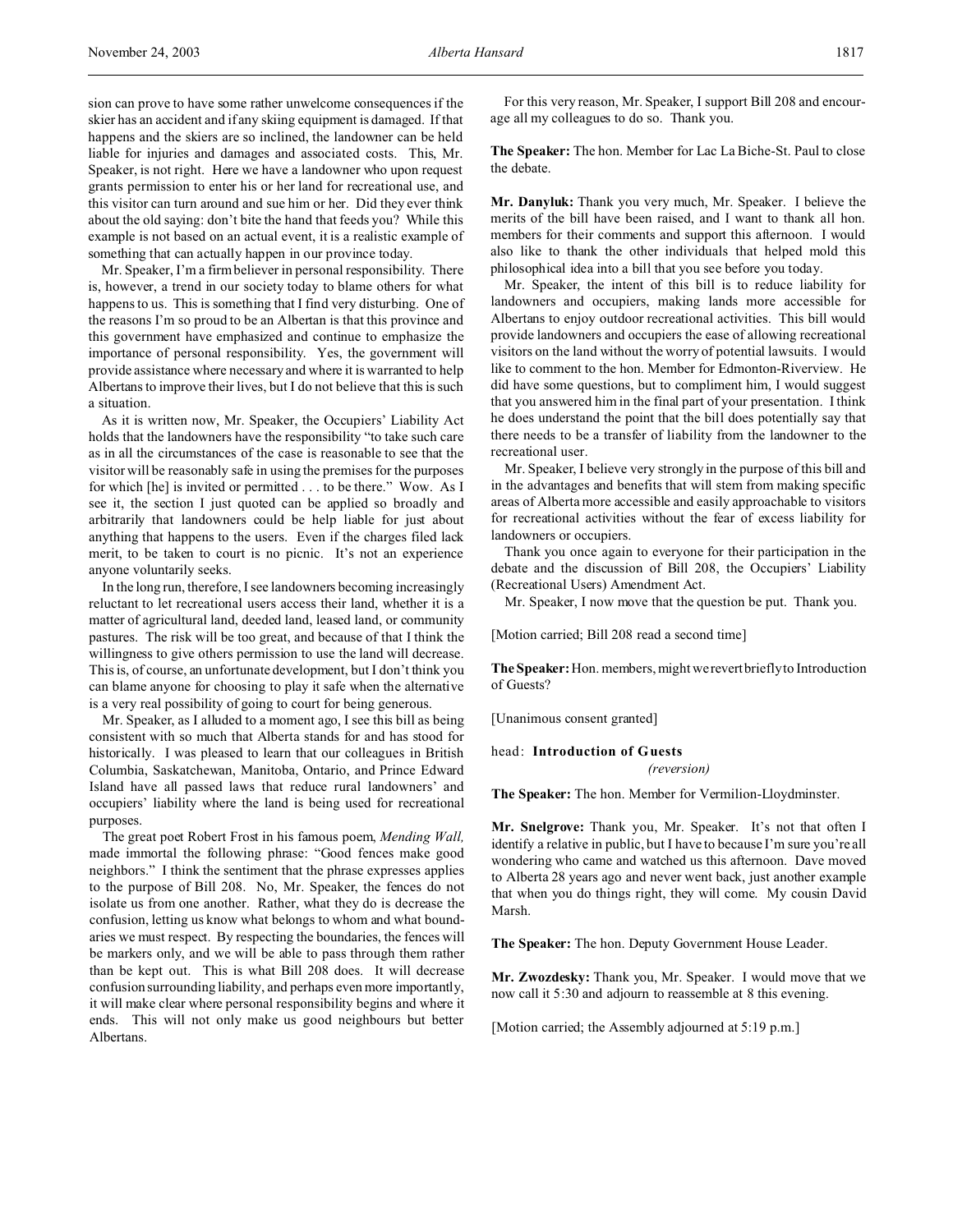sion can prove to have some rather unwelcome consequences if the skier has an accident and if any skiing equipment is damaged. If that happens and the skiers are so inclined, the landowner can be held liable for injuries and damages and associated costs. This, Mr. Speaker, is not right. Here we have a landowner who upon request grants permission to enter his or her land for recreational use, and this visitor can turn around and sue him or her. Did they ever think about the old saying: don't bite the hand that feeds you? While this example is not based on an actual event, it is a realistic example of something that can actually happen in our province today.

Mr. Speaker, I'm a firm believer in personal responsibility. There is, however, a trend in our society today to blame others for what happens to us. This is something that I find very disturbing. One of the reasons I'm so proud to be an Albertan is that this province and this government have emphasized and continue to emphasize the importance of personal responsibility. Yes, the government will provide assistance where necessary and where it is warranted to help Albertans to improve their lives, but I do not believe that this is such a situation.

As it is written now, Mr. Speaker, the Occupiers' Liability Act holds that the landowners have the responsibility "to take such care as in all the circumstances of the case is reasonable to see that the visitor will be reasonably safe in using the premises for the purposes for which [he] is invited or permitted . . . to be there." Wow. As I see it, the section I just quoted can be applied so broadly and arbitrarily that landowners could be help liable for just about anything that happens to the users. Even if the charges filed lack merit, to be taken to court is no picnic. It's not an experience anyone voluntarily seeks.

In the long run, therefore, I see landowners becoming increasingly reluctant to let recreational users access their land, whether it is a matter of agricultural land, deeded land, leased land, or community pastures. The risk will be too great, and because of that I think the willingness to give others permission to use the land will decrease. This is, of course, an unfortunate development, but I don't think you can blame anyone for choosing to play it safe when the alternative is a very real possibility of going to court for being generous.

Mr. Speaker, as I alluded to a moment ago, I see this bill as being consistent with so much that Alberta stands for and has stood for historically. I was pleased to learn that our colleagues in British Columbia, Saskatchewan, Manitoba, Ontario, and Prince Edward Island have all passed laws that reduce rural landowners' and occupiers' liability where the land is being used for recreational purposes.

The great poet Robert Frost in his famous poem, *Mending Wall,* made immortal the following phrase: "Good fences make good neighbors." I think the sentiment that the phrase expresses applies to the purpose of Bill 208. No, Mr. Speaker, the fences do not isolate us from one another. Rather, what they do is decrease the confusion, letting us know what belongs to whom and what boundaries we must respect. By respecting the boundaries, the fences will be markers only, and we will be able to pass through them rather than be kept out. This is what Bill 208 does. It will decrease confusion surrounding liability, and perhaps even more importantly, it will make clear where personal responsibility begins and where it ends. This will not only make us good neighbours but better Albertans.

For this very reason, Mr. Speaker, I support Bill 208 and encourage all my colleagues to do so. Thank you.

**The Speaker:** The hon. Member for Lac La Biche-St. Paul to close the debate.

**Mr. Danyluk:** Thank you very much, Mr. Speaker. I believe the merits of the bill have been raised, and I want to thank all hon. members for their comments and support this afternoon. I would also like to thank the other individuals that helped mold this philosophical idea into a bill that you see before you today.

Mr. Speaker, the intent of this bill is to reduce liability for landowners and occupiers, making lands more accessible for Albertans to enjoy outdoor recreational activities. This bill would provide landowners and occupiers the ease of allowing recreational visitors on the land without the worry of potential lawsuits. I would like to comment to the hon. Member for Edmonton-Riverview. He did have some questions, but to compliment him, I would suggest that you answered him in the final part of your presentation. I think he does understand the point that the bill does potentially say that there needs to be a transfer of liability from the landowner to the recreational user.

Mr. Speaker, I believe very strongly in the purpose of this bill and in the advantages and benefits that will stem from making specific areas of Alberta more accessible and easily approachable to visitors for recreational activities without the fear of excess liability for landowners or occupiers.

Thank you once again to everyone for their participation in the debate and the discussion of Bill 208, the Occupiers' Liability (Recreational Users) Amendment Act.

Mr. Speaker, I now move that the question be put. Thank you.

[Motion carried; Bill 208 read a second time]

**The Speaker:** Hon. members, might we revert briefly to Introduction of Guests?

[Unanimous consent granted]

head: **Introduction of Guests**
*(reversion)*

**The Speaker:** The hon. Member for Vermilion-Lloydminster.

**Mr. Snelgrove:** Thank you, Mr. Speaker. It's not that often I identify a relative in public, but I have to because I'm sure you're all wondering who came and watched us this afternoon. Dave moved to Alberta 28 years ago and never went back, just another example that when you do things right, they will come. My cousin David Marsh.

**The Speaker:** The hon. Deputy Government House Leader.

**Mr. Zwozdesky:** Thank you, Mr. Speaker. I would move that we now call it 5:30 and adjourn to reassemble at 8 this evening.

[Motion carried; the Assembly adjourned at 5:19 p.m.]